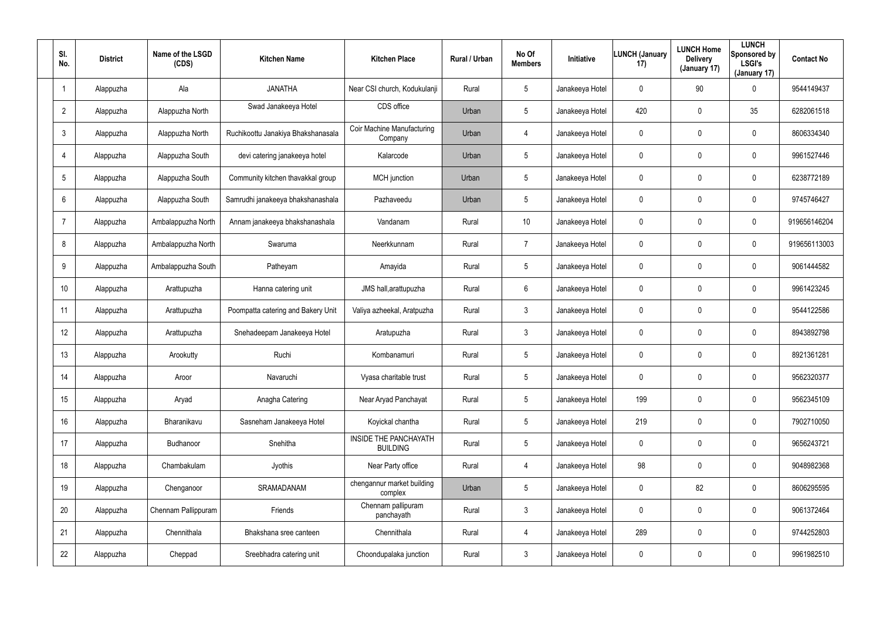| Sl. No. | District | Name of the LSGD (CDS) | Kitchen Name | Kitchen Place | Rural / Urban | No Of Members | Initiative | LUNCH (January 17) | LUNCH Home Delivery (January 17) | LUNCH Sponsored by LSGI's (January 17) | Contact No |
|---|---|---|---|---|---|---|---|---|---|---|---|
| 1 | Alappuzha | Ala | JANATHA | Near CSI church, Kodukulanji | Rural | 5 | Janakeeya Hotel | 0 | 90 | 0 | 9544149437 |
| 2 | Alappuzha | Alappuzha North | Swad Janakeeya Hotel | CDS office | Urban | 5 | Janakeeya Hotel | 420 | 0 | 35 | 6282061518 |
| 3 | Alappuzha | Alappuzha North | Ruchikoottu Janakiya Bhakshanasala | Coir Machine Manufacturing Company | Urban | 4 | Janakeeya Hotel | 0 | 0 | 0 | 8606334340 |
| 4 | Alappuzha | Alappuzha South | devi catering janakeeya hotel | Kalarcode | Urban | 5 | Janakeeya Hotel | 0 | 0 | 0 | 9961527446 |
| 5 | Alappuzha | Alappuzha South | Community kitchen thavakkal group | MCH junction | Urban | 5 | Janakeeya Hotel | 0 | 0 | 0 | 6238772189 |
| 6 | Alappuzha | Alappuzha South | Samrudhi janakeeya bhakshanashala | Pazhaveedu | Urban | 5 | Janakeeya Hotel | 0 | 0 | 0 | 9745746427 |
| 7 | Alappuzha | Ambalappuzha North | Annam janakeeya bhakshanashala | Vandanam | Rural | 10 | Janakeeya Hotel | 0 | 0 | 0 | 919656146204 |
| 8 | Alappuzha | Ambalappuzha North | Swaruma | Neerkkunnam | Rural | 7 | Janakeeya Hotel | 0 | 0 | 0 | 919656113003 |
| 9 | Alappuzha | Ambalappuzha South | Patheyam | Amayida | Rural | 5 | Janakeeya Hotel | 0 | 0 | 0 | 9061444582 |
| 10 | Alappuzha | Arattupuzha | Hanna catering unit | JMS hall,arattupuzha | Rural | 6 | Janakeeya Hotel | 0 | 0 | 0 | 9961423245 |
| 11 | Alappuzha | Arattupuzha | Poompatta catering and Bakery Unit | Valiya azheekal, Aratpuzha | Rural | 3 | Janakeeya Hotel | 0 | 0 | 0 | 9544122586 |
| 12 | Alappuzha | Arattupuzha | Snehadeepam Janakeeya Hotel | Aratupuzha | Rural | 3 | Janakeeya Hotel | 0 | 0 | 0 | 8943892798 |
| 13 | Alappuzha | Arookutty | Ruchi | Kombanamuri | Rural | 5 | Janakeeya Hotel | 0 | 0 | 0 | 8921361281 |
| 14 | Alappuzha | Aroor | Navaruchi | Vyasa charitable trust | Rural | 5 | Janakeeya Hotel | 0 | 0 | 0 | 9562320377 |
| 15 | Alappuzha | Aryad | Anagha Catering | Near Aryad Panchayat | Rural | 5 | Janakeeya Hotel | 199 | 0 | 0 | 9562345109 |
| 16 | Alappuzha | Bharanikavu | Sasneham Janakeeya Hotel | Koyickal chantha | Rural | 5 | Janakeeya Hotel | 219 | 0 | 0 | 7902710050 |
| 17 | Alappuzha | Budhanoor | Snehitha | INSIDE THE PANCHAYATH BUILDING | Rural | 5 | Janakeeya Hotel | 0 | 0 | 0 | 9656243721 |
| 18 | Alappuzha | Chambakulam | Jyothis | Near Party office | Rural | 4 | Janakeeya Hotel | 98 | 0 | 0 | 9048982368 |
| 19 | Alappuzha | Chenganoor | SRAMADANAM | chengannur market building complex | Urban | 5 | Janakeeya Hotel | 0 | 82 | 0 | 8606295595 |
| 20 | Alappuzha | Chennam Pallippuram | Friends | Chennam pallipuram panchayath | Rural | 3 | Janakeeya Hotel | 0 | 0 | 0 | 9061372464 |
| 21 | Alappuzha | Chennithala | Bhakshana sree canteen | Chennithala | Rural | 4 | Janakeeya Hotel | 289 | 0 | 0 | 9744252803 |
| 22 | Alappuzha | Cheppad | Sreebhadra catering unit | Choondupalaka junction | Rural | 3 | Janakeeya Hotel | 0 | 0 | 0 | 9961982510 |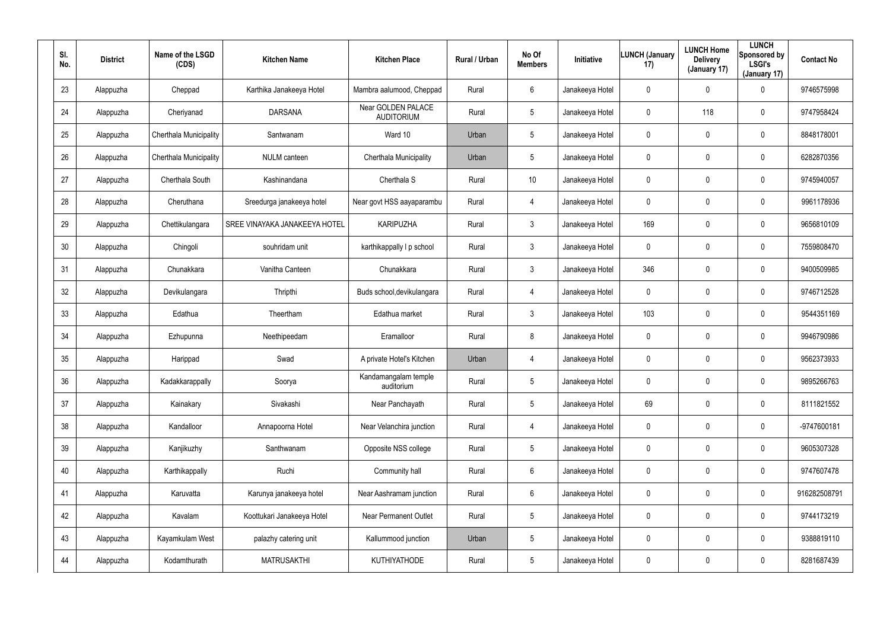| Sl. No. | District | Name of the LSGD (CDS) | Kitchen Name | Kitchen Place | Rural / Urban | No Of Members | Initiative | LUNCH (January 17) | LUNCH Home Delivery (January 17) | LUNCH Sponsored by LSGI's (January 17) | Contact No |
|---|---|---|---|---|---|---|---|---|---|---|---|
| 23 | Alappuzha | Cheppad | Karthika Janakeeya Hotel | Mambra aalumood, Cheppad | Rural | 6 | Janakeeya Hotel | 0 | 0 | 0 | 9746575998 |
| 24 | Alappuzha | Cheriyanad | DARSANA | Near GOLDEN PALACE AUDITORIUM | Rural | 5 | Janakeeya Hotel | 0 | 118 | 0 | 9747958424 |
| 25 | Alappuzha | Cherthala Municipality | Santwanam | Ward 10 | Urban | 5 | Janakeeya Hotel | 0 | 0 | 0 | 8848178001 |
| 26 | Alappuzha | Cherthala Municipality | NULM canteen | Cherthala Municipality | Urban | 5 | Janakeeya Hotel | 0 | 0 | 0 | 6282870356 |
| 27 | Alappuzha | Cherthala South | Kashinandana | Cherthala S | Rural | 10 | Janakeeya Hotel | 0 | 0 | 0 | 9745940057 |
| 28 | Alappuzha | Cheruthana | Sreedurga janakeeya hotel | Near govt HSS aayaparambu | Rural | 4 | Janakeeya Hotel | 0 | 0 | 0 | 9961178936 |
| 29 | Alappuzha | Chettikulangara | SREE VINAYAKA JANAKEEYA HOTEL | KARIPUZHA | Rural | 3 | Janakeeya Hotel | 169 | 0 | 0 | 9656810109 |
| 30 | Alappuzha | Chingoli | souhridam unit | karthikappally l p school | Rural | 3 | Janakeeya Hotel | 0 | 0 | 0 | 7559808470 |
| 31 | Alappuzha | Chunakkara | Vanitha Canteen | Chunakkara | Rural | 3 | Janakeeya Hotel | 346 | 0 | 0 | 9400509985 |
| 32 | Alappuzha | Devikulangara | Thripthi | Buds school,devikulangara | Rural | 4 | Janakeeya Hotel | 0 | 0 | 0 | 9746712528 |
| 33 | Alappuzha | Edathua | Theertham | Edathua market | Rural | 3 | Janakeeya Hotel | 103 | 0 | 0 | 9544351169 |
| 34 | Alappuzha | Ezhupunna | Neethipeedam | Eramalloor | Rural | 8 | Janakeeya Hotel | 0 | 0 | 0 | 9946790986 |
| 35 | Alappuzha | Harippad | Swad | A private Hotel's Kitchen | Urban | 4 | Janakeeya Hotel | 0 | 0 | 0 | 9562373933 |
| 36 | Alappuzha | Kadakkarappally | Soorya | Kandamangalam temple auditorium | Rural | 5 | Janakeeya Hotel | 0 | 0 | 0 | 9895266763 |
| 37 | Alappuzha | Kainakary | Sivakashi | Near Panchayath | Rural | 5 | Janakeeya Hotel | 69 | 0 | 0 | 8111821552 |
| 38 | Alappuzha | Kandalloor | Annapoorna Hotel | Near Velanchira junction | Rural | 4 | Janakeeya Hotel | 0 | 0 | 0 | -9747600181 |
| 39 | Alappuzha | Kanjikuzhy | Santhwanam | Opposite NSS college | Rural | 5 | Janakeeya Hotel | 0 | 0 | 0 | 9605307328 |
| 40 | Alappuzha | Karthikappally | Ruchi | Community hall | Rural | 6 | Janakeeya Hotel | 0 | 0 | 0 | 9747607478 |
| 41 | Alappuzha | Karuvatta | Karunya janakeeya hotel | Near Aashramam junction | Rural | 6 | Janakeeya Hotel | 0 | 0 | 0 | 916282508791 |
| 42 | Alappuzha | Kavalam | Koottukari Janakeeya Hotel | Near Permanent Outlet | Rural | 5 | Janakeeya Hotel | 0 | 0 | 0 | 9744173219 |
| 43 | Alappuzha | Kayamkulam West | palazhy catering unit | Kallummood junction | Urban | 5 | Janakeeya Hotel | 0 | 0 | 0 | 9388819110 |
| 44 | Alappuzha | Kodamthurath | MATRUSAKTHI | KUTHIYATHODE | Rural | 5 | Janakeeya Hotel | 0 | 0 | 0 | 8281687439 |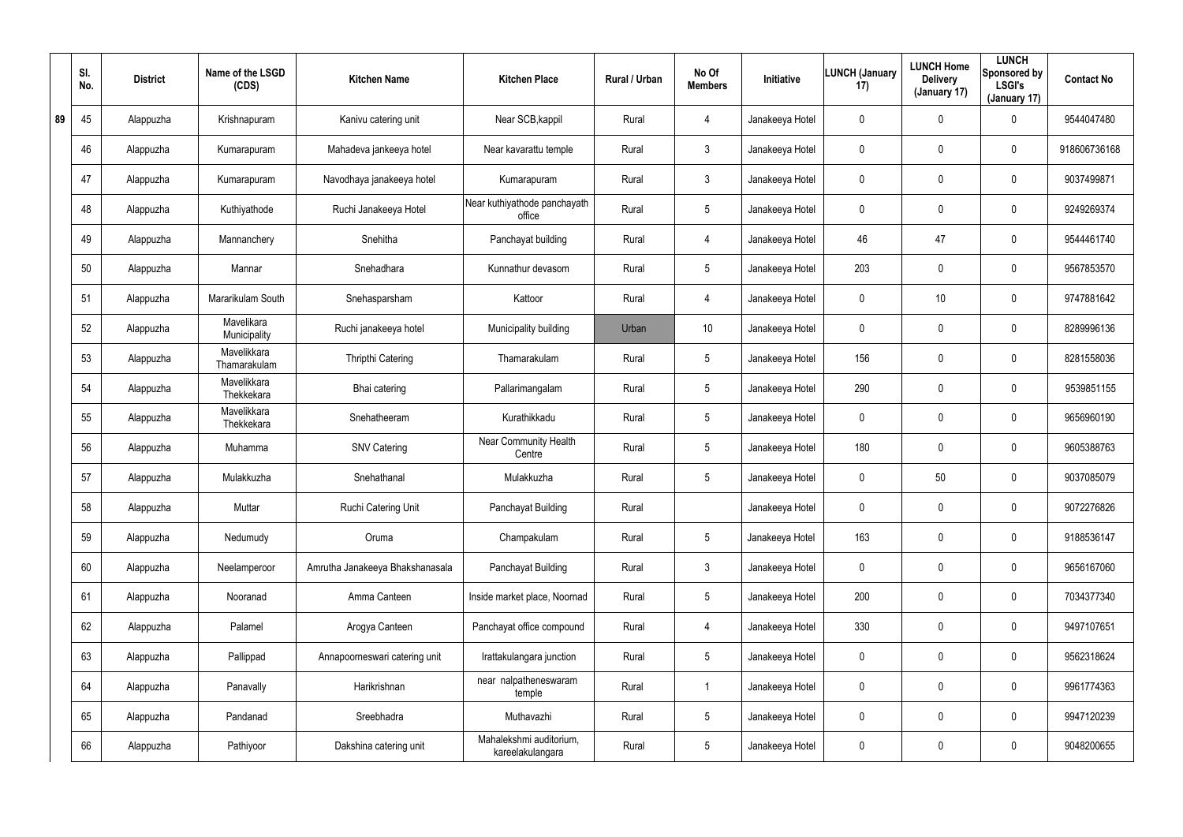| | Sl. No. | District | Name of the LSGD (CDS) | Kitchen Name | Kitchen Place | Rural / Urban | No Of Members | Initiative | LUNCH (January 17) | LUNCH Home Delivery (January 17) | LUNCH Sponsored by LSGI's (January 17) | Contact No |
|---|---|---|---|---|---|---|---|---|---|---|---|---|
| 89 | 45 | Alappuzha | Krishnapuram | Kanivu catering unit | Near SCB,kappil | Rural | 4 | Janakeeya Hotel | 0 | 0 | 0 | 9544047480 |
| | 46 | Alappuzha | Kumarapuram | Mahadeva jankeeya hotel | Near kavarattu temple | Rural | 3 | Janakeeya Hotel | 0 | 0 | 0 | 918606736168 |
| | 47 | Alappuzha | Kumarapuram | Navodhaya janakeeya hotel | Kumarapuram | Rural | 3 | Janakeeya Hotel | 0 | 0 | 0 | 9037499871 |
| | 48 | Alappuzha | Kuthiyathode | Ruchi Janakeeya Hotel | Near kuthiyathode panchayath office | Rural | 5 | Janakeeya Hotel | 0 | 0 | 0 | 9249269374 |
| | 49 | Alappuzha | Mannanchery | Snehitha | Panchayat building | Rural | 4 | Janakeeya Hotel | 46 | 47 | 0 | 9544461740 |
| | 50 | Alappuzha | Mannar | Snehadhara | Kunnathur devasom | Rural | 5 | Janakeeya Hotel | 203 | 0 | 0 | 9567853570 |
| | 51 | Alappuzha | Mararikulam South | Snehasparsham | Kattoor | Rural | 4 | Janakeeya Hotel | 0 | 10 | 0 | 9747881642 |
| | 52 | Alappuzha | Mavelikara Municipality | Ruchi janakeeya hotel | Municipality building | Urban | 10 | Janakeeya Hotel | 0 | 0 | 0 | 8289996136 |
| | 53 | Alappuzha | Mavelikkara Thamarakulam | Thripthi Catering | Thamarakulam | Rural | 5 | Janakeeya Hotel | 156 | 0 | 0 | 8281558036 |
| | 54 | Alappuzha | Mavelikkara Thekkekara | Bhai catering | Pallarimangalam | Rural | 5 | Janakeeya Hotel | 290 | 0 | 0 | 9539851155 |
| | 55 | Alappuzha | Mavelikkara Thekkekara | Snehatheeram | Kurathikkadu | Rural | 5 | Janakeeya Hotel | 0 | 0 | 0 | 9656960190 |
| | 56 | Alappuzha | Muhamma | SNV Catering | Near Community Health Centre | Rural | 5 | Janakeeya Hotel | 180 | 0 | 0 | 9605388763 |
| | 57 | Alappuzha | Mulakkuzha | Snehathanal | Mulakkuzha | Rural | 5 | Janakeeya Hotel | 0 | 50 | 0 | 9037085079 |
| | 58 | Alappuzha | Muttar | Ruchi Catering Unit | Panchayat Building | Rural | | Janakeeya Hotel | 0 | 0 | 0 | 9072276826 |
| | 59 | Alappuzha | Nedumudy | Oruma | Champakulam | Rural | 5 | Janakeeya Hotel | 163 | 0 | 0 | 9188536147 |
| | 60 | Alappuzha | Neelamperoor | Amrutha Janakeeya Bhakshanasala | Panchayat Building | Rural | 3 | Janakeeya Hotel | 0 | 0 | 0 | 9656167060 |
| | 61 | Alappuzha | Nooranad | Amma Canteen | Inside market place, Noornad | Rural | 5 | Janakeeya Hotel | 200 | 0 | 0 | 7034377340 |
| | 62 | Alappuzha | Palamel | Arogya Canteen | Panchayat office compound | Rural | 4 | Janakeeya Hotel | 330 | 0 | 0 | 9497107651 |
| | 63 | Alappuzha | Pallippad | Annapoorneswari catering unit | Irattakulangara junction | Rural | 5 | Janakeeya Hotel | 0 | 0 | 0 | 9562318624 |
| | 64 | Alappuzha | Panavally | Harikrishnan | near nalpatheneswaram temple | Rural | 1 | Janakeeya Hotel | 0 | 0 | 0 | 9961774363 |
| | 65 | Alappuzha | Pandanad | Sreebhadra | Muthavazhi | Rural | 5 | Janakeeya Hotel | 0 | 0 | 0 | 9947120239 |
| | 66 | Alappuzha | Pathiyoor | Dakshina catering unit | Mahalekshmi auditorium, kareelakulangara | Rural | 5 | Janakeeya Hotel | 0 | 0 | 0 | 9048200655 |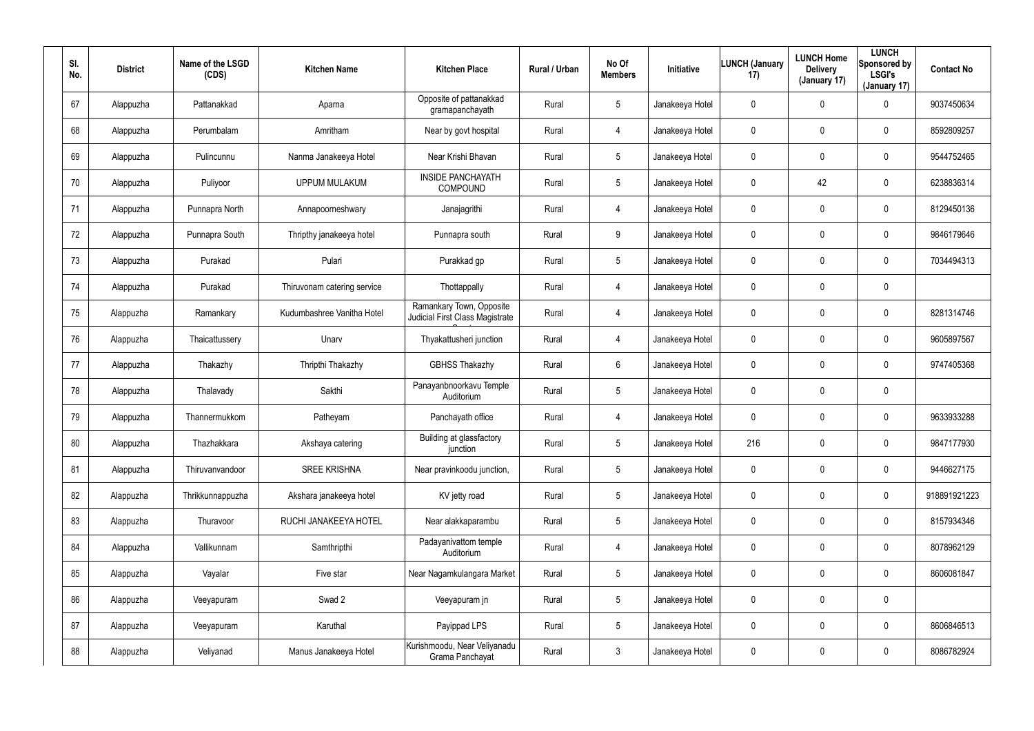| Sl. No. | District | Name of the LSGD (CDS) | Kitchen Name | Kitchen Place | Rural / Urban | No Of Members | Initiative | LUNCH (January 17) | LUNCH Home Delivery (January 17) | LUNCH Sponsored by LSGI's (January 17) | Contact No |
|---|---|---|---|---|---|---|---|---|---|---|---|
| 67 | Alappuzha | Pattanakkad | Aparna | Opposite of pattanakkad gramapanchayath | Rural | 5 | Janakeeya Hotel | 0 | 0 | 0 | 9037450634 |
| 68 | Alappuzha | Perumbalam | Amritham | Near by govt hospital | Rural | 4 | Janakeeya Hotel | 0 | 0 | 0 | 8592809257 |
| 69 | Alappuzha | Pulincunnu | Nanma Janakeeya Hotel | Near Krishi Bhavan | Rural | 5 | Janakeeya Hotel | 0 | 0 | 0 | 9544752465 |
| 70 | Alappuzha | Puliyoor | UPPUM MULAKUM | INSIDE PANCHAYATH COMPOUND | Rural | 5 | Janakeeya Hotel | 0 | 42 | 0 | 6238836314 |
| 71 | Alappuzha | Punnapra North | Annapoorneshwary | Janajagrithi | Rural | 4 | Janakeeya Hotel | 0 | 0 | 0 | 8129450136 |
| 72 | Alappuzha | Punnapra South | Thripthy janakeeya hotel | Punnapra south | Rural | 9 | Janakeeya Hotel | 0 | 0 | 0 | 9846179646 |
| 73 | Alappuzha | Purakad | Pulari | Purakkad gp | Rural | 5 | Janakeeya Hotel | 0 | 0 | 0 | 7034494313 |
| 74 | Alappuzha | Purakad | Thiruvonam catering service | Thottappally | Rural | 4 | Janakeeya Hotel | 0 | 0 | 0 | |
| 75 | Alappuzha | Ramankary | Kudumbashree Vanitha Hotel | Ramankary Town, Opposite Judicial First Class Magistrate Court | Rural | 4 | Janakeeya Hotel | 0 | 0 | 0 | 8281314746 |
| 76 | Alappuzha | Thaicattussery | Unarv | Thyakattusheri junction | Rural | 4 | Janakeeya Hotel | 0 | 0 | 0 | 9605897567 |
| 77 | Alappuzha | Thakazhy | Thripthi Thakazhy | GBHSS Thakazhy | Rural | 6 | Janakeeya Hotel | 0 | 0 | 0 | 9747405368 |
| 78 | Alappuzha | Thalavady | Sakthi | Panayanbnoorkavu Temple Auditorium | Rural | 5 | Janakeeya Hotel | 0 | 0 | 0 | |
| 79 | Alappuzha | Thannermukkom | Patheyam | Panchayath office | Rural | 4 | Janakeeya Hotel | 0 | 0 | 0 | 9633933288 |
| 80 | Alappuzha | Thazhakkara | Akshaya catering | Building at glassfactory junction | Rural | 5 | Janakeeya Hotel | 216 | 0 | 0 | 9847177930 |
| 81 | Alappuzha | Thiruvanvandoor | SREE KRISHNA | Near pravinkoodu junction, | Rural | 5 | Janakeeya Hotel | 0 | 0 | 0 | 9446627175 |
| 82 | Alappuzha | Thrikkunnappuzha | Akshara janakeeya hotel | KV jetty road | Rural | 5 | Janakeeya Hotel | 0 | 0 | 0 | 918891921223 |
| 83 | Alappuzha | Thuravoor | RUCHI JANAKEEYA HOTEL | Near alakkaparambu | Rural | 5 | Janakeeya Hotel | 0 | 0 | 0 | 8157934346 |
| 84 | Alappuzha | Vallikunnam | Samthripthi | Padayanivattom temple Auditorium | Rural | 4 | Janakeeya Hotel | 0 | 0 | 0 | 8078962129 |
| 85 | Alappuzha | Vayalar | Five star | Near Nagamkulangara Market | Rural | 5 | Janakeeya Hotel | 0 | 0 | 0 | 8606081847 |
| 86 | Alappuzha | Veeyapuram | Swad 2 | Veeyapuram jn | Rural | 5 | Janakeeya Hotel | 0 | 0 | 0 | |
| 87 | Alappuzha | Veeyapuram | Karuthal | Payippad LPS | Rural | 5 | Janakeeya Hotel | 0 | 0 | 0 | 8606846513 |
| 88 | Alappuzha | Veliyanad | Manus Janakeeya Hotel | Kurishmoodu, Near Veliyanadu Grama Panchayat | Rural | 3 | Janakeeya Hotel | 0 | 0 | 0 | 8086782924 |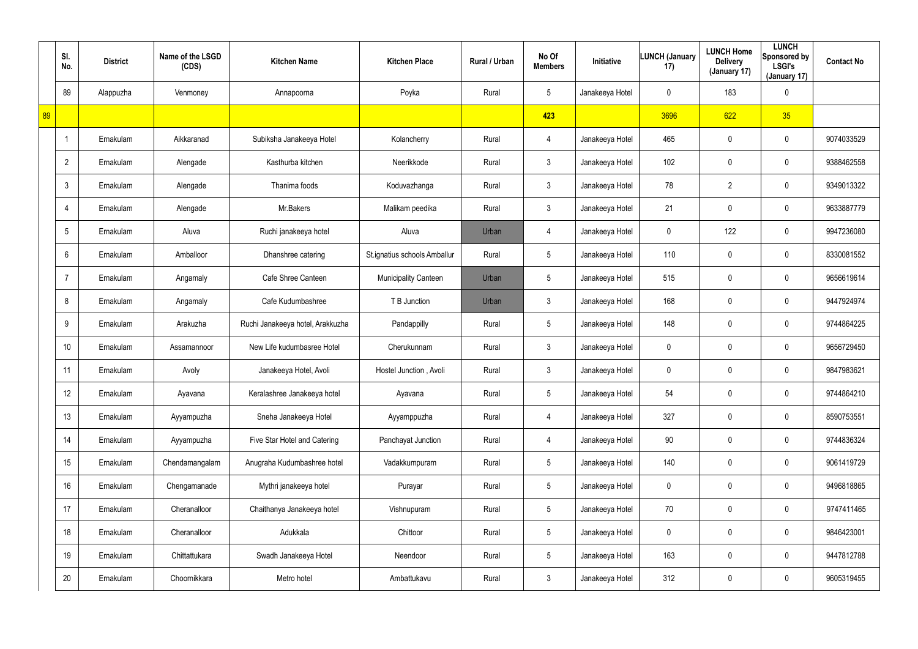| | Sl. No. | District | Name of the LSGD (CDS) | Kitchen Name | Kitchen Place | Rural / Urban | No Of Members | Initiative | LUNCH (January 17) | LUNCH Home Delivery (January 17) | LUNCH Sponsored by LSGI's (January 17) | Contact No |
|---|---|---|---|---|---|---|---|---|---|---|---|---|
| | 89 | Alappuzha | Venmoney | Annapoorna | Poyka | Rural | 5 | Janakeeya Hotel | 0 | 183 | 0 | |
| 89 | | | | | | | 423 | | 3696 | 622 | 35 | |
| | 1 | Ernakulam | Aikkaranad | Subiksha Janakeeya Hotel | Kolancherry | Rural | 4 | Janakeeya Hotel | 465 | 0 | 0 | 9074033529 |
| | 2 | Ernakulam | Alengade | Kasthurba kitchen | Neerikkode | Rural | 3 | Janakeeya Hotel | 102 | 0 | 0 | 9388462558 |
| | 3 | Ernakulam | Alengade | Thanima foods | Koduvazhanga | Rural | 3 | Janakeeya Hotel | 78 | 2 | 0 | 9349013322 |
| | 4 | Ernakulam | Alengade | Mr.Bakers | Malikam peedika | Rural | 3 | Janakeeya Hotel | 21 | 0 | 0 | 9633887779 |
| | 5 | Ernakulam | Aluva | Ruchi janakeeya hotel | Aluva | Urban | 4 | Janakeeya Hotel | 0 | 122 | 0 | 9947236080 |
| | 6 | Ernakulam | Amballoor | Dhanshree catering | St.ignatius schools Amballur | Rural | 5 | Janakeeya Hotel | 110 | 0 | 0 | 8330081552 |
| | 7 | Ernakulam | Angamaly | Cafe Shree Canteen | Municipality Canteen | Urban | 5 | Janakeeya Hotel | 515 | 0 | 0 | 9656619614 |
| | 8 | Ernakulam | Angamaly | Cafe Kudumbashree | T B Junction | Urban | 3 | Janakeeya Hotel | 168 | 0 | 0 | 9447924974 |
| | 9 | Ernakulam | Arakuzha | Ruchi Janakeeya hotel, Arakkuzha | Pandappilly | Rural | 5 | Janakeeya Hotel | 148 | 0 | 0 | 9744864225 |
| | 10 | Ernakulam | Assamannoor | New Life kudumbasree Hotel | Cherukunnam | Rural | 3 | Janakeeya Hotel | 0 | 0 | 0 | 9656729450 |
| | 11 | Ernakulam | Avoly | Janakeeya Hotel, Avoli | Hostel Junction , Avoli | Rural | 3 | Janakeeya Hotel | 0 | 0 | 0 | 9847983621 |
| | 12 | Ernakulam | Ayavana | Keralashree Janakeeya hotel | Ayavana | Rural | 5 | Janakeeya Hotel | 54 | 0 | 0 | 9744864210 |
| | 13 | Ernakulam | Ayyampuzha | Sneha Janakeeya Hotel | Ayyamppuzha | Rural | 4 | Janakeeya Hotel | 327 | 0 | 0 | 8590753551 |
| | 14 | Ernakulam | Ayyampuzha | Five Star Hotel and Catering | Panchayat Junction | Rural | 4 | Janakeeya Hotel | 90 | 0 | 0 | 9744836324 |
| | 15 | Ernakulam | Chendamangalam | Anugraha Kudumbashree hotel | Vadakkumpuram | Rural | 5 | Janakeeya Hotel | 140 | 0 | 0 | 9061419729 |
| | 16 | Ernakulam | Chengamanade | Mythri janakeeya hotel | Purayar | Rural | 5 | Janakeeya Hotel | 0 | 0 | 0 | 9496818865 |
| | 17 | Ernakulam | Cheranalloor | Chaithanya Janakeeya hotel | Vishnupuram | Rural | 5 | Janakeeya Hotel | 70 | 0 | 0 | 9747411465 |
| | 18 | Ernakulam | Cheranalloor | Adukkala | Chittoor | Rural | 5 | Janakeeya Hotel | 0 | 0 | 0 | 9846423001 |
| | 19 | Ernakulam | Chittattukara | Swadh Janakeeya Hotel | Neendoor | Rural | 5 | Janakeeya Hotel | 163 | 0 | 0 | 9447812788 |
| | 20 | Ernakulam | Choornikkara | Metro hotel | Ambattukavu | Rural | 3 | Janakeeya Hotel | 312 | 0 | 0 | 9605319455 |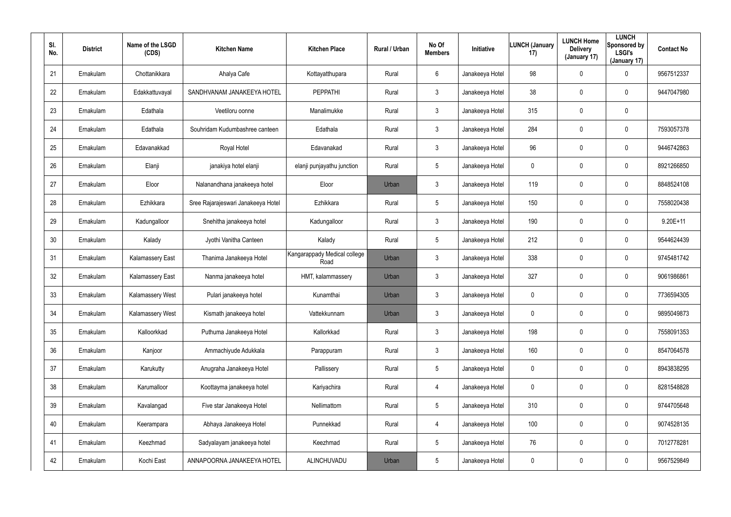| Sl. No. | District | Name of the LSGD (CDS) | Kitchen Name | Kitchen Place | Rural / Urban | No Of Members | Initiative | LUNCH (January 17) | LUNCH Home Delivery (January 17) | LUNCH Sponsored by LSGI's (January 17) | Contact No |
|---|---|---|---|---|---|---|---|---|---|---|---|
| 21 | Ernakulam | Chottanikkara | Ahalya Cafe | Kottayatthupara | Rural | 6 | Janakeeya Hotel | 98 | 0 | 0 | 9567512337 |
| 22 | Ernakulam | Edakkattuvayal | SANDHVANAM JANAKEEYA HOTEL | PEPPATHI | Rural | 3 | Janakeeya Hotel | 38 | 0 | 0 | 9447047980 |
| 23 | Ernakulam | Edathala | Veetiloru oonne | Manalimukke | Rural | 3 | Janakeeya Hotel | 315 | 0 | 0 | |
| 24 | Ernakulam | Edathala | Souhridam Kudumbashree canteen | Edathala | Rural | 3 | Janakeeya Hotel | 284 | 0 | 0 | 7593057378 |
| 25 | Ernakulam | Edavanakkad | Royal Hotel | Edavanakad | Rural | 3 | Janakeeya Hotel | 96 | 0 | 0 | 9446742863 |
| 26 | Ernakulam | Elanji | janakiya hotel elanji | elanji punjayathu junction | Rural | 5 | Janakeeya Hotel | 0 | 0 | 0 | 8921266850 |
| 27 | Ernakulam | Eloor | Nalanandhana janakeeya hotel | Eloor | Urban | 3 | Janakeeya Hotel | 119 | 0 | 0 | 8848524108 |
| 28 | Ernakulam | Ezhikkara | Sree Rajarajeswari Janakeeya Hotel | Ezhikkara | Rural | 5 | Janakeeya Hotel | 150 | 0 | 0 | 7558020438 |
| 29 | Ernakulam | Kadungalloor | Snehitha janakeeya hotel | Kadungalloor | Rural | 3 | Janakeeya Hotel | 190 | 0 | 0 | 9.20E+11 |
| 30 | Ernakulam | Kalady | Jyothi Vanitha Canteen | Kalady | Rural | 5 | Janakeeya Hotel | 212 | 0 | 0 | 9544624439 |
| 31 | Ernakulam | Kalamassery East | Thanima Janakeeya Hotel | Kangarappady Medical college Road | Urban | 3 | Janakeeya Hotel | 338 | 0 | 0 | 9745481742 |
| 32 | Ernakulam | Kalamassery East | Nanma janakeeya hotel | HMT, kalammassery | Urban | 3 | Janakeeya Hotel | 327 | 0 | 0 | 9061986861 |
| 33 | Ernakulam | Kalamassery West | Pulari janakeeya hotel | Kunamthai | Urban | 3 | Janakeeya Hotel | 0 | 0 | 0 | 7736594305 |
| 34 | Ernakulam | Kalamassery West | Kismath janakeeya hotel | Vattekkunnam | Urban | 3 | Janakeeya Hotel | 0 | 0 | 0 | 9895049873 |
| 35 | Ernakulam | Kalloorkkad | Puthuma Janakeeya Hotel | Kallorkkad | Rural | 3 | Janakeeya Hotel | 198 | 0 | 0 | 7558091353 |
| 36 | Ernakulam | Kanjoor | Ammachiyude Adukkala | Parappuram | Rural | 3 | Janakeeya Hotel | 160 | 0 | 0 | 8547064578 |
| 37 | Ernakulam | Karukutty | Anugraha Janakeeya Hotel | Pallissery | Rural | 5 | Janakeeya Hotel | 0 | 0 | 0 | 8943838295 |
| 38 | Ernakulam | Karumalloor | Koottayma janakeeya hotel | Kariyachira | Rural | 4 | Janakeeya Hotel | 0 | 0 | 0 | 8281548828 |
| 39 | Ernakulam | Kavalangad | Five star Janakeeya Hotel | Nellimattom | Rural | 5 | Janakeeya Hotel | 310 | 0 | 0 | 9744705648 |
| 40 | Ernakulam | Keerampara | Abhaya Janakeeya Hotel | Punnekkad | Rural | 4 | Janakeeya Hotel | 100 | 0 | 0 | 9074528135 |
| 41 | Ernakulam | Keezhmad | Sadyalayam janakeeya hotel | Keezhmad | Rural | 5 | Janakeeya Hotel | 76 | 0 | 0 | 7012778281 |
| 42 | Ernakulam | Kochi East | ANNAPOORNA JANAKEEYA HOTEL | ALINCHUVADU | Urban | 5 | Janakeeya Hotel | 0 | 0 | 0 | 9567529849 |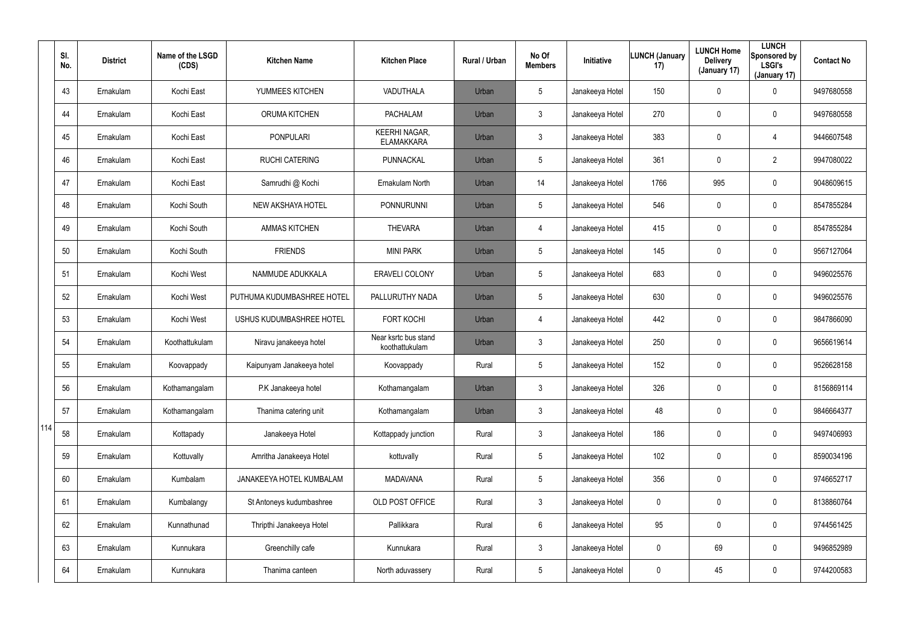| Sl. No. | District | Name of the LSGD (CDS) | Kitchen Name | Kitchen Place | Rural / Urban | No Of Members | Initiative | LUNCH (January 17) | LUNCH Home Delivery (January 17) | LUNCH Sponsored by LSGI's (January 17) | Contact No |
|---|---|---|---|---|---|---|---|---|---|---|---|
| 43 | Ernakulam | Kochi East | YUMMEES KITCHEN | VADUTHALA | Urban | 5 | Janakeeya Hotel | 150 | 0 | 0 | 9497680558 |
| 44 | Ernakulam | Kochi East | ORUMA KITCHEN | PACHALAM | Urban | 3 | Janakeeya Hotel | 270 | 0 | 0 | 9497680558 |
| 45 | Ernakulam | Kochi East | PONPULARI | KEERHI NAGAR, ELAMAKKARA | Urban | 3 | Janakeeya Hotel | 383 | 0 | 4 | 9446607548 |
| 46 | Ernakulam | Kochi East | RUCHI CATERING | PUNNACKAL | Urban | 5 | Janakeeya Hotel | 361 | 0 | 2 | 9947080022 |
| 47 | Ernakulam | Kochi East | Samrudhi @ Kochi | Ernakulam North | Urban | 14 | Janakeeya Hotel | 1766 | 995 | 0 | 9048609615 |
| 48 | Ernakulam | Kochi South | NEW AKSHAYA HOTEL | PONNURUNNI | Urban | 5 | Janakeeya Hotel | 546 | 0 | 0 | 8547855284 |
| 49 | Ernakulam | Kochi South | AMMAS KITCHEN | THEVARA | Urban | 4 | Janakeeya Hotel | 415 | 0 | 0 | 8547855284 |
| 50 | Ernakulam | Kochi South | FRIENDS | MINI PARK | Urban | 5 | Janakeeya Hotel | 145 | 0 | 0 | 9567127064 |
| 51 | Ernakulam | Kochi West | NAMMUDE ADUKKALA | ERAVELI COLONY | Urban | 5 | Janakeeya Hotel | 683 | 0 | 0 | 9496025576 |
| 52 | Ernakulam | Kochi West | PUTHUMA KUDUMBASHREE HOTEL | PALLURUTHY NADA | Urban | 5 | Janakeeya Hotel | 630 | 0 | 0 | 9496025576 |
| 53 | Ernakulam | Kochi West | USHUS KUDUMBASHREE HOTEL | FORT KOCHI | Urban | 4 | Janakeeya Hotel | 442 | 0 | 0 | 9847866090 |
| 54 | Ernakulam | Koothattukulam | Niravu janakeeya hotel | Near ksrtc bus stand koothattukulam | Urban | 3 | Janakeeya Hotel | 250 | 0 | 0 | 9656619614 |
| 55 | Ernakulam | Koovappady | Kaipunyam Janakeeya hotel | Koovappady | Rural | 5 | Janakeeya Hotel | 152 | 0 | 0 | 9526628158 |
| 56 | Ernakulam | Kothamangalam | P.K Janakeeya hotel | Kothamangalam | Urban | 3 | Janakeeya Hotel | 326 | 0 | 0 | 8156869114 |
| 57 | Ernakulam | Kothamangalam | Thanima catering unit | Kothamangalam | Urban | 3 | Janakeeya Hotel | 48 | 0 | 0 | 9846664377 |
| 58 | Ernakulam | Kottapady | Janakeeya Hotel | Kottappady junction | Rural | 3 | Janakeeya Hotel | 186 | 0 | 0 | 9497406993 |
| 59 | Ernakulam | Kottuvally | Amritha Janakeeya Hotel | kottuvally | Rural | 5 | Janakeeya Hotel | 102 | 0 | 0 | 8590034196 |
| 60 | Ernakulam | Kumbalam | JANAKEEYA HOTEL KUMBALAM | MADAVANA | Rural | 5 | Janakeeya Hotel | 356 | 0 | 0 | 9746652717 |
| 61 | Ernakulam | Kumbalangy | St Antoneys kudumbashree | OLD POST OFFICE | Rural | 3 | Janakeeya Hotel | 0 | 0 | 0 | 8138860764 |
| 62 | Ernakulam | Kunnathunad | Thripthi Janakeeya Hotel | Pallikkara | Rural | 6 | Janakeeya Hotel | 95 | 0 | 0 | 9744561425 |
| 63 | Ernakulam | Kunnukara | Greenchilly cafe | Kunnukara | Rural | 3 | Janakeeya Hotel | 0 | 69 | 0 | 9496852989 |
| 64 | Ernakulam | Kunnukara | Thanima canteen | North aduvassery | Rural | 5 | Janakeeya Hotel | 0 | 45 | 0 | 9744200583 |

114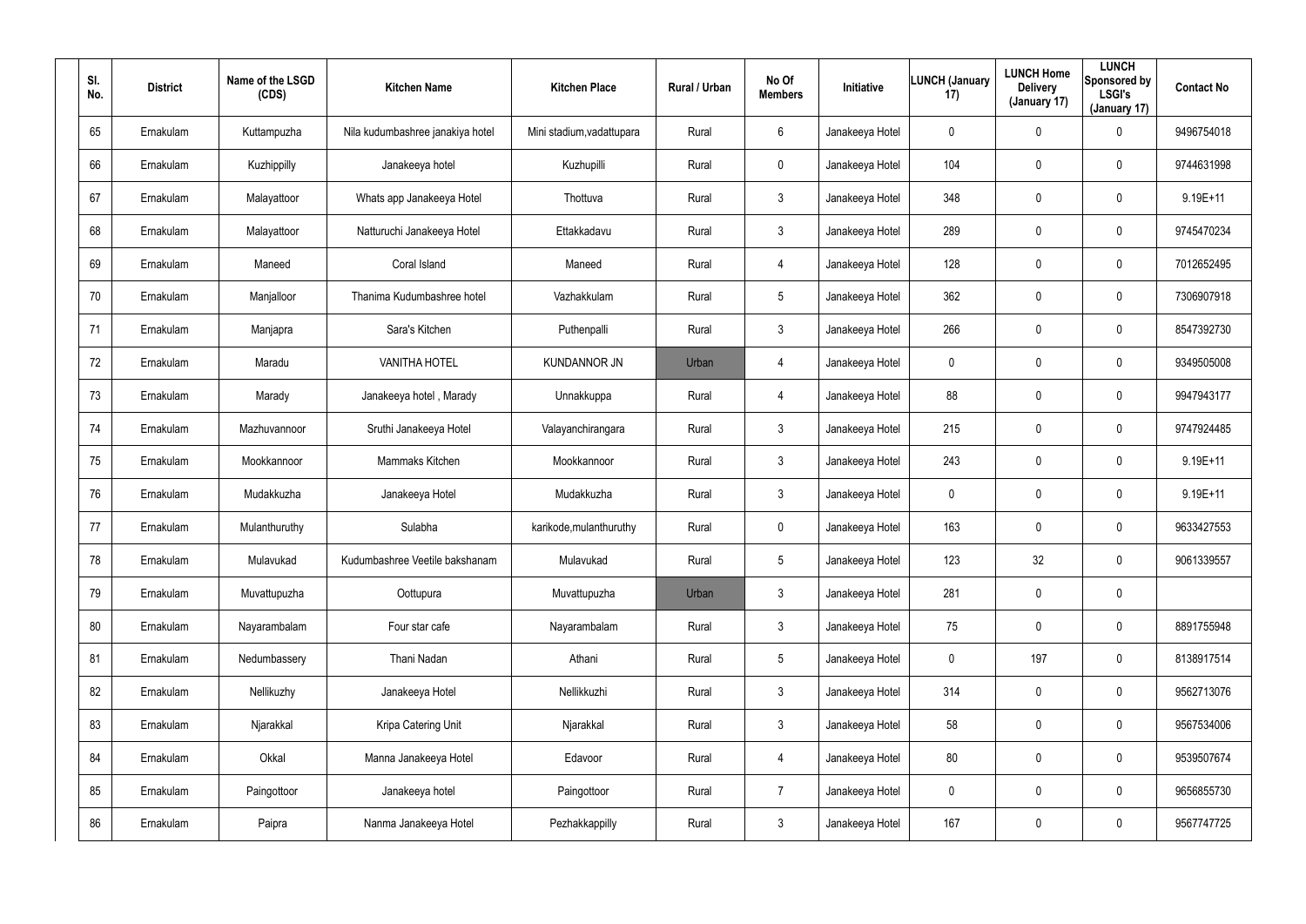| Sl. No. | District | Name of the LSGD (CDS) | Kitchen Name | Kitchen Place | Rural / Urban | No Of Members | Initiative | LUNCH (January 17) | LUNCH Home Delivery (January 17) | LUNCH Sponsored by LSGI's (January 17) | Contact No |
|---|---|---|---|---|---|---|---|---|---|---|---|
| 65 | Ernakulam | Kuttampuzha | Nila kudumbashree janakiya hotel | Mini stadium,vadattupara | Rural | 6 | Janakeeya Hotel | 0 | 0 | 0 | 9496754018 |
| 66 | Ernakulam | Kuzhippilly | Janakeeya hotel | Kuzhupilli | Rural | 0 | Janakeeya Hotel | 104 | 0 | 0 | 9744631998 |
| 67 | Ernakulam | Malayattoor | Whats app Janakeeya Hotel | Thottuva | Rural | 3 | Janakeeya Hotel | 348 | 0 | 0 | 9.19E+11 |
| 68 | Ernakulam | Malayattoor | Natturuchi Janakeeya Hotel | Ettakkadavu | Rural | 3 | Janakeeya Hotel | 289 | 0 | 0 | 9745470234 |
| 69 | Ernakulam | Maneed | Coral Island | Maneed | Rural | 4 | Janakeeya Hotel | 128 | 0 | 0 | 7012652495 |
| 70 | Ernakulam | Manjalloor | Thanima Kudumbashree hotel | Vazhakkulam | Rural | 5 | Janakeeya Hotel | 362 | 0 | 0 | 7306907918 |
| 71 | Ernakulam | Manjapra | Sara's Kitchen | Puthenpalli | Rural | 3 | Janakeeya Hotel | 266 | 0 | 0 | 8547392730 |
| 72 | Ernakulam | Maradu | VANITHA HOTEL | KUNDANNOR JN | Urban | 4 | Janakeeya Hotel | 0 | 0 | 0 | 9349505008 |
| 73 | Ernakulam | Marady | Janakeeya hotel , Marady | Unnakkuppa | Rural | 4 | Janakeeya Hotel | 88 | 0 | 0 | 9947943177 |
| 74 | Ernakulam | Mazhuvannoor | Sruthi Janakeeya Hotel | Valayanchirangara | Rural | 3 | Janakeeya Hotel | 215 | 0 | 0 | 9747924485 |
| 75 | Ernakulam | Mookkannoor | Mammaks Kitchen | Mookkannoor | Rural | 3 | Janakeeya Hotel | 243 | 0 | 0 | 9.19E+11 |
| 76 | Ernakulam | Mudakkuzha | Janakeeya Hotel | Mudakkuzha | Rural | 3 | Janakeeya Hotel | 0 | 0 | 0 | 9.19E+11 |
| 77 | Ernakulam | Mulanthuruthy | Sulabha | karikode,mulanthuruthy | Rural | 0 | Janakeeya Hotel | 163 | 0 | 0 | 9633427553 |
| 78 | Ernakulam | Mulavukad | Kudumbashree Veetile bakshanam | Mulavukad | Rural | 5 | Janakeeya Hotel | 123 | 32 | 0 | 9061339557 |
| 79 | Ernakulam | Muvattupuzha | Oottupura | Muvattupuzha | Urban | 3 | Janakeeya Hotel | 281 | 0 | 0 | |
| 80 | Ernakulam | Nayarambalam | Four star cafe | Nayarambalam | Rural | 3 | Janakeeya Hotel | 75 | 0 | 0 | 8891755948 |
| 81 | Ernakulam | Nedumbassery | Thani Nadan | Athani | Rural | 5 | Janakeeya Hotel | 0 | 197 | 0 | 8138917514 |
| 82 | Ernakulam | Nellikuzhy | Janakeeya Hotel | Nellikkuzhi | Rural | 3 | Janakeeya Hotel | 314 | 0 | 0 | 9562713076 |
| 83 | Ernakulam | Njarakkal | Kripa Catering Unit | Njarakkal | Rural | 3 | Janakeeya Hotel | 58 | 0 | 0 | 9567534006 |
| 84 | Ernakulam | Okkal | Manna Janakeeya Hotel | Edavoor | Rural | 4 | Janakeeya Hotel | 80 | 0 | 0 | 9539507674 |
| 85 | Ernakulam | Paingottoor | Janakeeya hotel | Paingottoor | Rural | 7 | Janakeeya Hotel | 0 | 0 | 0 | 9656855730 |
| 86 | Ernakulam | Paipra | Nanma Janakeeya Hotel | Pezhakkappilly | Rural | 3 | Janakeeya Hotel | 167 | 0 | 0 | 9567747725 |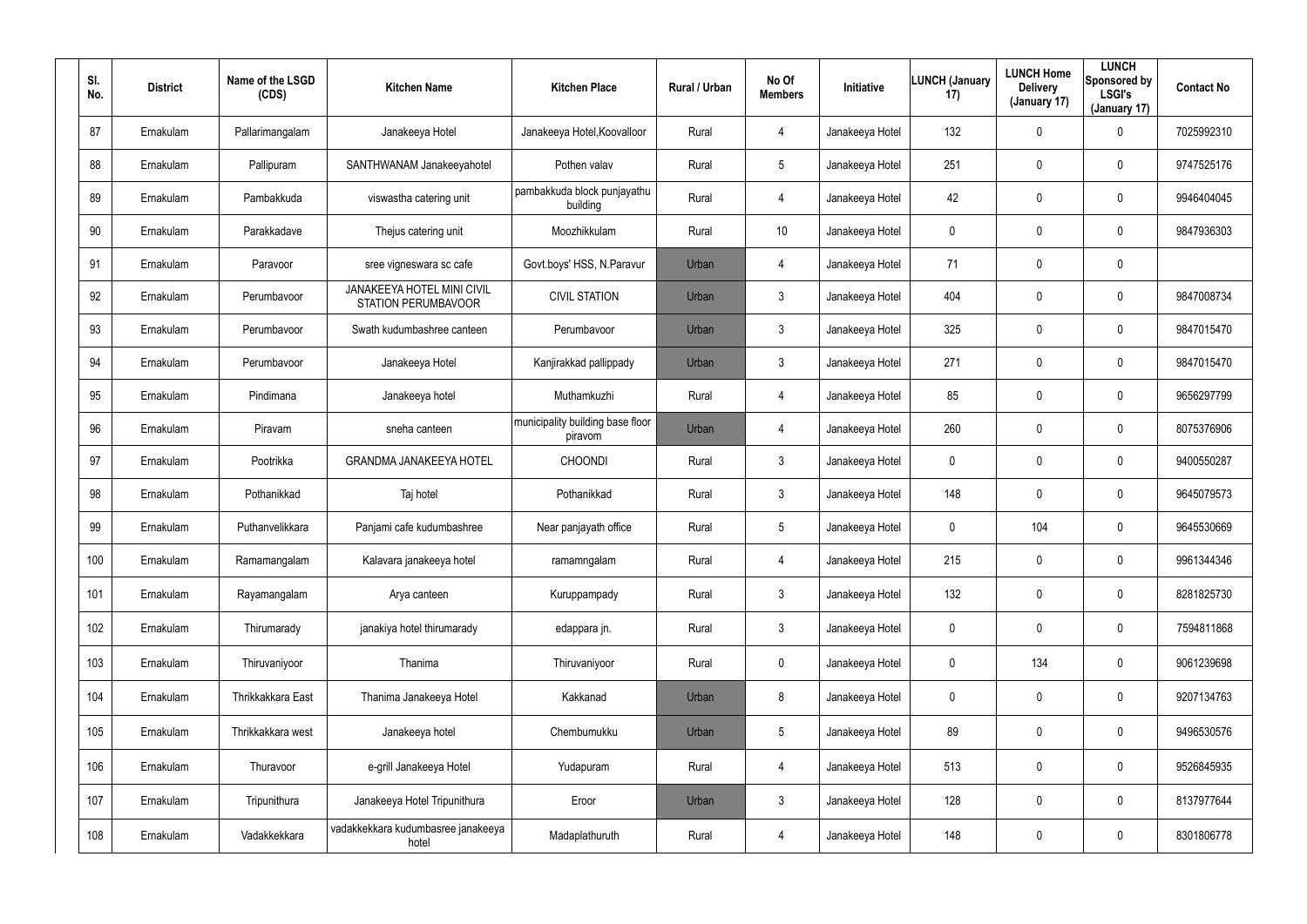| Sl. No. | District | Name of the LSGD (CDS) | Kitchen Name | Kitchen Place | Rural / Urban | No Of Members | Initiative | LUNCH (January 17) | LUNCH Home Delivery (January 17) | LUNCH Sponsored by LSGI's (January 17) | Contact No |
|---|---|---|---|---|---|---|---|---|---|---|---|
| 87 | Ernakulam | Pallarimangalam | Janakeeya Hotel | Janakeeya Hotel,Koovalloor | Rural | 4 | Janakeeya Hotel | 132 | 0 | 0 | 7025992310 |
| 88 | Ernakulam | Pallipuram | SANTHWANAM Janakeeyahotel | Pothen valav | Rural | 5 | Janakeeya Hotel | 251 | 0 | 0 | 9747525176 |
| 89 | Ernakulam | Pambakkuda | viswastha catering unit | pambakkuda block punjayathu building | Rural | 4 | Janakeeya Hotel | 42 | 0 | 0 | 9946404045 |
| 90 | Ernakulam | Parakkadave | Thejus catering unit | Moozhikkulam | Rural | 10 | Janakeeya Hotel | 0 | 0 | 0 | 9847936303 |
| 91 | Ernakulam | Paravoor | sree vigneswara sc cafe | Govt.boys' HSS, N.Paravur | Urban | 4 | Janakeeya Hotel | 71 | 0 | 0 | |
| 92 | Ernakulam | Perumbavoor | JANAKEEYA HOTEL MINI CIVIL STATION PERUMBAVOOR | CIVIL STATION | Urban | 3 | Janakeeya Hotel | 404 | 0 | 0 | 9847008734 |
| 93 | Ernakulam | Perumbavoor | Swath kudumbashree canteen | Perumbavoor | Urban | 3 | Janakeeya Hotel | 325 | 0 | 0 | 9847015470 |
| 94 | Ernakulam | Perumbavoor | Janakeeya Hotel | Kanjirakkad pallippady | Urban | 3 | Janakeeya Hotel | 271 | 0 | 0 | 9847015470 |
| 95 | Ernakulam | Pindimana | Janakeeya hotel | Muthamkuzhi | Rural | 4 | Janakeeya Hotel | 85 | 0 | 0 | 9656297799 |
| 96 | Ernakulam | Piravam | sneha canteen | municipality building base floor piravom | Urban | 4 | Janakeeya Hotel | 260 | 0 | 0 | 8075376906 |
| 97 | Ernakulam | Pootrikka | GRANDMA JANAKEEYA HOTEL | CHOONDI | Rural | 3 | Janakeeya Hotel | 0 | 0 | 0 | 9400550287 |
| 98 | Ernakulam | Pothanikkad | Taj hotel | Pothanikkad | Rural | 3 | Janakeeya Hotel | 148 | 0 | 0 | 9645079573 |
| 99 | Ernakulam | Puthanvelikkara | Panjami cafe kudumbashree | Near panjayath office | Rural | 5 | Janakeeya Hotel | 0 | 104 | 0 | 9645530669 |
| 100 | Ernakulam | Ramamangalam | Kalavara janakeeya hotel | ramamngalam | Rural | 4 | Janakeeya Hotel | 215 | 0 | 0 | 9961344346 |
| 101 | Ernakulam | Rayamangalam | Arya canteen | Kuruppampady | Rural | 3 | Janakeeya Hotel | 132 | 0 | 0 | 8281825730 |
| 102 | Ernakulam | Thirumarady | janakiya hotel thirumarady | edappara jn. | Rural | 3 | Janakeeya Hotel | 0 | 0 | 0 | 7594811868 |
| 103 | Ernakulam | Thiruvaniyoor | Thanima | Thiruvaniyoor | Rural | 0 | Janakeeya Hotel | 0 | 134 | 0 | 9061239698 |
| 104 | Ernakulam | Thrikkakkara East | Thanima Janakeeya Hotel | Kakkanad | Urban | 8 | Janakeeya Hotel | 0 | 0 | 0 | 9207134763 |
| 105 | Ernakulam | Thrikkakkara west | Janakeeya hotel | Chembumukku | Urban | 5 | Janakeeya Hotel | 89 | 0 | 0 | 9496530576 |
| 106 | Ernakulam | Thuravoor | e-grill Janakeeya Hotel | Yudapuram | Rural | 4 | Janakeeya Hotel | 513 | 0 | 0 | 9526845935 |
| 107 | Ernakulam | Tripunithura | Janakeeya Hotel Tripunithura | Eroor | Urban | 3 | Janakeeya Hotel | 128 | 0 | 0 | 8137977644 |
| 108 | Ernakulam | Vadakkekkara | vadakkekkara kudumbasree janakeeya hotel | Madaplathuruth | Rural | 4 | Janakeeya Hotel | 148 | 0 | 0 | 8301806778 |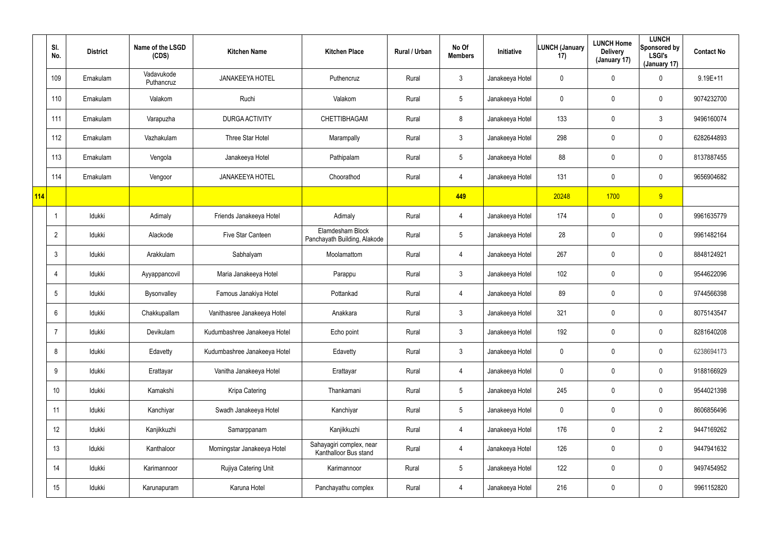| | Sl. No. | District | Name of the LSGD (CDS) | Kitchen Name | Kitchen Place | Rural / Urban | No Of Members | Initiative | LUNCH (January 17) | LUNCH Home Delivery (January 17) | LUNCH Sponsored by LSGI's (January 17) | Contact No |
|---|---|---|---|---|---|---|---|---|---|---|---|---|
| | 109 | Ernakulam | Vadavukode Puthancruz | JANAKEEYA HOTEL | Puthencruz | Rural | 3 | Janakeeya Hotel | 0 | 0 | 0 | 9.19E+11 |
| | 110 | Ernakulam | Valakom | Ruchi | Valakom | Rural | 5 | Janakeeya Hotel | 0 | 0 | 0 | 9074232700 |
| | 111 | Ernakulam | Varapuzha | DURGA ACTIVITY | CHETTIBHAGAM | Rural | 8 | Janakeeya Hotel | 133 | 0 | 3 | 9496160074 |
| | 112 | Ernakulam | Vazhakulam | Three Star Hotel | Marampally | Rural | 3 | Janakeeya Hotel | 298 | 0 | 0 | 6282644893 |
| | 113 | Ernakulam | Vengola | Janakeeya Hotel | Pathipalam | Rural | 5 | Janakeeya Hotel | 88 | 0 | 0 | 8137887455 |
| | 114 | Ernakulam | Vengoor | JANAKEEYA HOTEL | Choorathod | Rural | 4 | Janakeeya Hotel | 131 | 0 | 0 | 9656904682 |
| **114** | | | | | | | **449** | | 20248 | 1700 | 9 | |
| | 1 | Idukki | Adimaly | Friends Janakeeya Hotel | Adimaly | Rural | 4 | Janakeeya Hotel | 174 | 0 | 0 | 9961635779 |
| | 2 | Idukki | Alackode | Five Star Canteen | Elamdesham Block Panchayath Building, Alakode | Rural | 5 | Janakeeya Hotel | 28 | 0 | 0 | 9961482164 |
| | 3 | Idukki | Arakkulam | Sabhalyam | Moolamattom | Rural | 4 | Janakeeya Hotel | 267 | 0 | 0 | 8848124921 |
| | 4 | Idukki | Ayyappancovil | Maria Janakeeya Hotel | Parappu | Rural | 3 | Janakeeya Hotel | 102 | 0 | 0 | 9544622096 |
| | 5 | Idukki | Bysonvalley | Famous Janakiya Hotel | Pottankad | Rural | 4 | Janakeeya Hotel | 89 | 0 | 0 | 9744566398 |
| | 6 | Idukki | Chakkupallam | Vanithasree Janakeeya Hotel | Anakkara | Rural | 3 | Janakeeya Hotel | 321 | 0 | 0 | 8075143547 |
| | 7 | Idukki | Devikulam | Kudumbashree Janakeeya Hotel | Echo point | Rural | 3 | Janakeeya Hotel | 192 | 0 | 0 | 8281640208 |
| | 8 | Idukki | Edavetty | Kudumbashree Janakeeya Hotel | Edavetty | Rural | 3 | Janakeeya Hotel | 0 | 0 | 0 | 6238694173 |
| | 9 | Idukki | Erattayar | Vanitha Janakeeya Hotel | Erattayar | Rural | 4 | Janakeeya Hotel | 0 | 0 | 0 | 9188166929 |
| | 10 | Idukki | Kamakshi | Kripa Catering | Thankamani | Rural | 5 | Janakeeya Hotel | 245 | 0 | 0 | 9544021398 |
| | 11 | Idukki | Kanchiyar | Swadh Janakeeya Hotel | Kanchiyar | Rural | 5 | Janakeeya Hotel | 0 | 0 | 0 | 8606856496 |
| | 12 | Idukki | Kanjikkuzhi | Samarppanam | Kanjikkuzhi | Rural | 4 | Janakeeya Hotel | 176 | 0 | 2 | 9447169262 |
| | 13 | Idukki | Kanthaloor | Morningstar Janakeeya Hotel | Sahayagiri complex, near Kanthalloor Bus stand | Rural | 4 | Janakeeya Hotel | 126 | 0 | 0 | 9447941632 |
| | 14 | Idukki | Karimannoor | Rujiya Catering Unit | Karimannoor | Rural | 5 | Janakeeya Hotel | 122 | 0 | 0 | 9497454952 |
| | 15 | Idukki | Karunapuram | Karuna Hotel | Panchayathu complex | Rural | 4 | Janakeeya Hotel | 216 | 0 | 0 | 9961152820 |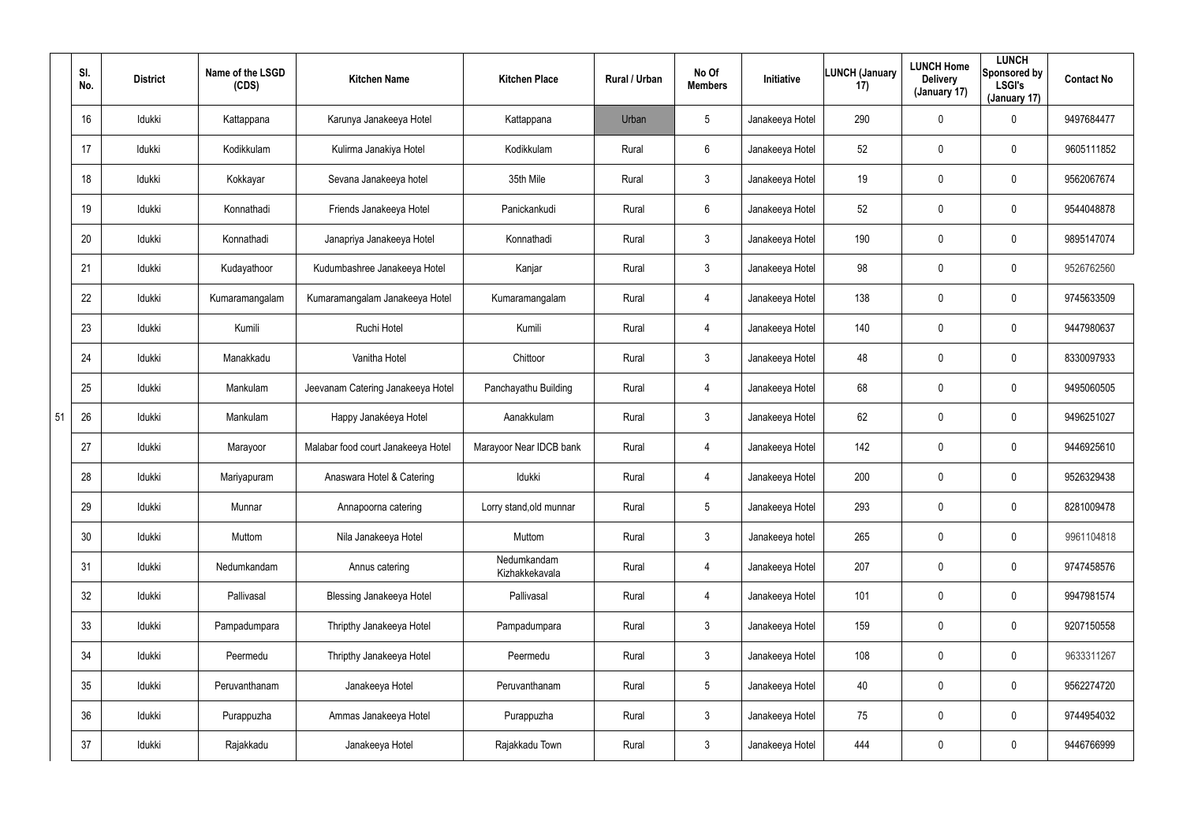| | Sl. No. | District | Name of the LSGD (CDS) | Kitchen Name | Kitchen Place | Rural / Urban | No Of Members | Initiative | LUNCH (January 17) | LUNCH Home Delivery (January 17) | LUNCH Sponsored by LSGI's (January 17) | Contact No |
|---|---|---|---|---|---|---|---|---|---|---|---|---|
| | 16 | Idukki | Kattappana | Karunya Janakeeya Hotel | Kattappana | Urban | 5 | Janakeeya Hotel | 290 | 0 | 0 | 9497684477 |
| | 17 | Idukki | Kodikkulam | Kulirma Janakiya Hotel | Kodikkulam | Rural | 6 | Janakeeya Hotel | 52 | 0 | 0 | 9605111852 |
| | 18 | Idukki | Kokkayar | Sevana Janakeeya hotel | 35th Mile | Rural | 3 | Janakeeya Hotel | 19 | 0 | 0 | 9562067674 |
| | 19 | Idukki | Konnathadi | Friends Janakeeya Hotel | Panickankudi | Rural | 6 | Janakeeya Hotel | 52 | 0 | 0 | 9544048878 |
| | 20 | Idukki | Konnathadi | Janapriya Janakeeya Hotel | Konnathadi | Rural | 3 | Janakeeya Hotel | 190 | 0 | 0 | 9895147074 |
| | 21 | Idukki | Kudayathoor | Kudumbashree Janakeeya Hotel | Kanjar | Rural | 3 | Janakeeya Hotel | 98 | 0 | 0 | 9526762560 |
| | 22 | Idukki | Kumaramangalam | Kumaramangalam Janakeeya Hotel | Kumaramangalam | Rural | 4 | Janakeeya Hotel | 138 | 0 | 0 | 9745633509 |
| | 23 | Idukki | Kumili | Ruchi Hotel | Kumili | Rural | 4 | Janakeeya Hotel | 140 | 0 | 0 | 9447980637 |
| | 24 | Idukki | Manakkadu | Vanitha Hotel | Chittoor | Rural | 3 | Janakeeya Hotel | 48 | 0 | 0 | 8330097933 |
| | 25 | Idukki | Mankulam | Jeevanam Catering Janakeeya Hotel | Panchayathu Building | Rural | 4 | Janakeeya Hotel | 68 | 0 | 0 | 9495060505 |
| 51 | 26 | Idukki | Mankulam | Happy Janakéeya Hotel | Aanakkulam | Rural | 3 | Janakeeya Hotel | 62 | 0 | 0 | 9496251027 |
| | 27 | Idukki | Marayoor | Malabar food court Janakeeya Hotel | Marayoor Near IDCB bank | Rural | 4 | Janakeeya Hotel | 142 | 0 | 0 | 9446925610 |
| | 28 | Idukki | Mariyapuram | Anaswara Hotel & Catering | Idukki | Rural | 4 | Janakeeya Hotel | 200 | 0 | 0 | 9526329438 |
| | 29 | Idukki | Munnar | Annapoorna catering | Lorry stand,old munnar | Rural | 5 | Janakeeya Hotel | 293 | 0 | 0 | 8281009478 |
| | 30 | Idukki | Muttom | Nila Janakeeya Hotel | Muttom | Rural | 3 | Janakeeya hotel | 265 | 0 | 0 | 9961104818 |
| | 31 | Idukki | Nedumkandam | Annus catering | Nedumkandam Kizhakkekavala | Rural | 4 | Janakeeya Hotel | 207 | 0 | 0 | 9747458576 |
| | 32 | Idukki | Pallivasal | Blessing Janakeeya Hotel | Pallivasal | Rural | 4 | Janakeeya Hotel | 101 | 0 | 0 | 9947981574 |
| | 33 | Idukki | Pampadumpara | Thripthy Janakeeya Hotel | Pampadumpara | Rural | 3 | Janakeeya Hotel | 159 | 0 | 0 | 9207150558 |
| | 34 | Idukki | Peermedu | Thripthy Janakeeya Hotel | Peermedu | Rural | 3 | Janakeeya Hotel | 108 | 0 | 0 | 9633311267 |
| | 35 | Idukki | Peruvanthanam | Janakeeya Hotel | Peruvanthanam | Rural | 5 | Janakeeya Hotel | 40 | 0 | 0 | 9562274720 |
| | 36 | Idukki | Purappuzha | Ammas Janakeeya Hotel | Purappuzha | Rural | 3 | Janakeeya Hotel | 75 | 0 | 0 | 9744954032 |
| | 37 | Idukki | Rajakkadu | Janakeeya Hotel | Rajakkadu Town | Rural | 3 | Janakeeya Hotel | 444 | 0 | 0 | 9446766999 |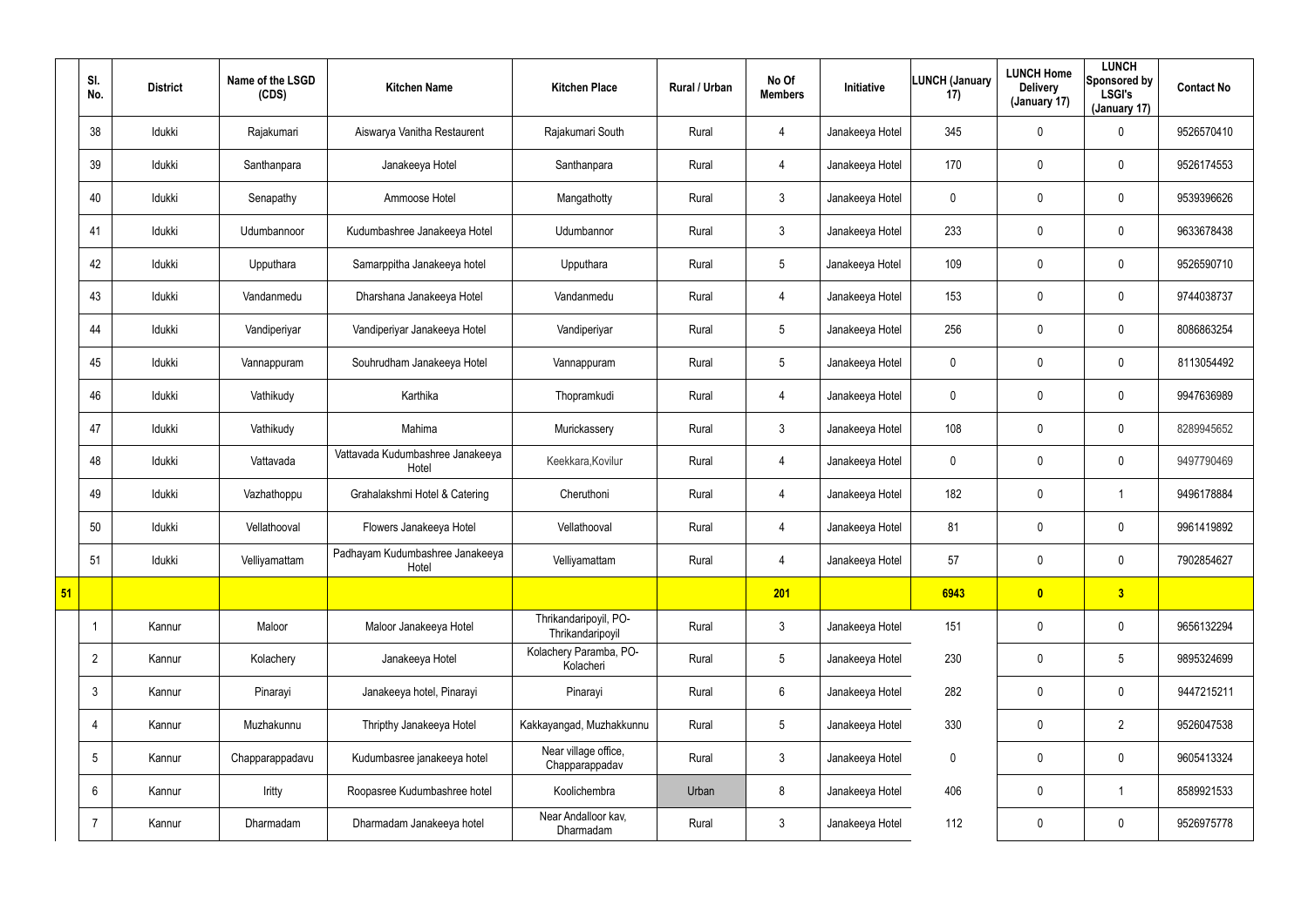| | Sl. No. | District | Name of the LSGD (CDS) | Kitchen Name | Kitchen Place | Rural / Urban | No Of Members | Initiative | LUNCH (January 17) | LUNCH Home Delivery (January 17) | LUNCH Sponsored by LSGI's (January 17) | Contact No |
|---|---|---|---|---|---|---|---|---|---|---|---|---|
| | 38 | Idukki | Rajakumari | Aiswarya Vanitha Restaurent | Rajakumari South | Rural | 4 | Janakeeya Hotel | 345 | 0 | 0 | 9526570410 |
| | 39 | Idukki | Santhanpara | Janakeeya Hotel | Santhanpara | Rural | 4 | Janakeeya Hotel | 170 | 0 | 0 | 9526174553 |
| | 40 | Idukki | Senapathy | Ammoose Hotel | Mangathotty | Rural | 3 | Janakeeya Hotel | 0 | 0 | 0 | 9539396626 |
| | 41 | Idukki | Udumbannoor | Kudumbashree Janakeeya Hotel | Udumbannor | Rural | 3 | Janakeeya Hotel | 233 | 0 | 0 | 9633678438 |
| | 42 | Idukki | Upputhara | Samarppitha Janakeeya hotel | Upputhara | Rural | 5 | Janakeeya Hotel | 109 | 0 | 0 | 9526590710 |
| | 43 | Idukki | Vandanmedu | Dharshana Janakeeya Hotel | Vandanmedu | Rural | 4 | Janakeeya Hotel | 153 | 0 | 0 | 9744038737 |
| | 44 | Idukki | Vandiperiyar | Vandiperiyar Janakeeya Hotel | Vandiperiyar | Rural | 5 | Janakeeya Hotel | 256 | 0 | 0 | 8086863254 |
| | 45 | Idukki | Vannappuram | Souhrudham Janakeeya Hotel | Vannappuram | Rural | 5 | Janakeeya Hotel | 0 | 0 | 0 | 8113054492 |
| | 46 | Idukki | Vathikudy | Karthika | Thopramkudi | Rural | 4 | Janakeeya Hotel | 0 | 0 | 0 | 9947636989 |
| | 47 | Idukki | Vathikudy | Mahima | Murickassery | Rural | 3 | Janakeeya Hotel | 108 | 0 | 0 | 8289945652 |
| | 48 | Idukki | Vattavada | Vattavada Kudumbashree Janakeeya Hotel | Keekkara,Kovilur | Rural | 4 | Janakeeya Hotel | 0 | 0 | 0 | 9497790469 |
| | 49 | Idukki | Vazhathoppu | Grahalakshmi Hotel & Catering | Cheruthoni | Rural | 4 | Janakeeya Hotel | 182 | 0 | 1 | 9496178884 |
| | 50 | Idukki | Vellathooval | Flowers Janakeeya Hotel | Vellathooval | Rural | 4 | Janakeeya Hotel | 81 | 0 | 0 | 9961419892 |
| | 51 | Idukki | Velliyamattam | Padhayam Kudumbashree Janakeeya Hotel | Velliyamattam | Rural | 4 | Janakeeya Hotel | 57 | 0 | 0 | 7902854627 |
| **51** | | | | | | | **201** | | **6943** | **0** | **3** | |
| | 1 | Kannur | Maloor | Maloor Janakeeya Hotel | Thrikandaripoyil, PO-Thrikandaripoyil | Rural | 3 | Janakeeya Hotel | 151 | 0 | 0 | 9656132294 |
| | 2 | Kannur | Kolachery | Janakeeya Hotel | Kolachery Paramba, PO-Kolacheri | Rural | 5 | Janakeeya Hotel | 230 | 0 | 5 | 9895324699 |
| | 3 | Kannur | Pinarayi | Janakeeya hotel, Pinarayi | Pinarayi | Rural | 6 | Janakeeya Hotel | 282 | 0 | 0 | 9447215211 |
| | 4 | Kannur | Muzhakunnu | Thripthy Janakeeya Hotel | Kakkayangad, Muzhakkunnu | Rural | 5 | Janakeeya Hotel | 330 | 0 | 2 | 9526047538 |
| | 5 | Kannur | Chapparappadavu | Kudumbasree janakeeya hotel | Near village office, Chapparappadav | Rural | 3 | Janakeeya Hotel | 0 | 0 | 0 | 9605413324 |
| | 6 | Kannur | Iritty | Roopasree Kudumbashree hotel | Koolichembra | Urban | 8 | Janakeeya Hotel | 406 | 0 | 1 | 8589921533 |
| | 7 | Kannur | Dharmadam | Dharmadam Janakeeya hotel | Near Andalloor kav, Dharmadam | Rural | 3 | Janakeeya Hotel | 112 | 0 | 0 | 9526975778 |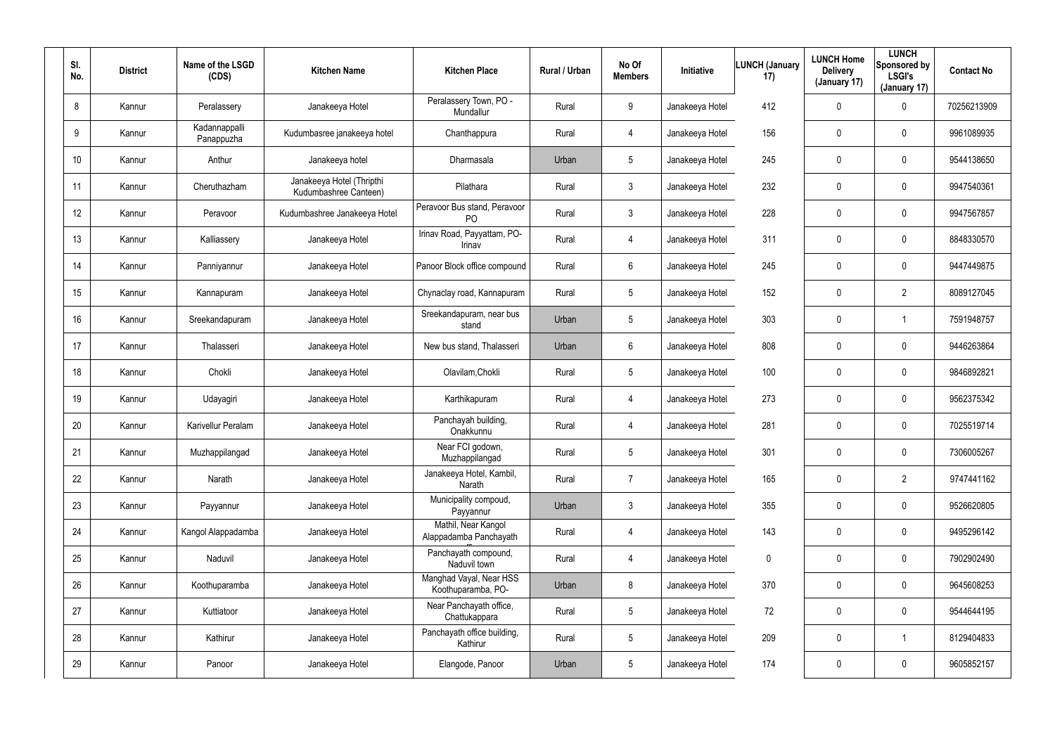| Sl. No. | District | Name of the LSGD (CDS) | Kitchen Name | Kitchen Place | Rural / Urban | No Of Members | Initiative | LUNCH (January 17) | LUNCH Home Delivery (January 17) | LUNCH Sponsored by LSGI's (January 17) | Contact No |
|---|---|---|---|---|---|---|---|---|---|---|---|
| 8 | Kannur | Peralassery | Janakeeya Hotel | Peralassery Town, PO - Mundallur | Rural | 9 | Janakeeya Hotel | 412 | 0 | 0 | 70256213909 |
| 9 | Kannur | Kadannappalli Panappuzha | Kudumbasree janakeeya hotel | Chanthappura | Rural | 4 | Janakeeya Hotel | 156 | 0 | 0 | 9961089935 |
| 10 | Kannur | Anthur | Janakeeya hotel | Dharmasala | Urban | 5 | Janakeeya Hotel | 245 | 0 | 0 | 9544138650 |
| 11 | Kannur | Cheruthazham | Janakeeya Hotel (Thripthi Kudumbashree Canteen) | Pilathara | Rural | 3 | Janakeeya Hotel | 232 | 0 | 0 | 9947540361 |
| 12 | Kannur | Peravoor | Kudumbashree Janakeeya Hotel | Peravoor Bus stand, Peravoor PO | Rural | 3 | Janakeeya Hotel | 228 | 0 | 0 | 9947567857 |
| 13 | Kannur | Kalliassery | Janakeeya Hotel | Irinav Road, Payyattam, PO-Irinav | Rural | 4 | Janakeeya Hotel | 311 | 0 | 0 | 8848330570 |
| 14 | Kannur | Panniyannur | Janakeeya Hotel | Panoor Block office compound | Rural | 6 | Janakeeya Hotel | 245 | 0 | 0 | 9447449875 |
| 15 | Kannur | Kannapuram | Janakeeya Hotel | Chynaclay road, Kannapuram | Rural | 5 | Janakeeya Hotel | 152 | 0 | 2 | 8089127045 |
| 16 | Kannur | Sreekandapuram | Janakeeya Hotel | Sreekandapuram, near bus stand | Urban | 5 | Janakeeya Hotel | 303 | 0 | 1 | 7591948757 |
| 17 | Kannur | Thalasseri | Janakeeya Hotel | New bus stand, Thalasseri | Urban | 6 | Janakeeya Hotel | 808 | 0 | 0 | 9446263864 |
| 18 | Kannur | Chokli | Janakeeya Hotel | Olavilam,Chokli | Rural | 5 | Janakeeya Hotel | 100 | 0 | 0 | 9846892821 |
| 19 | Kannur | Udayagiri | Janakeeya Hotel | Karthikapuram | Rural | 4 | Janakeeya Hotel | 273 | 0 | 0 | 9562375342 |
| 20 | Kannur | Karivellur Peralam | Janakeeya Hotel | Panchayah building, Onakkunnu | Rural | 4 | Janakeeya Hotel | 281 | 0 | 0 | 7025519714 |
| 21 | Kannur | Muzhappilangad | Janakeeya Hotel | Near FCI godown, Muzhappilangad | Rural | 5 | Janakeeya Hotel | 301 | 0 | 0 | 7306005267 |
| 22 | Kannur | Narath | Janakeeya Hotel | Janakeeya Hotel, Kambil, Narath | Rural | 7 | Janakeeya Hotel | 165 | 0 | 2 | 9747441162 |
| 23 | Kannur | Payyannur | Janakeeya Hotel | Municipality compoud, Payyannur | Urban | 3 | Janakeeya Hotel | 355 | 0 | 0 | 9526620805 |
| 24 | Kannur | Kangol Alappadamba | Janakeeya Hotel | Mathil, Near Kangol Alappadamba Panchayath | Rural | 4 | Janakeeya Hotel | 143 | 0 | 0 | 9495296142 |
| 25 | Kannur | Naduvil | Janakeeya Hotel | Panchayath compound, Naduvil town | Rural | 4 | Janakeeya Hotel | 0 | 0 | 0 | 7902902490 |
| 26 | Kannur | Koothuparamba | Janakeeya Hotel | Manghad Vayal, Near HSS Koothuparamba, PO- | Urban | 8 | Janakeeya Hotel | 370 | 0 | 0 | 9645608253 |
| 27 | Kannur | Kuttiatoor | Janakeeya Hotel | Near Panchayath office, Chattukappara | Rural | 5 | Janakeeya Hotel | 72 | 0 | 0 | 9544644195 |
| 28 | Kannur | Kathirur | Janakeeya Hotel | Panchayath office building, Kathirur | Rural | 5 | Janakeeya Hotel | 209 | 0 | 1 | 8129404833 |
| 29 | Kannur | Panoor | Janakeeya Hotel | Elangode, Panoor | Urban | 5 | Janakeeya Hotel | 174 | 0 | 0 | 9605852157 |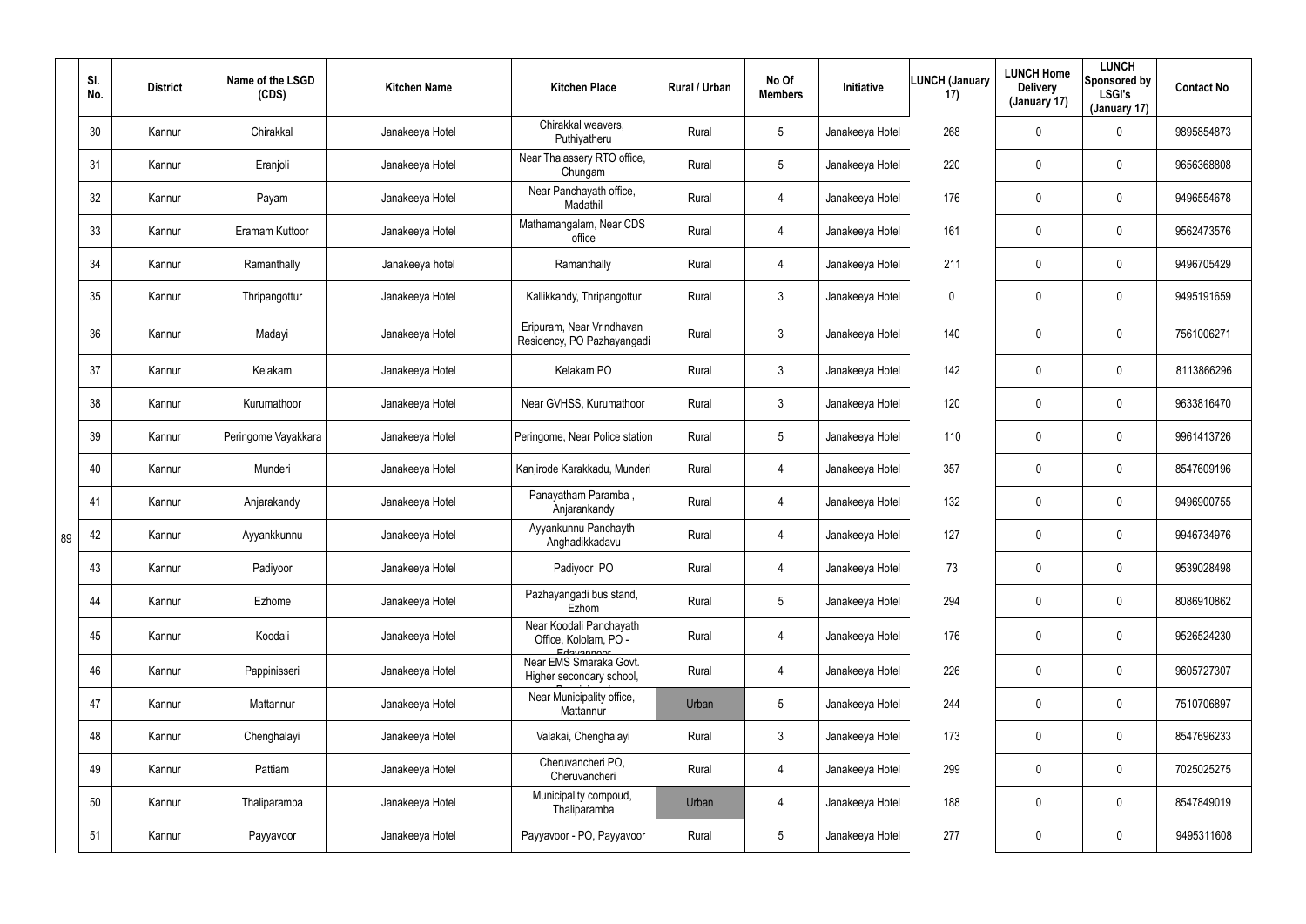| Sl. No. | District | Name of the LSGD (CDS) | Kitchen Name | Kitchen Place | Rural / Urban | No Of Members | Initiative | LUNCH (January 17) | LUNCH Home Delivery (January 17) | LUNCH Sponsored by LSGI's (January 17) | Contact No |
|---|---|---|---|---|---|---|---|---|---|---|---|
| 30 | Kannur | Chirakkal | Janakeeya Hotel | Chirakkal weavers, Puthiyatheru | Rural | 5 | Janakeeya Hotel | 268 | 0 | 0 | 9895854873 |
| 31 | Kannur | Eranjoli | Janakeeya Hotel | Near Thalassery RTO office, Chungam | Rural | 5 | Janakeeya Hotel | 220 | 0 | 0 | 9656368808 |
| 32 | Kannur | Payam | Janakeeya Hotel | Near Panchayath office, Madathil | Rural | 4 | Janakeeya Hotel | 176 | 0 | 0 | 9496554678 |
| 33 | Kannur | Eramam Kuttoor | Janakeeya Hotel | Mathamangalam, Near CDS office | Rural | 4 | Janakeeya Hotel | 161 | 0 | 0 | 9562473576 |
| 34 | Kannur | Ramanthally | Janakeeya hotel | Ramanthally | Rural | 4 | Janakeeya Hotel | 211 | 0 | 0 | 9496705429 |
| 35 | Kannur | Thripangottur | Janakeeya Hotel | Kallikkandy, Thripangottur | Rural | 3 | Janakeeya Hotel | 0 | 0 | 0 | 9495191659 |
| 36 | Kannur | Madayi | Janakeeya Hotel | Eripuram, Near Vrindhavan Residency, PO Pazhayangadi | Rural | 3 | Janakeeya Hotel | 140 | 0 | 0 | 7561006271 |
| 37 | Kannur | Kelakam | Janakeeya Hotel | Kelakam PO | Rural | 3 | Janakeeya Hotel | 142 | 0 | 0 | 8113866296 |
| 38 | Kannur | Kurumathoor | Janakeeya Hotel | Near GVHSS, Kurumathoor | Rural | 3 | Janakeeya Hotel | 120 | 0 | 0 | 9633816470 |
| 39 | Kannur | Peringome Vayakkara | Janakeeya Hotel | Peringome, Near Police station | Rural | 5 | Janakeeya Hotel | 110 | 0 | 0 | 9961413726 |
| 40 | Kannur | Munderi | Janakeeya Hotel | Kanjirode Karakkadu, Munderi | Rural | 4 | Janakeeya Hotel | 357 | 0 | 0 | 8547609196 |
| 41 | Kannur | Anjarakandy | Janakeeya Hotel | Panayatham Paramba , Anjarankandy | Rural | 4 | Janakeeya Hotel | 132 | 0 | 0 | 9496900755 |
| 42 | Kannur | Ayyankkunnu | Janakeeya Hotel | Ayyankunnu Panchayth Anghadikkadavu | Rural | 4 | Janakeeya Hotel | 127 | 0 | 0 | 9946734976 |
| 43 | Kannur | Padiyoor | Janakeeya Hotel | Padiyoor PO | Rural | 4 | Janakeeya Hotel | 73 | 0 | 0 | 9539028498 |
| 44 | Kannur | Ezhome | Janakeeya Hotel | Pazhayangadi bus stand, Ezhom | Rural | 5 | Janakeeya Hotel | 294 | 0 | 0 | 8086910862 |
| 45 | Kannur | Koodali | Janakeeya Hotel | Near Koodali Panchayath Office, Kololam, PO - Edayannoor | Rural | 4 | Janakeeya Hotel | 176 | 0 | 0 | 9526524230 |
| 46 | Kannur | Pappinisseri | Janakeeya Hotel | Near EMS Smaraka Govt. Higher secondary school, Pappinisseri | Rural | 4 | Janakeeya Hotel | 226 | 0 | 0 | 9605727307 |
| 47 | Kannur | Mattannur | Janakeeya Hotel | Near Municipality office, Mattannur | Urban | 5 | Janakeeya Hotel | 244 | 0 | 0 | 7510706897 |
| 48 | Kannur | Chenghalayi | Janakeeya Hotel | Valakai, Chenghalayi | Rural | 3 | Janakeeya Hotel | 173 | 0 | 0 | 8547696233 |
| 49 | Kannur | Pattiam | Janakeeya Hotel | Cheruvancheri PO, Cheruvancheri | Rural | 4 | Janakeeya Hotel | 299 | 0 | 0 | 7025025275 |
| 50 | Kannur | Thaliparamba | Janakeeya Hotel | Municipality compoud, Thaliparamba | Urban | 4 | Janakeeya Hotel | 188 | 0 | 0 | 8547849019 |
| 51 | Kannur | Payyavoor | Janakeeya Hotel | Payyavoor - PO, Payyavoor | Rural | 5 | Janakeeya Hotel | 277 | 0 | 0 | 9495311608 |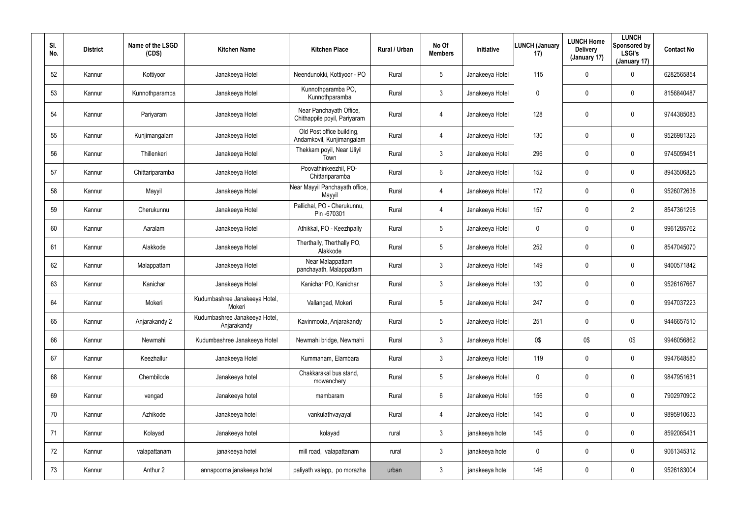| Sl. No. | District | Name of the LSGD (CDS) | Kitchen Name | Kitchen Place | Rural / Urban | No Of Members | Initiative | LUNCH (January 17) | LUNCH Home Delivery (January 17) | LUNCH Sponsored by LSGI's (January 17) | Contact No |
|---|---|---|---|---|---|---|---|---|---|---|---|
| 52 | Kannur | Kottiyoor | Janakeeya Hotel | Neendunokki, Kottiyoor - PO | Rural | 5 | Janakeeya Hotel | 115 | 0 | 0 | 6282565854 |
| 53 | Kannur | Kunnothparamba | Janakeeya Hotel | Kunnothparamba PO, Kunnothparamba | Rural | 3 | Janakeeya Hotel | 0 | 0 | 0 | 8156840487 |
| 54 | Kannur | Pariyaram | Janakeeya Hotel | Near Panchayath Office, Chithappile poyil, Pariyaram | Rural | 4 | Janakeeya Hotel | 128 | 0 | 0 | 9744385083 |
| 55 | Kannur | Kunjimangalam | Janakeeya Hotel | Old Post office building, Andamkovil, Kunjimangalam | Rural | 4 | Janakeeya Hotel | 130 | 0 | 0 | 9526981326 |
| 56 | Kannur | Thillenkeri | Janakeeya Hotel | Thekkam poyil, Near Uliyil Town | Rural | 3 | Janakeeya Hotel | 296 | 0 | 0 | 9745059451 |
| 57 | Kannur | Chittariparamba | Janakeeya Hotel | Poovathinkeezhil, PO-Chittariparamba | Rural | 6 | Janakeeya Hotel | 152 | 0 | 0 | 8943506825 |
| 58 | Kannur | Mayyil | Janakeeya Hotel | Near Mayyil Panchayath office, Mayyil | Rural | 4 | Janakeeya Hotel | 172 | 0 | 0 | 9526072638 |
| 59 | Kannur | Cherukunnu | Janakeeya Hotel | Pallichal, PO - Cherukunnu, Pin -670301 | Rural | 4 | Janakeeya Hotel | 157 | 0 | 2 | 8547361298 |
| 60 | Kannur | Aaralam | Janakeeya Hotel | Athikkal, PO - Keezhpally | Rural | 5 | Janakeeya Hotel | 0 | 0 | 0 | 9961285762 |
| 61 | Kannur | Alakkode | Janakeeya Hotel | Therthally, Therthally PO, Alakkode | Rural | 5 | Janakeeya Hotel | 252 | 0 | 0 | 8547045070 |
| 62 | Kannur | Malappattam | Janakeeya Hotel | Near Malappattam panchayath, Malappattam | Rural | 3 | Janakeeya Hotel | 149 | 0 | 0 | 9400571842 |
| 63 | Kannur | Kanichar | Janakeeya Hotel | Kanichar PO, Kanichar | Rural | 3 | Janakeeya Hotel | 130 | 0 | 0 | 9526167667 |
| 64 | Kannur | Mokeri | Kudumbashree Janakeeya Hotel, Mokeri | Vallangad, Mokeri | Rural | 5 | Janakeeya Hotel | 247 | 0 | 0 | 9947037223 |
| 65 | Kannur | Anjarakandy 2 | Kudumbashree Janakeeya Hotel, Anjarakandy | Kavinmoola, Anjarakandy | Rural | 5 | Janakeeya Hotel | 251 | 0 | 0 | 9446657510 |
| 66 | Kannur | Newmahi | Kudumbashree Janakeeya Hotel | Newmahi bridge, Newmahi | Rural | 3 | Janakeeya Hotel | 0$ | 0$ | 0$ | 9946056862 |
| 67 | Kannur | Keezhallur | Janakeeya Hotel | Kummanam, Elambara | Rural | 3 | Janakeeya Hotel | 119 | 0 | 0 | 9947648580 |
| 68 | Kannur | Chembilode | Janakeeya hotel | Chakkarakal bus stand, mowanchery | Rural | 5 | Janakeeya Hotel | 0 | 0 | 0 | 9847951631 |
| 69 | Kannur | vengad | Janakeeya hotel | mambaram | Rural | 6 | Janakeeya Hotel | 156 | 0 | 0 | 7902970902 |
| 70 | Kannur | Azhikode | Janakeeya hotel | vankulathvayayal | Rural | 4 | Janakeeya Hotel | 145 | 0 | 0 | 9895910633 |
| 71 | Kannur | Kolayad | Janakeeya hotel | kolayad | rural | 3 | janakeeya hotel | 145 | 0 | 0 | 8592065431 |
| 72 | Kannur | valapattanam | janakeeya hotel | mill road, valapattanam | rural | 3 | janakeeya hotel | 0 | 0 | 0 | 9061345312 |
| 73 | Kannur | Anthur 2 | annapoorna janakeeya hotel | paliyath valapp, po morazha | urban | 3 | janakeeya hotel | 146 | 0 | 0 | 9526183004 |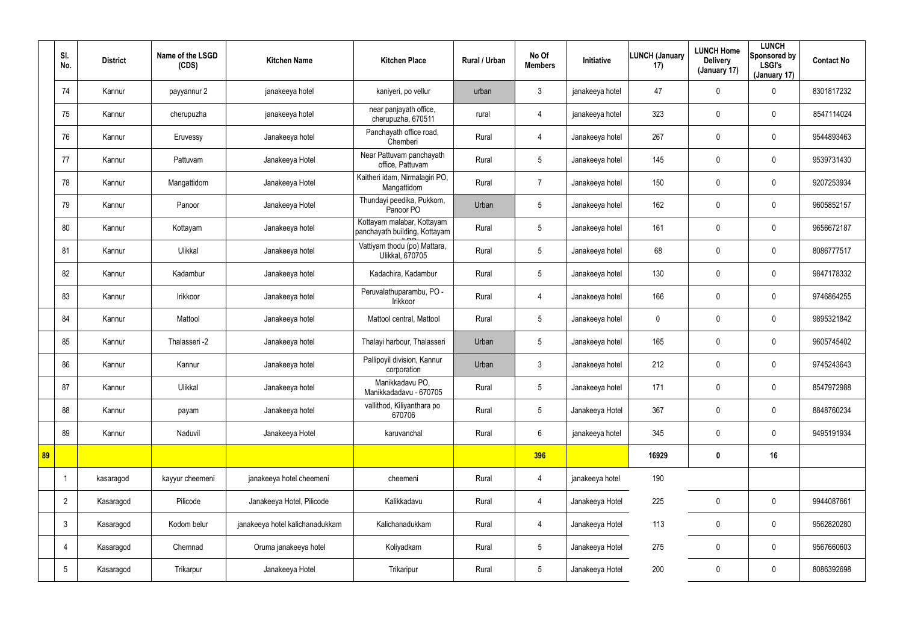|  | Sl. No. | District | Name of the LSGD (CDS) | Kitchen Name | Kitchen Place | Rural / Urban | No Of Members | Initiative | LUNCH (January 17) | LUNCH Home Delivery (January 17) | LUNCH Sponsored by LSGI's (January 17) | Contact No |
|---|---|---|---|---|---|---|---|---|---|---|---|---|
|  | 74 | Kannur | payyannur 2 | janakeeya hotel | kaniyeri, po vellur | urban | 3 | janakeeya hotel | 47 | 0 | 0 | 8301817232 |
|  | 75 | Kannur | cherupuzha | janakeeya hotel | near panjayath office, cherupuzha, 670511 | rural | 4 | janakeeya hotel | 323 | 0 | 0 | 8547114024 |
|  | 76 | Kannur | Eruvessy | Janakeeya hotel | Panchayath office road, Chemberi | Rural | 4 | Janakeeya hotel | 267 | 0 | 0 | 9544893463 |
|  | 77 | Kannur | Pattuvam | Janakeeya Hotel | Near Pattuvam panchayath office, Pattuvam | Rural | 5 | Janakeeya hotel | 145 | 0 | 0 | 9539731430 |
|  | 78 | Kannur | Mangattidom | Janakeeya Hotel | Kaitheri idam, Nirmalagiri PO, Mangattidom | Rural | 7 | Janakeeya hotel | 150 | 0 | 0 | 9207253934 |
|  | 79 | Kannur | Panoor | Janakeeya Hotel | Thundayi peedika, Pukkom, Panoor PO | Urban | 5 | Janakeeya hotel | 162 | 0 | 0 | 9605852157 |
|  | 80 | Kannur | Kottayam | Janakeeya hotel | Kottayam malabar, Kottayam panchayath building, Kottayam | Rural | 5 | Janakeeya hotel | 161 | 0 | 0 | 9656672187 |
|  | 81 | Kannur | Ulikkal | Janakeeya hotel | Vattiyam thodu (po) Mattara, Ulikkal, 670705 | Rural | 5 | Janakeeya hotel | 68 | 0 | 0 | 8086777517 |
|  | 82 | Kannur | Kadambur | Janakeeya hotel | Kadachira, Kadambur | Rural | 5 | Janakeeya hotel | 130 | 0 | 0 | 9847178332 |
|  | 83 | Kannur | Irikkoor | Janakeeya hotel | Peruvalathuparambu, PO - Irikkoor | Rural | 4 | Janakeeya hotel | 166 | 0 | 0 | 9746864255 |
|  | 84 | Kannur | Mattool | Janakeeya hotel | Mattool central, Mattool | Rural | 5 | Janakeeya hotel | 0 | 0 | 0 | 9895321842 |
|  | 85 | Kannur | Thalasseri -2 | Janakeeya hotel | Thalayi harbour, Thalasseri | Urban | 5 | Janakeeya hotel | 165 | 0 | 0 | 9605745402 |
|  | 86 | Kannur | Kannur | Janakeeya hotel | Pallipoyil division, Kannur corporation | Urban | 3 | Janakeeya hotel | 212 | 0 | 0 | 9745243643 |
|  | 87 | Kannur | Ulikkal | Janakeeya hotel | Manikkadavu PO, Manikkadadavu - 670705 | Rural | 5 | Janakeeya hotel | 171 | 0 | 0 | 8547972988 |
|  | 88 | Kannur | payam | Janakeeya hotel | vallithod, Kiliyanthara po 670706 | Rural | 5 | Janakeeya Hotel | 367 | 0 | 0 | 8848760234 |
|  | 89 | Kannur | Naduvil | Janakeeya Hotel | karuvanchal | Rural | 6 | janakeeya hotel | 345 | 0 | 0 | 9495191934 |
| **89** |  |  |  |  |  |  | **396** |  | **16929** | **0** | **16** |  |
|  | 1 | kasaragod | kayyur cheemeni | janakeeya hotel cheemeni | cheemeni | Rural | 4 | janakeeya hotel | 190 |  |  |  |
|  | 2 | Kasaragod | Pilicode | Janakeeya Hotel, Pilicode | Kalikkadavu | Rural | 4 | Janakeeya Hotel | 225 | 0 | 0 | 9944087661 |
|  | 3 | Kasaragod | Kodom belur | janakeeya hotel kalichanadukkam | Kalichanadukkam | Rural | 4 | Janakeeya Hotel | 113 | 0 | 0 | 9562820280 |
|  | 4 | Kasaragod | Chemnad | Oruma janakeeya hotel | Koliyadkam | Rural | 5 | Janakeeya Hotel | 275 | 0 | 0 | 9567660603 |
|  | 5 | Kasaragod | Trikarpur | Janakeeya Hotel | Trikaripur | Rural | 5 | Janakeeya Hotel | 200 | 0 | 0 | 8086392698 |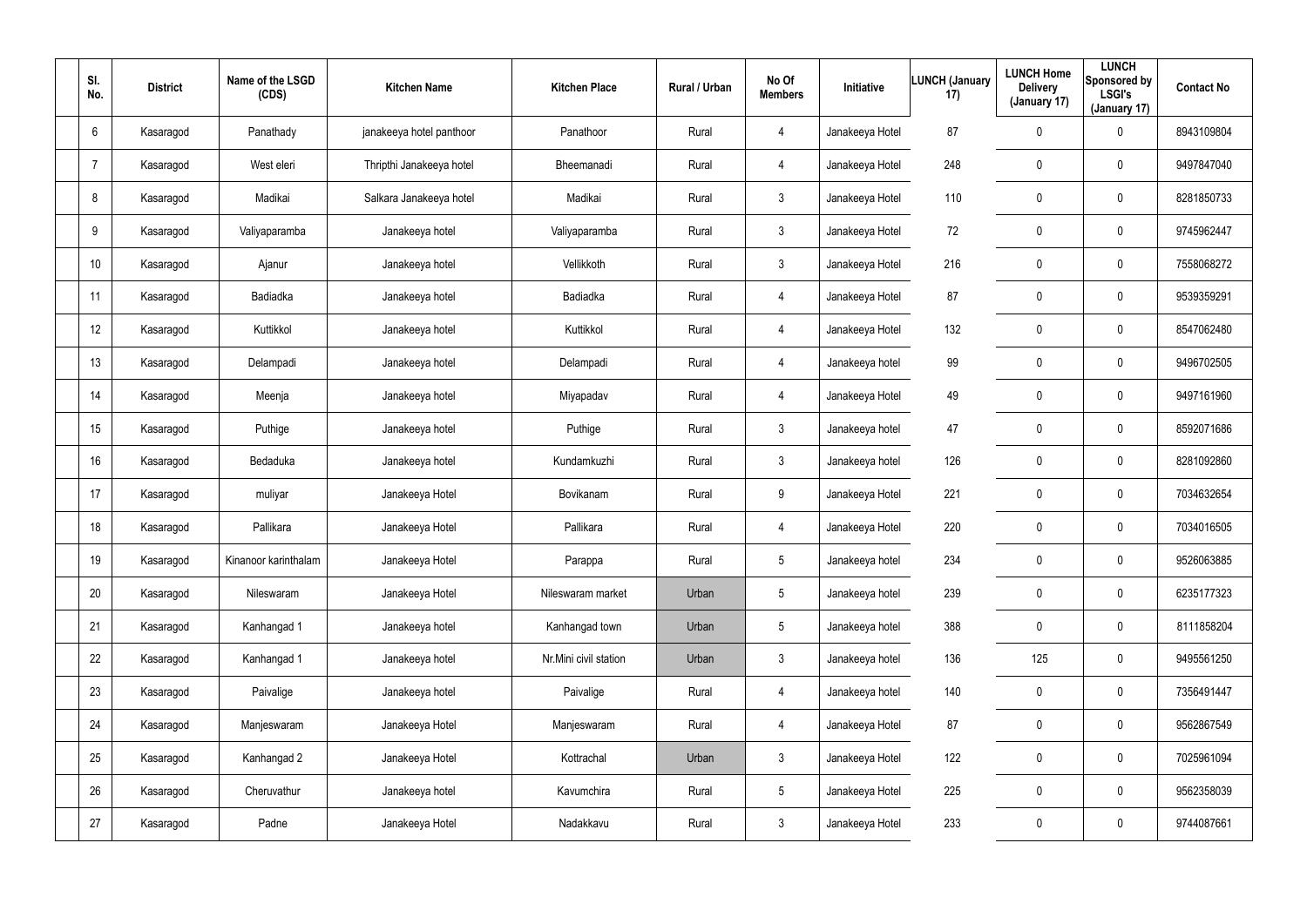| Sl. No. | District | Name of the LSGD (CDS) | Kitchen Name | Kitchen Place | Rural / Urban | No Of Members | Initiative | LUNCH (January 17) | LUNCH Home Delivery (January 17) | LUNCH Sponsored by LSGI's (January 17) | Contact No |
|---|---|---|---|---|---|---|---|---|---|---|---|
| 6 | Kasaragod | Panathady | janakeeya hotel panthoor | Panathoor | Rural | 4 | Janakeeya Hotel | 87 | 0 | 0 | 8943109804 |
| 7 | Kasaragod | West eleri | Thripthi Janakeeya hotel | Bheemanadi | Rural | 4 | Janakeeya Hotel | 248 | 0 | 0 | 9497847040 |
| 8 | Kasaragod | Madikai | Salkara Janakeeya hotel | Madikai | Rural | 3 | Janakeeya Hotel | 110 | 0 | 0 | 8281850733 |
| 9 | Kasaragod | Valiyaparamba | Janakeeya hotel | Valiyaparamba | Rural | 3 | Janakeeya Hotel | 72 | 0 | 0 | 9745962447 |
| 10 | Kasaragod | Ajanur | Janakeeya hotel | Vellikkoth | Rural | 3 | Janakeeya Hotel | 216 | 0 | 0 | 7558068272 |
| 11 | Kasaragod | Badiadka | Janakeeya hotel | Badiadka | Rural | 4 | Janakeeya Hotel | 87 | 0 | 0 | 9539359291 |
| 12 | Kasaragod | Kuttikkol | Janakeeya hotel | Kuttikkol | Rural | 4 | Janakeeya Hotel | 132 | 0 | 0 | 8547062480 |
| 13 | Kasaragod | Delampadi | Janakeeya hotel | Delampadi | Rural | 4 | Janakeeya hotel | 99 | 0 | 0 | 9496702505 |
| 14 | Kasaragod | Meenja | Janakeeya hotel | Miyapadav | Rural | 4 | Janakeeya Hotel | 49 | 0 | 0 | 9497161960 |
| 15 | Kasaragod | Puthige | Janakeeya hotel | Puthige | Rural | 3 | Janakeeya hotel | 47 | 0 | 0 | 8592071686 |
| 16 | Kasaragod | Bedaduka | Janakeeya hotel | Kundamkuzhi | Rural | 3 | Janakeeya hotel | 126 | 0 | 0 | 8281092860 |
| 17 | Kasaragod | muliyar | Janakeeya Hotel | Bovikanam | Rural | 9 | Janakeeya Hotel | 221 | 0 | 0 | 7034632654 |
| 18 | Kasaragod | Pallikara | Janakeeya Hotel | Pallikara | Rural | 4 | Janakeeya Hotel | 220 | 0 | 0 | 7034016505 |
| 19 | Kasaragod | Kinanoor karinthalam | Janakeeya Hotel | Parappa | Rural | 5 | Janakeeya hotel | 234 | 0 | 0 | 9526063885 |
| 20 | Kasaragod | Nileswaram | Janakeeya Hotel | Nileswaram market | Urban | 5 | Janakeeya hotel | 239 | 0 | 0 | 6235177323 |
| 21 | Kasaragod | Kanhangad 1 | Janakeeya hotel | Kanhangad town | Urban | 5 | Janakeeya hotel | 388 | 0 | 0 | 8111858204 |
| 22 | Kasaragod | Kanhangad 1 | Janakeeya hotel | Nr.Mini civil station | Urban | 3 | Janakeeya hotel | 136 | 125 | 0 | 9495561250 |
| 23 | Kasaragod | Paivalige | Janakeeya hotel | Paivalige | Rural | 4 | Janakeeya hotel | 140 | 0 | 0 | 7356491447 |
| 24 | Kasaragod | Manjeswaram | Janakeeya Hotel | Manjeswaram | Rural | 4 | Janakeeya Hotel | 87 | 0 | 0 | 9562867549 |
| 25 | Kasaragod | Kanhangad 2 | Janakeeya Hotel | Kottrachal | Urban | 3 | Janakeeya Hotel | 122 | 0 | 0 | 7025961094 |
| 26 | Kasaragod | Cheruvathur | Janakeeya hotel | Kavumchira | Rural | 5 | Janakeeya Hotel | 225 | 0 | 0 | 9562358039 |
| 27 | Kasaragod | Padne | Janakeeya Hotel | Nadakkavu | Rural | 3 | Janakeeya Hotel | 233 | 0 | 0 | 9744087661 |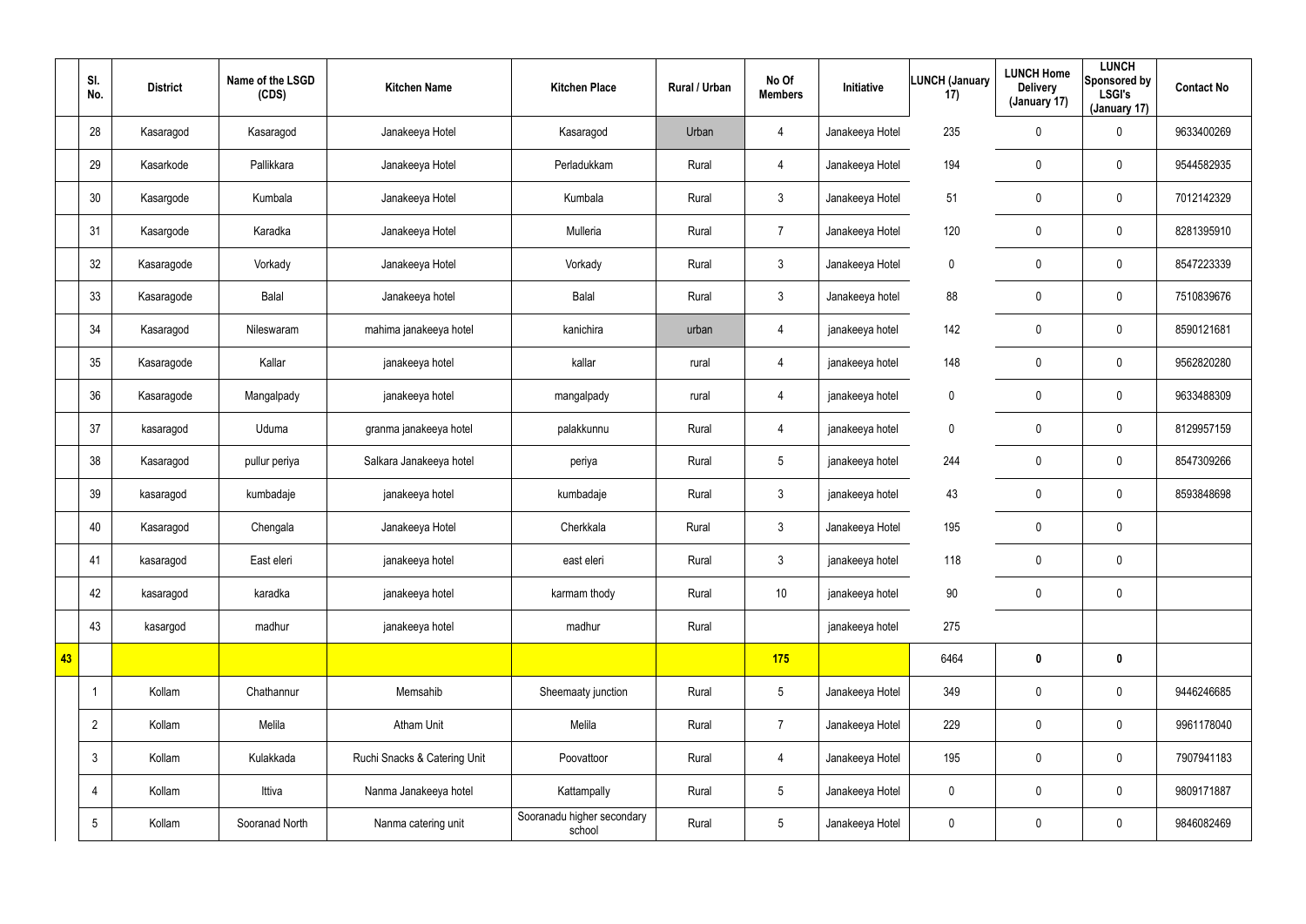| | Sl. No. | District | Name of the LSGD (CDS) | Kitchen Name | Kitchen Place | Rural / Urban | No Of Members | Initiative | LUNCH (January 17) | LUNCH Home Delivery (January 17) | LUNCH Sponsored by LSGI's (January 17) | Contact No |
|---|---|---|---|---|---|---|---|---|---|---|---|---|
| | 28 | Kasaragod | Kasaragod | Janakeeya Hotel | Kasaragod | Urban | 4 | Janakeeya Hotel | 235 | 0 | 0 | 9633400269 |
| | 29 | Kasarkode | Pallikkara | Janakeeya Hotel | Perladukkam | Rural | 4 | Janakeeya Hotel | 194 | 0 | 0 | 9544582935 |
| | 30 | Kasargode | Kumbala | Janakeeya Hotel | Kumbala | Rural | 3 | Janakeeya Hotel | 51 | 0 | 0 | 7012142329 |
| | 31 | Kasargode | Karadka | Janakeeya Hotel | Mulleria | Rural | 7 | Janakeeya Hotel | 120 | 0 | 0 | 8281395910 |
| | 32 | Kasaragode | Vorkady | Janakeeya Hotel | Vorkady | Rural | 3 | Janakeeya Hotel | 0 | 0 | 0 | 8547223339 |
| | 33 | Kasaragode | Balal | Janakeeya hotel | Balal | Rural | 3 | Janakeeya hotel | 88 | 0 | 0 | 7510839676 |
| | 34 | Kasaragod | Nileswaram | mahima janakeeya hotel | kanichira | urban | 4 | janakeeya hotel | 142 | 0 | 0 | 8590121681 |
| | 35 | Kasaragode | Kallar | janakeeya hotel | kallar | rural | 4 | janakeeya hotel | 148 | 0 | 0 | 9562820280 |
| | 36 | Kasaragode | Mangalpady | janakeeya hotel | mangalpady | rural | 4 | janakeeya hotel | 0 | 0 | 0 | 9633488309 |
| | 37 | kasaragod | Uduma | granma janakeeya hotel | palakkunnu | Rural | 4 | janakeeya hotel | 0 | 0 | 0 | 8129957159 |
| | 38 | Kasaragod | pullur periya | Salkara Janakeeya hotel | periya | Rural | 5 | janakeeya hotel | 244 | 0 | 0 | 8547309266 |
| | 39 | kasaragod | kumbadaje | janakeeya hotel | kumbadaje | Rural | 3 | janakeeya hotel | 43 | 0 | 0 | 8593848698 |
| | 40 | Kasaragod | Chengala | Janakeeya Hotel | Cherkkala | Rural | 3 | Janakeeya Hotel | 195 | 0 | 0 | |
| | 41 | kasaragod | East eleri | janakeeya hotel | east eleri | Rural | 3 | janakeeya hotel | 118 | 0 | 0 | |
| | 42 | kasaragod | karadka | janakeeya hotel | karmam thody | Rural | 10 | janakeeya hotel | 90 | 0 | 0 | |
| | 43 | kasargod | madhur | janakeeya hotel | madhur | Rural | | janakeeya hotel | 275 | | | |
| 43 | | | | | | | 175 | | 6464 | 0 | 0 | |
| | 1 | Kollam | Chathannur | Memsahib | Sheemaaty junction | Rural | 5 | Janakeeya Hotel | 349 | 0 | 0 | 9446246685 |
| | 2 | Kollam | Melila | Atham Unit | Melila | Rural | 7 | Janakeeya Hotel | 229 | 0 | 0 | 9961178040 |
| | 3 | Kollam | Kulakkada | Ruchi Snacks & Catering Unit | Poovattoor | Rural | 4 | Janakeeya Hotel | 195 | 0 | 0 | 7907941183 |
| | 4 | Kollam | Ittiva | Nanma Janakeeya hotel | Kattampally | Rural | 5 | Janakeeya Hotel | 0 | 0 | 0 | 9809171887 |
| | 5 | Kollam | Sooranad North | Nanma catering unit | Sooranadu higher secondary school | Rural | 5 | Janakeeya Hotel | 0 | 0 | 0 | 9846082469 |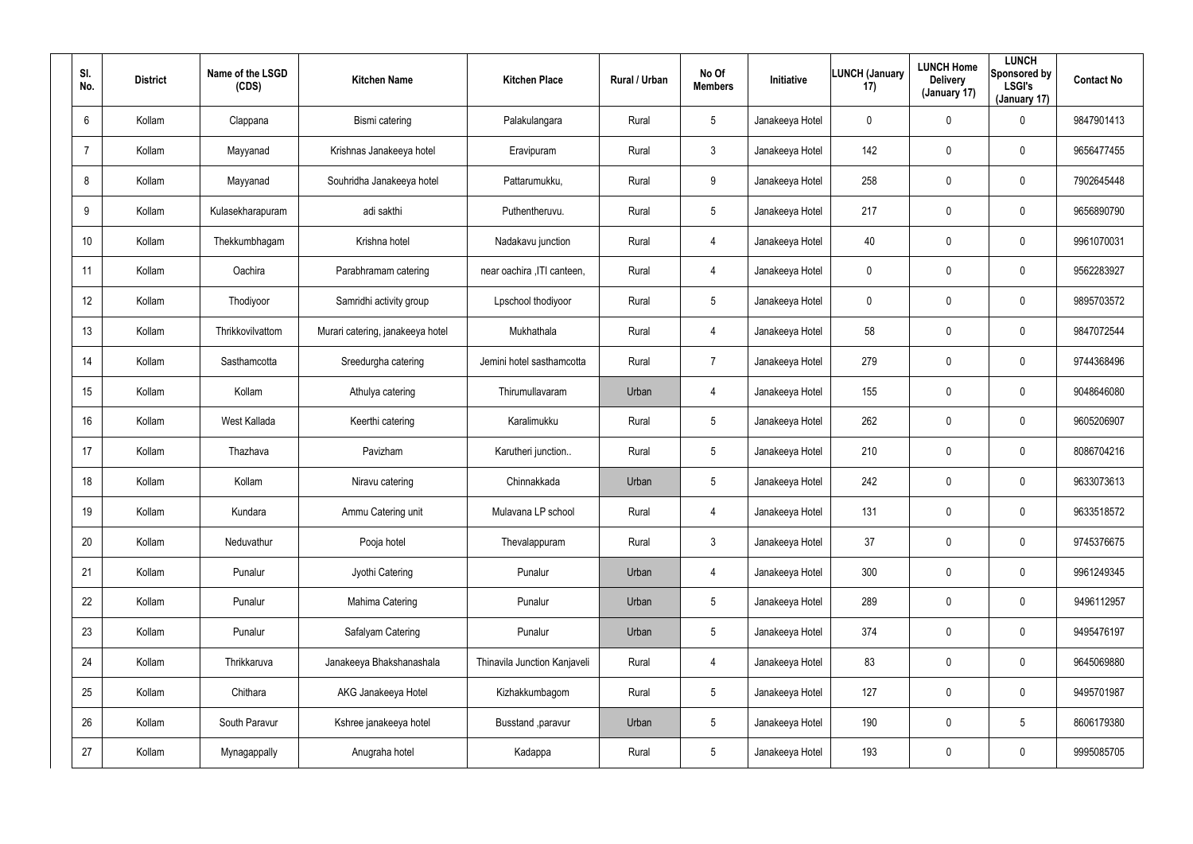| Sl. No. | District | Name of the LSGD (CDS) | Kitchen Name | Kitchen Place | Rural / Urban | No Of Members | Initiative | LUNCH (January 17) | LUNCH Home Delivery (January 17) | LUNCH Sponsored by LSGI's (January 17) | Contact No |
|---|---|---|---|---|---|---|---|---|---|---|---|
| 6 | Kollam | Clappana | Bismi catering | Palakulangara | Rural | 5 | Janakeeya Hotel | 0 | 0 | 0 | 9847901413 |
| 7 | Kollam | Mayyanad | Krishnas Janakeeya hotel | Eravipuram | Rural | 3 | Janakeeya Hotel | 142 | 0 | 0 | 9656477455 |
| 8 | Kollam | Mayyanad | Souhridha Janakeeya hotel | Pattarumukku, | Rural | 9 | Janakeeya Hotel | 258 | 0 | 0 | 7902645448 |
| 9 | Kollam | Kulasekharapuram | adi sakthi | Puthentheruvu. | Rural | 5 | Janakeeya Hotel | 217 | 0 | 0 | 9656890790 |
| 10 | Kollam | Thekkumbhagam | Krishna hotel | Nadakavu junction | Rural | 4 | Janakeeya Hotel | 40 | 0 | 0 | 9961070031 |
| 11 | Kollam | Oachira | Parabhramam catering | near oachira ,ITI canteen, | Rural | 4 | Janakeeya Hotel | 0 | 0 | 0 | 9562283927 |
| 12 | Kollam | Thodiyoor | Samridhi activity group | Lpschool thodiyoor | Rural | 5 | Janakeeya Hotel | 0 | 0 | 0 | 9895703572 |
| 13 | Kollam | Thrikkovilvattom | Murari catering, janakeeya hotel | Mukhathala | Rural | 4 | Janakeeya Hotel | 58 | 0 | 0 | 9847072544 |
| 14 | Kollam | Sasthamcotta | Sreedurgha catering | Jemini hotel sasthamcotta | Rural | 7 | Janakeeya Hotel | 279 | 0 | 0 | 9744368496 |
| 15 | Kollam | Kollam | Athulya catering | Thirumullavaram | Urban | 4 | Janakeeya Hotel | 155 | 0 | 0 | 9048646080 |
| 16 | Kollam | West Kallada | Keerthi catering | Karalimukku | Rural | 5 | Janakeeya Hotel | 262 | 0 | 0 | 9605206907 |
| 17 | Kollam | Thazhava | Pavizham | Karutheri junction.. | Rural | 5 | Janakeeya Hotel | 210 | 0 | 0 | 8086704216 |
| 18 | Kollam | Kollam | Niravu catering | Chinnakkada | Urban | 5 | Janakeeya Hotel | 242 | 0 | 0 | 9633073613 |
| 19 | Kollam | Kundara | Ammu Catering unit | Mulavana LP school | Rural | 4 | Janakeeya Hotel | 131 | 0 | 0 | 9633518572 |
| 20 | Kollam | Neduvathur | Pooja hotel | Thevalappuram | Rural | 3 | Janakeeya Hotel | 37 | 0 | 0 | 9745376675 |
| 21 | Kollam | Punalur | Jyothi Catering | Punalur | Urban | 4 | Janakeeya Hotel | 300 | 0 | 0 | 9961249345 |
| 22 | Kollam | Punalur | Mahima Catering | Punalur | Urban | 5 | Janakeeya Hotel | 289 | 0 | 0 | 9496112957 |
| 23 | Kollam | Punalur | Safalyam Catering | Punalur | Urban | 5 | Janakeeya Hotel | 374 | 0 | 0 | 9495476197 |
| 24 | Kollam | Thrikkaruva | Janakeeya Bhakshanashala | Thinavila Junction Kanjaveli | Rural | 4 | Janakeeya Hotel | 83 | 0 | 0 | 9645069880 |
| 25 | Kollam | Chithara | AKG Janakeeya Hotel | Kizhakkumbagom | Rural | 5 | Janakeeya Hotel | 127 | 0 | 0 | 9495701987 |
| 26 | Kollam | South Paravur | Kshree janakeeya hotel | Busstand ,paravur | Urban | 5 | Janakeeya Hotel | 190 | 0 | 5 | 8606179380 |
| 27 | Kollam | Mynagappally | Anugraha hotel | Kadappa | Rural | 5 | Janakeeya Hotel | 193 | 0 | 0 | 9995085705 |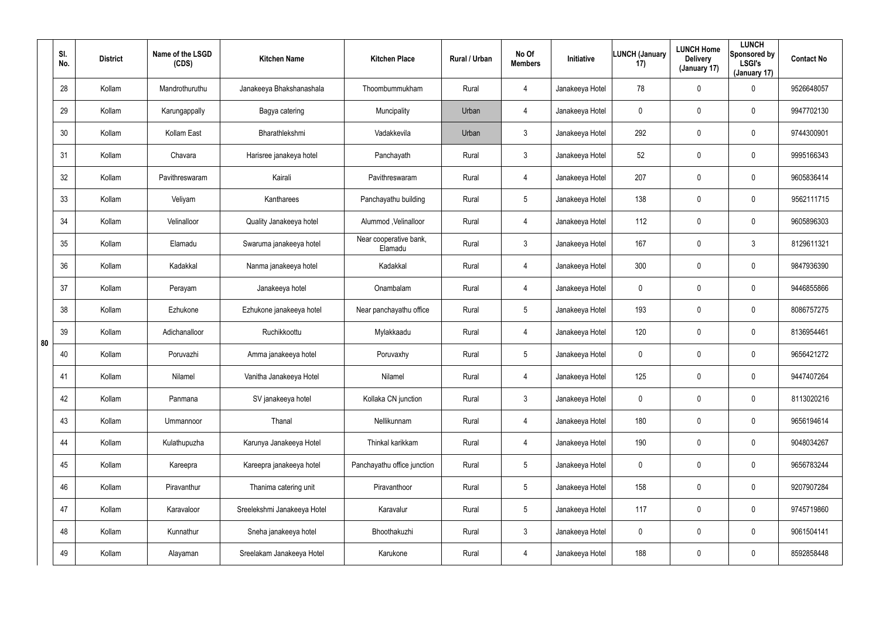|  | Sl. No. | District | Name of the LSGD (CDS) | Kitchen Name | Kitchen Place | Rural / Urban | No Of Members | Initiative | LUNCH (January 17) | LUNCH Home Delivery (January 17) | LUNCH Sponsored by LSGI's (January 17) | Contact No |
|---|---|---|---|---|---|---|---|---|---|---|---|---|
| 80 | 28 | Kollam | Mandrothuruthu | Janakeeya Bhakshanashala | Thoombummukham | Rural | 4 | Janakeeya Hotel | 78 | 0 | 0 | 9526648057 |
|  | 29 | Kollam | Karungappally | Bagya catering | Muncipality | Urban | 4 | Janakeeya Hotel | 0 | 0 | 0 | 9947702130 |
|  | 30 | Kollam | Kollam East | Bharathlekshmi | Vadakkevila | Urban | 3 | Janakeeya Hotel | 292 | 0 | 0 | 9744300901 |
|  | 31 | Kollam | Chavara | Harisree janakeya hotel | Panchayath | Rural | 3 | Janakeeya Hotel | 52 | 0 | 0 | 9995166343 |
|  | 32 | Kollam | Pavithreswaram | Kairali | Pavithreswaram | Rural | 4 | Janakeeya Hotel | 207 | 0 | 0 | 9605836414 |
|  | 33 | Kollam | Veliyam | Kantharees | Panchayathu building | Rural | 5 | Janakeeya Hotel | 138 | 0 | 0 | 9562111715 |
|  | 34 | Kollam | Velinalloor | Quality Janakeeya hotel | Alummod ,Velinalloor | Rural | 4 | Janakeeya Hotel | 112 | 0 | 0 | 9605896303 |
|  | 35 | Kollam | Elamadu | Swaruma janakeeya hotel | Near cooperative bank, Elamadu | Rural | 3 | Janakeeya Hotel | 167 | 0 | 3 | 8129611321 |
|  | 36 | Kollam | Kadakkal | Nanma janakeeya hotel | Kadakkal | Rural | 4 | Janakeeya Hotel | 300 | 0 | 0 | 9847936390 |
|  | 37 | Kollam | Perayam | Janakeeya hotel | Onambalam | Rural | 4 | Janakeeya Hotel | 0 | 0 | 0 | 9446855866 |
|  | 38 | Kollam | Ezhukone | Ezhukone janakeeya hotel | Near panchayathu office | Rural | 5 | Janakeeya Hotel | 193 | 0 | 0 | 8086757275 |
|  | 39 | Kollam | Adichanalloor | Ruchikkoottu | Mylakkaadu | Rural | 4 | Janakeeya Hotel | 120 | 0 | 0 | 8136954461 |
|  | 40 | Kollam | Poruvazhi | Amma janakeeya hotel | Poruvaxhy | Rural | 5 | Janakeeya Hotel | 0 | 0 | 0 | 9656421272 |
|  | 41 | Kollam | Nilamel | Vanitha Janakeeya Hotel | Nilamel | Rural | 4 | Janakeeya Hotel | 125 | 0 | 0 | 9447407264 |
|  | 42 | Kollam | Panmana | SV janakeeya hotel | Kollaka CN junction | Rural | 3 | Janakeeya Hotel | 0 | 0 | 0 | 8113020216 |
|  | 43 | Kollam | Ummannoor | Thanal | Nellikunnam | Rural | 4 | Janakeeya Hotel | 180 | 0 | 0 | 9656194614 |
|  | 44 | Kollam | Kulathupuzha | Karunya Janakeeya Hotel | Thinkal karikkam | Rural | 4 | Janakeeya Hotel | 190 | 0 | 0 | 9048034267 |
|  | 45 | Kollam | Kareepra | Kareepra janakeeya hotel | Panchayathu office junction | Rural | 5 | Janakeeya Hotel | 0 | 0 | 0 | 9656783244 |
|  | 46 | Kollam | Piravanthur | Thanima catering unit | Piravanthoor | Rural | 5 | Janakeeya Hotel | 158 | 0 | 0 | 9207907284 |
|  | 47 | Kollam | Karavaloor | Sreelekshmi Janakeeya Hotel | Karavalur | Rural | 5 | Janakeeya Hotel | 117 | 0 | 0 | 9745719860 |
|  | 48 | Kollam | Kunnathur | Sneha janakeeya hotel | Bhoothakuzhi | Rural | 3 | Janakeeya Hotel | 0 | 0 | 0 | 9061504141 |
|  | 49 | Kollam | Alayaman | Sreelakam Janakeeya Hotel | Karukone | Rural | 4 | Janakeeya Hotel | 188 | 0 | 0 | 8592858448 |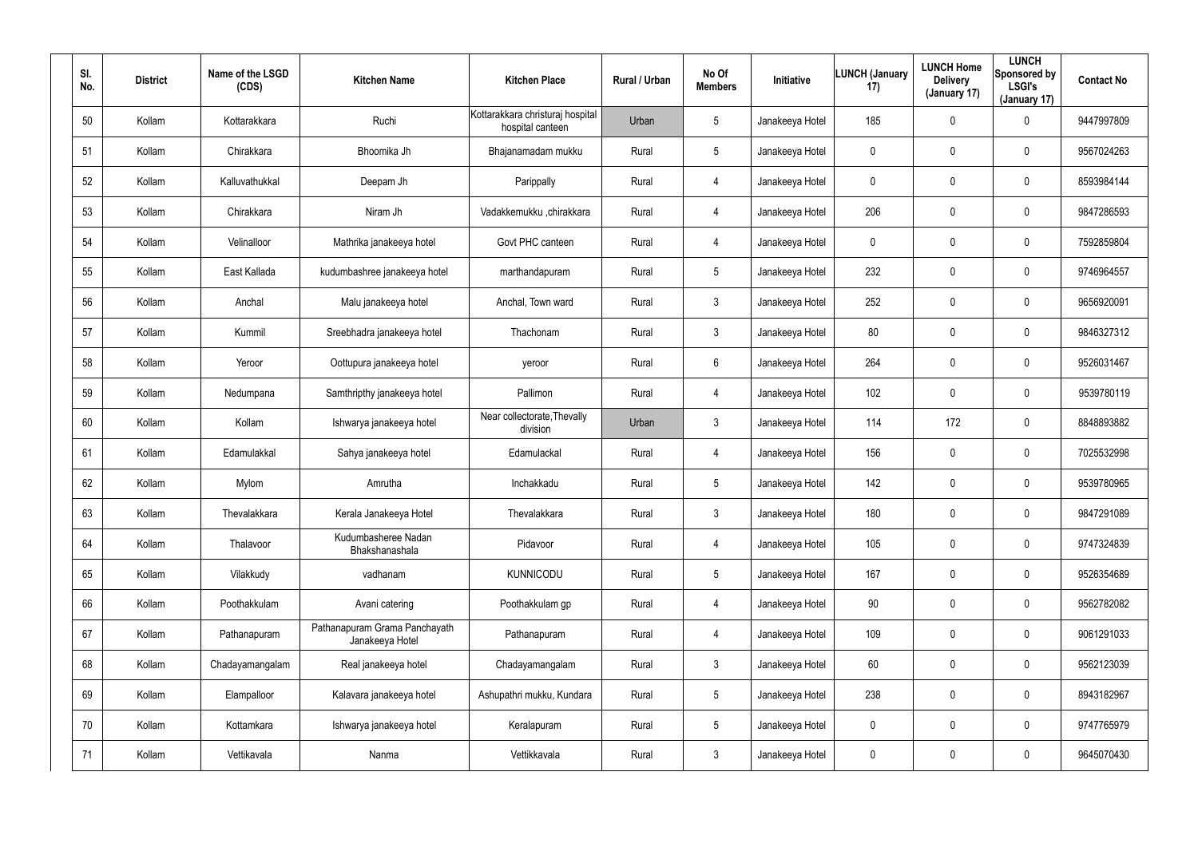| Sl. No. | District | Name of the LSGD (CDS) | Kitchen Name | Kitchen Place | Rural / Urban | No Of Members | Initiative | LUNCH (January 17) | LUNCH Home Delivery (January 17) | LUNCH Sponsored by LSGI's (January 17) | Contact No |
|---|---|---|---|---|---|---|---|---|---|---|---|
| 50 | Kollam | Kottarakkara | Ruchi | Kottarakkara christuraj hospital hospital canteen | Urban | 5 | Janakeeya Hotel | 185 | 0 | 0 | 9447997809 |
| 51 | Kollam | Chirakkara | Bhoomika Jh | Bhajanamadam mukku | Rural | 5 | Janakeeya Hotel | 0 | 0 | 0 | 9567024263 |
| 52 | Kollam | Kalluvathukkal | Deepam Jh | Parippally | Rural | 4 | Janakeeya Hotel | 0 | 0 | 0 | 8593984144 |
| 53 | Kollam | Chirakkara | Niram Jh | Vadakkemukku ,chirakkara | Rural | 4 | Janakeeya Hotel | 206 | 0 | 0 | 9847286593 |
| 54 | Kollam | Velinalloor | Mathrika janakeeya hotel | Govt PHC canteen | Rural | 4 | Janakeeya Hotel | 0 | 0 | 0 | 7592859804 |
| 55 | Kollam | East Kallada | kudumbashree janakeeya hotel | marthandapuram | Rural | 5 | Janakeeya Hotel | 232 | 0 | 0 | 9746964557 |
| 56 | Kollam | Anchal | Malu janakeeya hotel | Anchal, Town ward | Rural | 3 | Janakeeya Hotel | 252 | 0 | 0 | 9656920091 |
| 57 | Kollam | Kummil | Sreebhadra janakeeya hotel | Thachonam | Rural | 3 | Janakeeya Hotel | 80 | 0 | 0 | 9846327312 |
| 58 | Kollam | Yeroor | Oottupura janakeeya hotel | yeroor | Rural | 6 | Janakeeya Hotel | 264 | 0 | 0 | 9526031467 |
| 59 | Kollam | Nedumpana | Samthripthy janakeeya hotel | Pallimon | Rural | 4 | Janakeeya Hotel | 102 | 0 | 0 | 9539780119 |
| 60 | Kollam | Kollam | Ishwarya janakeeya hotel | Near collectorate,Thevally division | Urban | 3 | Janakeeya Hotel | 114 | 172 | 0 | 8848893882 |
| 61 | Kollam | Edamulakkal | Sahya janakeeya hotel | Edamulackal | Rural | 4 | Janakeeya Hotel | 156 | 0 | 0 | 7025532998 |
| 62 | Kollam | Mylom | Amrutha | Inchakkadu | Rural | 5 | Janakeeya Hotel | 142 | 0 | 0 | 9539780965 |
| 63 | Kollam | Thevalakkara | Kerala Janakeeya Hotel | Thevalakkara | Rural | 3 | Janakeeya Hotel | 180 | 0 | 0 | 9847291089 |
| 64 | Kollam | Thalavoor | Kudumbasheree Nadan Bhakshanashala | Pidavoor | Rural | 4 | Janakeeya Hotel | 105 | 0 | 0 | 9747324839 |
| 65 | Kollam | Vilakkudy | vadhanam | KUNNICODU | Rural | 5 | Janakeeya Hotel | 167 | 0 | 0 | 9526354689 |
| 66 | Kollam | Poothakkulam | Avani catering | Poothakkulam gp | Rural | 4 | Janakeeya Hotel | 90 | 0 | 0 | 9562782082 |
| 67 | Kollam | Pathanapuram | Pathanapuram Grama Panchayath Janakeeya Hotel | Pathanapuram | Rural | 4 | Janakeeya Hotel | 109 | 0 | 0 | 9061291033 |
| 68 | Kollam | Chadayamangalam | Real janakeeya hotel | Chadayamangalam | Rural | 3 | Janakeeya Hotel | 60 | 0 | 0 | 9562123039 |
| 69 | Kollam | Elampalloor | Kalavara janakeeya hotel | Ashupathri mukku, Kundara | Rural | 5 | Janakeeya Hotel | 238 | 0 | 0 | 8943182967 |
| 70 | Kollam | Kottamkara | Ishwarya janakeeya hotel | Keralapuram | Rural | 5 | Janakeeya Hotel | 0 | 0 | 0 | 9747765979 |
| 71 | Kollam | Vettikavala | Nanma | Vettikkavala | Rural | 3 | Janakeeya Hotel | 0 | 0 | 0 | 9645070430 |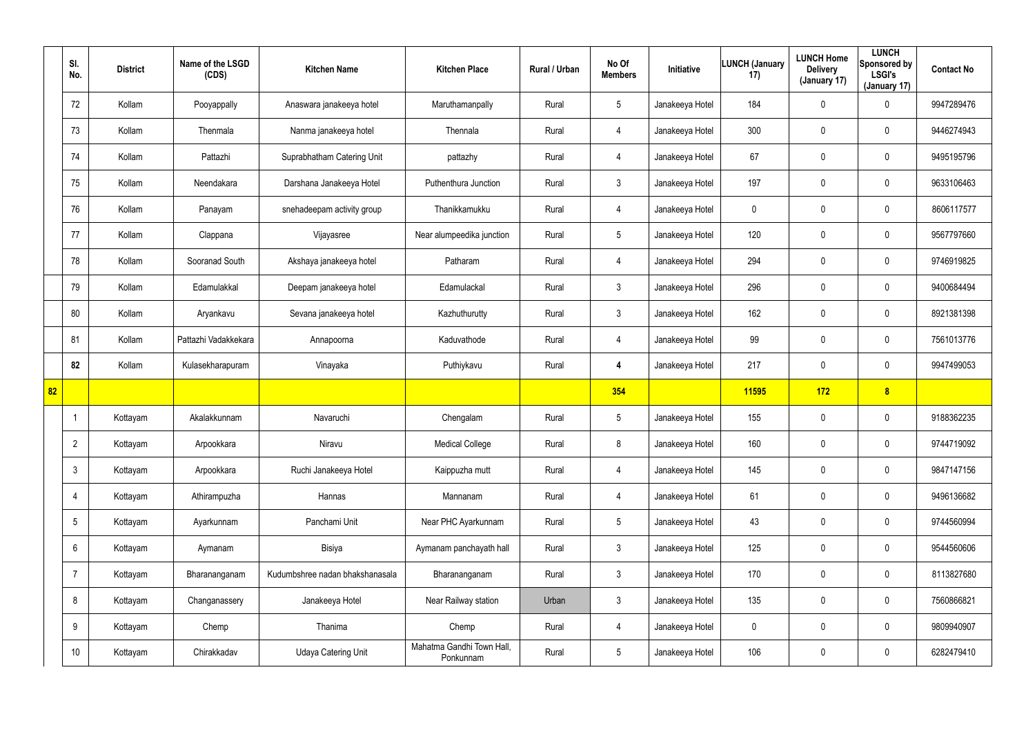|  | Sl. No. | District | Name of the LSGD (CDS) | Kitchen Name | Kitchen Place | Rural / Urban | No Of Members | Initiative | LUNCH (January 17) | LUNCH Home Delivery (January 17) | LUNCH Sponsored by LSGI's (January 17) | Contact No |
|---|---|---|---|---|---|---|---|---|---|---|---|---|
|  | 72 | Kollam | Pooyappally | Anaswara janakeeya hotel | Maruthamanpally | Rural | 5 | Janakeeya Hotel | 184 | 0 | 0 | 9947289476 |
|  | 73 | Kollam | Thenmala | Nanma janakeeya hotel | Thennala | Rural | 4 | Janakeeya Hotel | 300 | 0 | 0 | 9446274943 |
|  | 74 | Kollam | Pattazhi | Suprabhatham Catering Unit | pattazhy | Rural | 4 | Janakeeya Hotel | 67 | 0 | 0 | 9495195796 |
|  | 75 | Kollam | Neendakara | Darshana Janakeeya Hotel | Puthenthura Junction | Rural | 3 | Janakeeya Hotel | 197 | 0 | 0 | 9633106463 |
|  | 76 | Kollam | Panayam | snehadeepam activity group | Thanikkamukku | Rural | 4 | Janakeeya Hotel | 0 | 0 | 0 | 8606117577 |
|  | 77 | Kollam | Clappana | Vijayasree | Near alumpeedika junction | Rural | 5 | Janakeeya Hotel | 120 | 0 | 0 | 9567797660 |
|  | 78 | Kollam | Sooranad South | Akshaya janakeeya hotel | Patharam | Rural | 4 | Janakeeya Hotel | 294 | 0 | 0 | 9746919825 |
|  | 79 | Kollam | Edamulakkal | Deepam janakeeya hotel | Edamulackal | Rural | 3 | Janakeeya Hotel | 296 | 0 | 0 | 9400684494 |
|  | 80 | Kollam | Aryankavu | Sevana janakeeya hotel | Kazhuthurutty | Rural | 3 | Janakeeya Hotel | 162 | 0 | 0 | 8921381398 |
|  | 81 | Kollam | Pattazhi Vadakkekara | Annapoorna | Kaduvathode | Rural | 4 | Janakeeya Hotel | 99 | 0 | 0 | 7561013776 |
|  | **82** | Kollam | Kulasekharapuram | Vinayaka | Puthiykavu | Rural | **4** | Janakeeya Hotel | 217 | 0 | 0 | 9947499053 |
| **82** |  |  |  |  |  |  | **354** |  | **11595** | **172** | **8** |  |
|  | 1 | Kottayam | Akalakkunnam | Navaruchi | Chengalam | Rural | 5 | Janakeeya Hotel | 155 | 0 | 0 | 9188362235 |
|  | 2 | Kottayam | Arpookkara | Niravu | Medical College | Rural | 8 | Janakeeya Hotel | 160 | 0 | 0 | 9744719092 |
|  | 3 | Kottayam | Arpookkara | Ruchi Janakeeya Hotel | Kaippuzha mutt | Rural | 4 | Janakeeya Hotel | 145 | 0 | 0 | 9847147156 |
|  | 4 | Kottayam | Athirampuzha | Hannas | Mannanam | Rural | 4 | Janakeeya Hotel | 61 | 0 | 0 | 9496136682 |
|  | 5 | Kottayam | Ayarkunnam | Panchami Unit | Near PHC Ayarkunnam | Rural | 5 | Janakeeya Hotel | 43 | 0 | 0 | 9744560994 |
|  | 6 | Kottayam | Aymanam | Bisiya | Aymanam panchayath hall | Rural | 3 | Janakeeya Hotel | 125 | 0 | 0 | 9544560606 |
|  | 7 | Kottayam | Bharananganam | Kudumbshree nadan bhakshanasala | Bharananganam | Rural | 3 | Janakeeya Hotel | 170 | 0 | 0 | 8113827680 |
|  | 8 | Kottayam | Changanassery | Janakeeya Hotel | Near Railway station | Urban | 3 | Janakeeya Hotel | 135 | 0 | 0 | 7560866821 |
|  | 9 | Kottayam | Chemp | Thanima | Chemp | Rural | 4 | Janakeeya Hotel | 0 | 0 | 0 | 9809940907 |
|  | 10 | Kottayam | Chirakkadav | Udaya Catering Unit | Mahatma Gandhi Town Hall, Ponkunnam | Rural | 5 | Janakeeya Hotel | 106 | 0 | 0 | 6282479410 |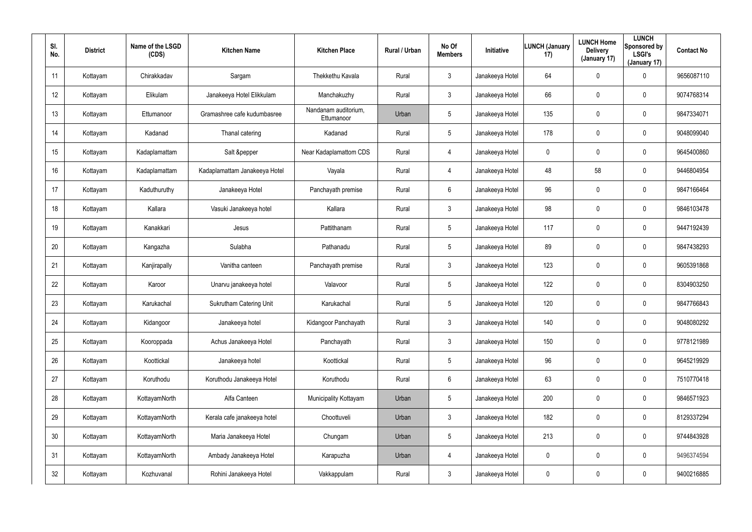| Sl. No. | District | Name of the LSGD (CDS) | Kitchen Name | Kitchen Place | Rural / Urban | No Of Members | Initiative | LUNCH (January 17) | LUNCH Home Delivery (January 17) | LUNCH Sponsored by LSGI's (January 17) | Contact No |
|---|---|---|---|---|---|---|---|---|---|---|---|
| 11 | Kottayam | Chirakkadav | Sargam | Thekkethu Kavala | Rural | 3 | Janakeeya Hotel | 64 | 0 | 0 | 9656087110 |
| 12 | Kottayam | Elikulam | Janakeeya Hotel Elikkulam | Manchakuzhy | Rural | 3 | Janakeeya Hotel | 66 | 0 | 0 | 9074768314 |
| 13 | Kottayam | Ettumanoor | Gramashree cafe kudumbasree | Nandanam auditorium, Ettumanoor | Urban | 5 | Janakeeya Hotel | 135 | 0 | 0 | 9847334071 |
| 14 | Kottayam | Kadanad | Thanal catering | Kadanad | Rural | 5 | Janakeeya Hotel | 178 | 0 | 0 | 9048099040 |
| 15 | Kottayam | Kadaplamattam | Salt &pepper | Near Kadaplamattom CDS | Rural | 4 | Janakeeya Hotel | 0 | 0 | 0 | 9645400860 |
| 16 | Kottayam | Kadaplamattam | Kadaplamattam Janakeeya Hotel | Vayala | Rural | 4 | Janakeeya Hotel | 48 | 58 | 0 | 9446804954 |
| 17 | Kottayam | Kaduthuruthy | Janakeeya Hotel | Panchayath premise | Rural | 6 | Janakeeya Hotel | 96 | 0 | 0 | 9847166464 |
| 18 | Kottayam | Kallara | Vasuki Janakeeya hotel | Kallara | Rural | 3 | Janakeeya Hotel | 98 | 0 | 0 | 9846103478 |
| 19 | Kottayam | Kanakkari | Jesus | Pattithanam | Rural | 5 | Janakeeya Hotel | 117 | 0 | 0 | 9447192439 |
| 20 | Kottayam | Kangazha | Sulabha | Pathanadu | Rural | 5 | Janakeeya Hotel | 89 | 0 | 0 | 9847438293 |
| 21 | Kottayam | Kanjirapally | Vanitha canteen | Panchayath premise | Rural | 3 | Janakeeya Hotel | 123 | 0 | 0 | 9605391868 |
| 22 | Kottayam | Karoor | Unarvu janakeeya hotel | Valavoor | Rural | 5 | Janakeeya Hotel | 122 | 0 | 0 | 8304903250 |
| 23 | Kottayam | Karukachal | Sukrutham Catering Unit | Karukachal | Rural | 5 | Janakeeya Hotel | 120 | 0 | 0 | 9847766843 |
| 24 | Kottayam | Kidangoor | Janakeeya hotel | Kidangoor Panchayath | Rural | 3 | Janakeeya Hotel | 140 | 0 | 0 | 9048080292 |
| 25 | Kottayam | Kooroppada | Achus Janakeeya Hotel | Panchayath | Rural | 3 | Janakeeya Hotel | 150 | 0 | 0 | 9778121989 |
| 26 | Kottayam | Koottickal | Janakeeya hotel | Koottickal | Rural | 5 | Janakeeya Hotel | 96 | 0 | 0 | 9645219929 |
| 27 | Kottayam | Koruthodu | Koruthodu Janakeeya Hotel | Koruthodu | Rural | 6 | Janakeeya Hotel | 63 | 0 | 0 | 7510770418 |
| 28 | Kottayam | KottayamNorth | Alfa Canteen | Municipality Kottayam | Urban | 5 | Janakeeya Hotel | 200 | 0 | 0 | 9846571923 |
| 29 | Kottayam | KottayamNorth | Kerala cafe janakeeya hotel | Choottuveli | Urban | 3 | Janakeeya Hotel | 182 | 0 | 0 | 8129337294 |
| 30 | Kottayam | KottayamNorth | Maria Janakeeya Hotel | Chungam | Urban | 5 | Janakeeya Hotel | 213 | 0 | 0 | 9744843928 |
| 31 | Kottayam | KottayamNorth | Ambady Janakeeya Hotel | Karapuzha | Urban | 4 | Janakeeya Hotel | 0 | 0 | 0 | 9496374594 |
| 32 | Kottayam | Kozhuvanal | Rohini Janakeeya Hotel | Vakkappulam | Rural | 3 | Janakeeya Hotel | 0 | 0 | 0 | 9400216885 |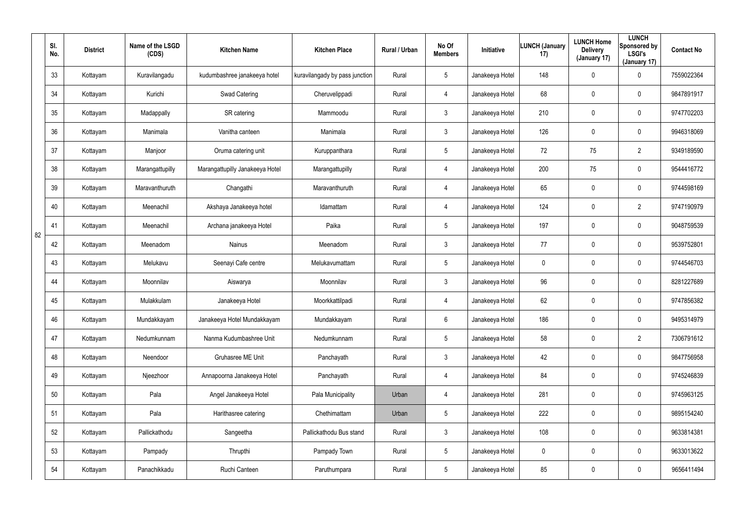| | Sl. No. | District | Name of the LSGD (CDS) | Kitchen Name | Kitchen Place | Rural / Urban | No Of Members | Initiative | LUNCH (January 17) | LUNCH Home Delivery (January 17) | LUNCH Sponsored by LSGI's (January 17) | Contact No |
|---|---|---|---|---|---|---|---|---|---|---|---|---|
| 82 | 33 | Kottayam | Kuravilangadu | kudumbashree janakeeya hotel | kuravilangady by pass junction | Rural | 5 | Janakeeya Hotel | 148 | 0 | 0 | 7559022364 |
| | 34 | Kottayam | Kurichi | Swad Catering | Cheruvelippadi | Rural | 4 | Janakeeya Hotel | 68 | 0 | 0 | 9847891917 |
| | 35 | Kottayam | Madappally | SR catering | Mammoodu | Rural | 3 | Janakeeya Hotel | 210 | 0 | 0 | 9747702203 |
| | 36 | Kottayam | Manimala | Vanitha canteen | Manimala | Rural | 3 | Janakeeya Hotel | 126 | 0 | 0 | 9946318069 |
| | 37 | Kottayam | Manjoor | Oruma catering unit | Kuruppanthara | Rural | 5 | Janakeeya Hotel | 72 | 75 | 2 | 9349189590 |
| | 38 | Kottayam | Marangattupilly | Marangattupilly Janakeeya Hotel | Marangattupilly | Rural | 4 | Janakeeya Hotel | 200 | 75 | 0 | 9544416772 |
| | 39 | Kottayam | Maravanthuruth | Changathi | Maravanthuruth | Rural | 4 | Janakeeya Hotel | 65 | 0 | 0 | 9744598169 |
| | 40 | Kottayam | Meenachil | Akshaya Janakeeya hotel | Idamattam | Rural | 4 | Janakeeya Hotel | 124 | 0 | 2 | 9747190979 |
| | 41 | Kottayam | Meenachil | Archana janakeeya Hotel | Paika | Rural | 5 | Janakeeya Hotel | 197 | 0 | 0 | 9048759539 |
| | 42 | Kottayam | Meenadom | Nainus | Meenadom | Rural | 3 | Janakeeya Hotel | 77 | 0 | 0 | 9539752801 |
| | 43 | Kottayam | Melukavu | Seenayi Cafe centre | Melukavumattam | Rural | 5 | Janakeeya Hotel | 0 | 0 | 0 | 9744546703 |
| | 44 | Kottayam | Moonnilav | Aiswarya | Moonnilav | Rural | 3 | Janakeeya Hotel | 96 | 0 | 0 | 8281227689 |
| | 45 | Kottayam | Mulakkulam | Janakeeya Hotel | Moorkkattilpadi | Rural | 4 | Janakeeya Hotel | 62 | 0 | 0 | 9747856382 |
| | 46 | Kottayam | Mundakkayam | Janakeeya Hotel Mundakkayam | Mundakkayam | Rural | 6 | Janakeeya Hotel | 186 | 0 | 0 | 9495314979 |
| | 47 | Kottayam | Nedumkunnam | Nanma Kudumbashree Unit | Nedumkunnam | Rural | 5 | Janakeeya Hotel | 58 | 0 | 2 | 7306791612 |
| | 48 | Kottayam | Neendoor | Gruhasree ME Unit | Panchayath | Rural | 3 | Janakeeya Hotel | 42 | 0 | 0 | 9847756958 |
| | 49 | Kottayam | Njeezhoor | Annapoorna Janakeeya Hotel | Panchayath | Rural | 4 | Janakeeya Hotel | 84 | 0 | 0 | 9745246839 |
| | 50 | Kottayam | Pala | Angel Janakeeya Hotel | Pala Municipality | Urban | 4 | Janakeeya Hotel | 281 | 0 | 0 | 9745963125 |
| | 51 | Kottayam | Pala | Harithasree catering | Chethimattam | Urban | 5 | Janakeeya Hotel | 222 | 0 | 0 | 9895154240 |
| | 52 | Kottayam | Pallickathodu | Sangeetha | Pallickathodu Bus stand | Rural | 3 | Janakeeya Hotel | 108 | 0 | 0 | 9633814381 |
| | 53 | Kottayam | Pampady | Thrupthi | Pampady Town | Rural | 5 | Janakeeya Hotel | 0 | 0 | 0 | 9633013622 |
| | 54 | Kottayam | Panachikkadu | Ruchi Canteen | Paruthumpara | Rural | 5 | Janakeeya Hotel | 85 | 0 | 0 | 9656411494 |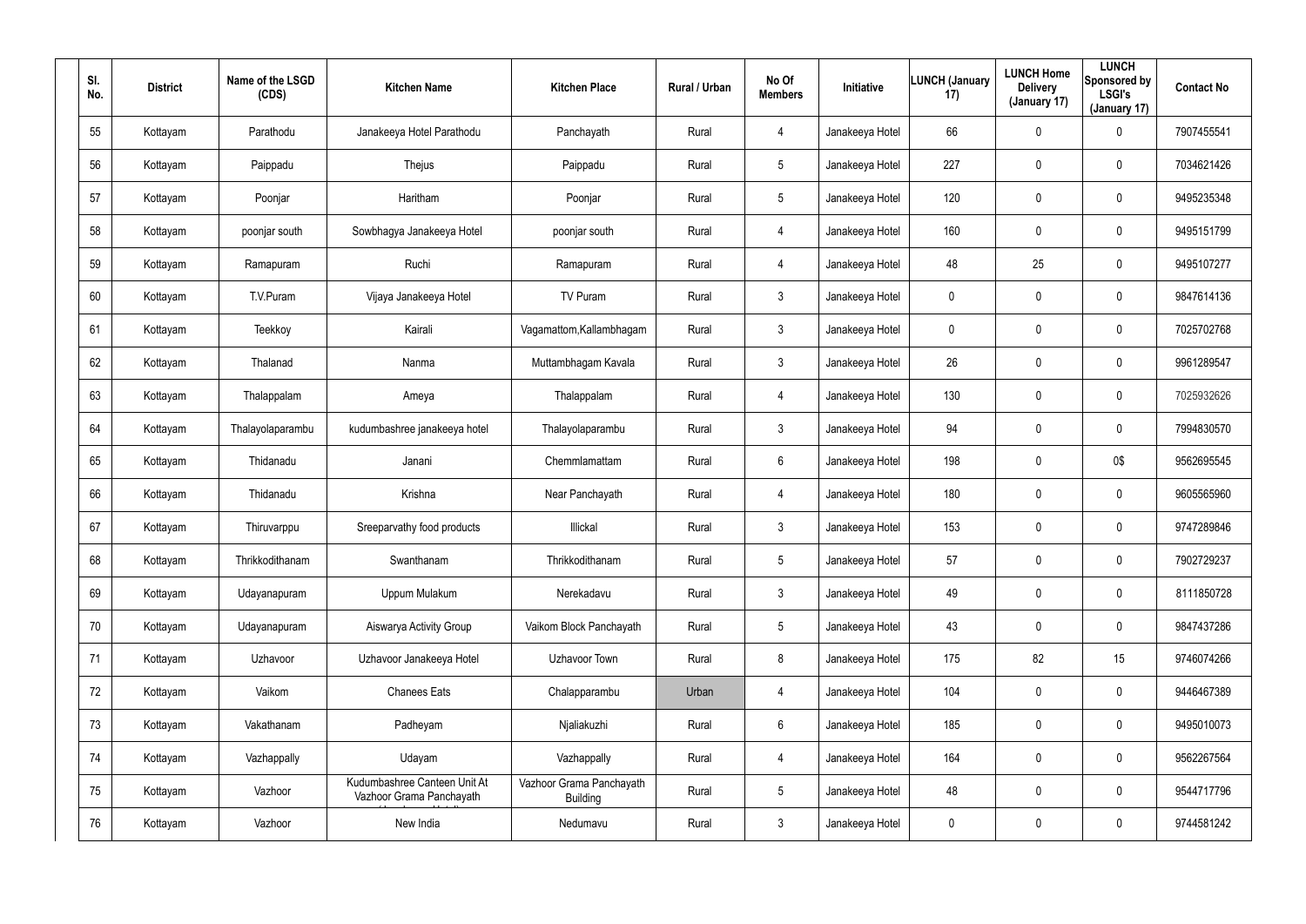| Sl. No. | District | Name of the LSGD (CDS) | Kitchen Name | Kitchen Place | Rural / Urban | No Of Members | Initiative | LUNCH (January 17) | LUNCH Home Delivery (January 17) | LUNCH Sponsored by LSGI's (January 17) | Contact No |
|---|---|---|---|---|---|---|---|---|---|---|---|
| 55 | Kottayam | Parathodu | Janakeeya Hotel Parathodu | Panchayath | Rural | 4 | Janakeeya Hotel | 66 | 0 | 0 | 7907455541 |
| 56 | Kottayam | Paippadu | Thejus | Paippadu | Rural | 5 | Janakeeya Hotel | 227 | 0 | 0 | 7034621426 |
| 57 | Kottayam | Poonjar | Haritham | Poonjar | Rural | 5 | Janakeeya Hotel | 120 | 0 | 0 | 9495235348 |
| 58 | Kottayam | poonjar south | Sowbhagya Janakeeya Hotel | poonjar south | Rural | 4 | Janakeeya Hotel | 160 | 0 | 0 | 9495151799 |
| 59 | Kottayam | Ramapuram | Ruchi | Ramapuram | Rural | 4 | Janakeeya Hotel | 48 | 25 | 0 | 9495107277 |
| 60 | Kottayam | T.V.Puram | Vijaya Janakeeya Hotel | TV Puram | Rural | 3 | Janakeeya Hotel | 0 | 0 | 0 | 9847614136 |
| 61 | Kottayam | Teekkoy | Kairali | Vagamattom,Kallambhagam | Rural | 3 | Janakeeya Hotel | 0 | 0 | 0 | 7025702768 |
| 62 | Kottayam | Thalanad | Nanma | Muttambhagam Kavala | Rural | 3 | Janakeeya Hotel | 26 | 0 | 0 | 9961289547 |
| 63 | Kottayam | Thalappalam | Ameya | Thalappalam | Rural | 4 | Janakeeya Hotel | 130 | 0 | 0 | 7025932626 |
| 64 | Kottayam | Thalayolaparambu | kudumbashree janakeeya hotel | Thalayolaparambu | Rural | 3 | Janakeeya Hotel | 94 | 0 | 0 | 7994830570 |
| 65 | Kottayam | Thidanadu | Janani | Chemmlamattam | Rural | 6 | Janakeeya Hotel | 198 | 0 | 0$ | 9562695545 |
| 66 | Kottayam | Thidanadu | Krishna | Near Panchayath | Rural | 4 | Janakeeya Hotel | 180 | 0 | 0 | 9605565960 |
| 67 | Kottayam | Thiruvarppu | Sreeparvathy food products | Illickal | Rural | 3 | Janakeeya Hotel | 153 | 0 | 0 | 9747289846 |
| 68 | Kottayam | Thrikkodithanam | Swanthanam | Thrikkodithanam | Rural | 5 | Janakeeya Hotel | 57 | 0 | 0 | 7902729237 |
| 69 | Kottayam | Udayanapuram | Uppum Mulakum | Nerekadavu | Rural | 3 | Janakeeya Hotel | 49 | 0 | 0 | 8111850728 |
| 70 | Kottayam | Udayanapuram | Aiswarya Activity Group | Vaikom Block Panchayath | Rural | 5 | Janakeeya Hotel | 43 | 0 | 0 | 9847437286 |
| 71 | Kottayam | Uzhavoor | Uzhavoor Janakeeya Hotel | Uzhavoor Town | Rural | 8 | Janakeeya Hotel | 175 | 82 | 15 | 9746074266 |
| 72 | Kottayam | Vaikom | Chanees Eats | Chalapparambu | Urban | 4 | Janakeeya Hotel | 104 | 0 | 0 | 9446467389 |
| 73 | Kottayam | Vakathanam | Padheyam | Njaliakuzhi | Rural | 6 | Janakeeya Hotel | 185 | 0 | 0 | 9495010073 |
| 74 | Kottayam | Vazhappally | Udayam | Vazhappally | Rural | 4 | Janakeeya Hotel | 164 | 0 | 0 | 9562267564 |
| 75 | Kottayam | Vazhoor | Kudumbashree Canteen Unit At Vazhoor Grama Panchayath | Vazhoor Grama Panchayath Building | Rural | 5 | Janakeeya Hotel | 48 | 0 | 0 | 9544717796 |
| 76 | Kottayam | Vazhoor | New India | Nedumavu | Rural | 3 | Janakeeya Hotel | 0 | 0 | 0 | 9744581242 |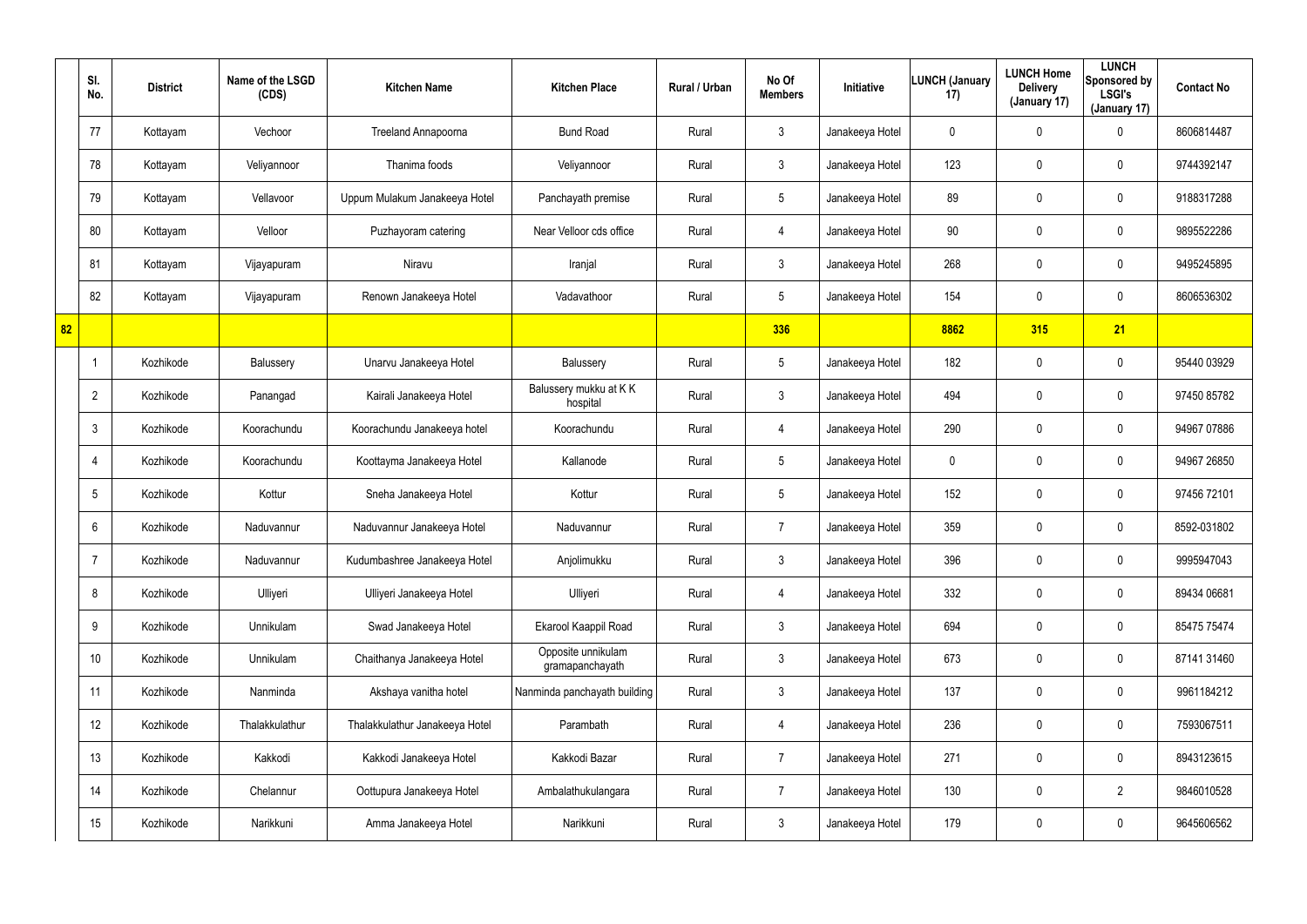| | Sl. No. | District | Name of the LSGD (CDS) | Kitchen Name | Kitchen Place | Rural / Urban | No Of Members | Initiative | LUNCH (January 17) | LUNCH Home Delivery (January 17) | LUNCH Sponsored by LSGI's (January 17) | Contact No |
|---|---|---|---|---|---|---|---|---|---|---|---|---|
| | 77 | Kottayam | Vechoor | Treeland Annapoorna | Bund Road | Rural | 3 | Janakeeya Hotel | 0 | 0 | 0 | 8606814487 |
| | 78 | Kottayam | Veliyannoor | Thanima foods | Veliyannoor | Rural | 3 | Janakeeya Hotel | 123 | 0 | 0 | 9744392147 |
| | 79 | Kottayam | Vellavoor | Uppum Mulakum Janakeeya Hotel | Panchayath premise | Rural | 5 | Janakeeya Hotel | 89 | 0 | 0 | 9188317288 |
| | 80 | Kottayam | Velloor | Puzhayoram catering | Near Velloor cds office | Rural | 4 | Janakeeya Hotel | 90 | 0 | 0 | 9895522286 |
| | 81 | Kottayam | Vijayapuram | Niravu | Iranjal | Rural | 3 | Janakeeya Hotel | 268 | 0 | 0 | 9495245895 |
| | 82 | Kottayam | Vijayapuram | Renown Janakeeya Hotel | Vadavathoor | Rural | 5 | Janakeeya Hotel | 154 | 0 | 0 | 8606536302 |
| 82 | | | | | | | 336 | | 8862 | 315 | 21 | |
| | 1 | Kozhikode | Balussery | Unarvu Janakeeya Hotel | Balussery | Rural | 5 | Janakeeya Hotel | 182 | 0 | 0 | 95440 03929 |
| | 2 | Kozhikode | Panangad | Kairali Janakeeya Hotel | Balussery mukku at K K hospital | Rural | 3 | Janakeeya Hotel | 494 | 0 | 0 | 97450 85782 |
| | 3 | Kozhikode | Koorachundu | Koorachundu Janakeeya hotel | Koorachundu | Rural | 4 | Janakeeya Hotel | 290 | 0 | 0 | 94967 07886 |
| | 4 | Kozhikode | Koorachundu | Koottayma Janakeeya Hotel | Kallanode | Rural | 5 | Janakeeya Hotel | 0 | 0 | 0 | 94967 26850 |
| | 5 | Kozhikode | Kottur | Sneha Janakeeya Hotel | Kottur | Rural | 5 | Janakeeya Hotel | 152 | 0 | 0 | 97456 72101 |
| | 6 | Kozhikode | Naduvannur | Naduvannur Janakeeya Hotel | Naduvannur | Rural | 7 | Janakeeya Hotel | 359 | 0 | 0 | 8592-031802 |
| | 7 | Kozhikode | Naduvannur | Kudumbashree Janakeeya Hotel | Anjolimukku | Rural | 3 | Janakeeya Hotel | 396 | 0 | 0 | 9995947043 |
| | 8 | Kozhikode | Ulliyeri | Ulliyeri Janakeeya Hotel | Ulliyeri | Rural | 4 | Janakeeya Hotel | 332 | 0 | 0 | 89434 06681 |
| | 9 | Kozhikode | Unnikulam | Swad Janakeeya Hotel | Ekarool Kaappil Road | Rural | 3 | Janakeeya Hotel | 694 | 0 | 0 | 85475 75474 |
| | 10 | Kozhikode | Unnikulam | Chaithanya Janakeeya Hotel | Opposite unnikulam gramapanchayath | Rural | 3 | Janakeeya Hotel | 673 | 0 | 0 | 87141 31460 |
| | 11 | Kozhikode | Nanminda | Akshaya vanitha hotel | Nanminda panchayath building | Rural | 3 | Janakeeya Hotel | 137 | 0 | 0 | 9961184212 |
| | 12 | Kozhikode | Thalakkulathur | Thalakkulathur Janakeeya Hotel | Parambath | Rural | 4 | Janakeeya Hotel | 236 | 0 | 0 | 7593067511 |
| | 13 | Kozhikode | Kakkodi | Kakkodi Janakeeya Hotel | Kakkodi Bazar | Rural | 7 | Janakeeya Hotel | 271 | 0 | 0 | 8943123615 |
| | 14 | Kozhikode | Chelannur | Oottupura Janakeeya Hotel | Ambalathukulangara | Rural | 7 | Janakeeya Hotel | 130 | 0 | 2 | 9846010528 |
| | 15 | Kozhikode | Narikkuni | Amma Janakeeya Hotel | Narikkuni | Rural | 3 | Janakeeya Hotel | 179 | 0 | 0 | 9645606562 |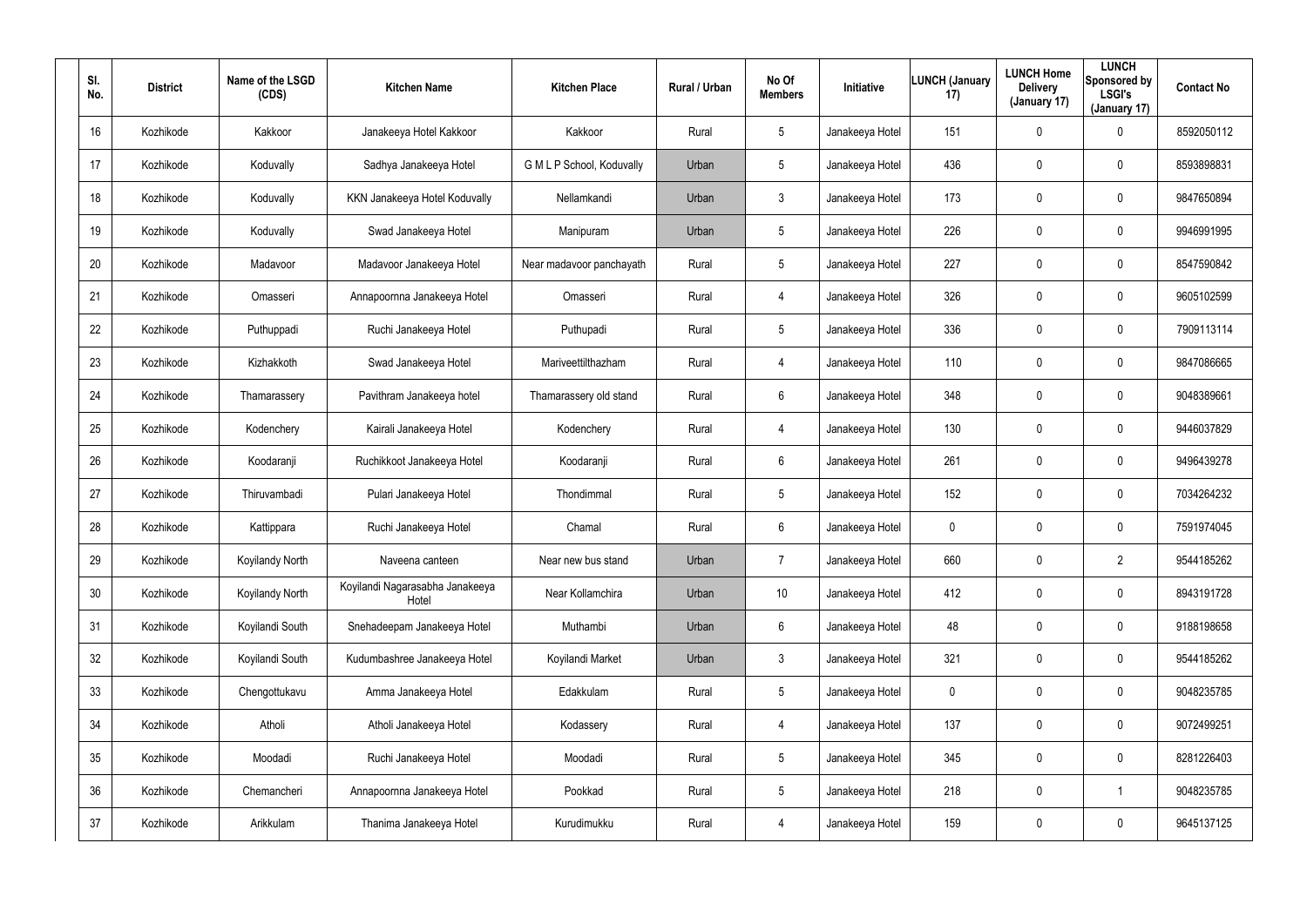| Sl. No. | District | Name of the LSGD (CDS) | Kitchen Name | Kitchen Place | Rural / Urban | No Of Members | Initiative | LUNCH (January 17) | LUNCH Home Delivery (January 17) | LUNCH Sponsored by LSGI's (January 17) | Contact No |
|---|---|---|---|---|---|---|---|---|---|---|---|
| 16 | Kozhikode | Kakkoor | Janakeeya Hotel Kakkoor | Kakkoor | Rural | 5 | Janakeeya Hotel | 151 | 0 | 0 | 8592050112 |
| 17 | Kozhikode | Koduvally | Sadhya Janakeeya Hotel | G M L P School, Koduvally | Urban | 5 | Janakeeya Hotel | 436 | 0 | 0 | 8593898831 |
| 18 | Kozhikode | Koduvally | KKN Janakeeya Hotel Koduvally | Nellamkandi | Urban | 3 | Janakeeya Hotel | 173 | 0 | 0 | 9847650894 |
| 19 | Kozhikode | Koduvally | Swad Janakeeya Hotel | Manipuram | Urban | 5 | Janakeeya Hotel | 226 | 0 | 0 | 9946991995 |
| 20 | Kozhikode | Madavoor | Madavoor Janakeeya Hotel | Near madavoor panchayath | Rural | 5 | Janakeeya Hotel | 227 | 0 | 0 | 8547590842 |
| 21 | Kozhikode | Omasseri | Annapoornna Janakeeya Hotel | Omasseri | Rural | 4 | Janakeeya Hotel | 326 | 0 | 0 | 9605102599 |
| 22 | Kozhikode | Puthuppadi | Ruchi Janakeeya Hotel | Puthupadi | Rural | 5 | Janakeeya Hotel | 336 | 0 | 0 | 7909113114 |
| 23 | Kozhikode | Kizhakkoth | Swad Janakeeya Hotel | Mariveettilthazham | Rural | 4 | Janakeeya Hotel | 110 | 0 | 0 | 9847086665 |
| 24 | Kozhikode | Thamarassery | Pavithram Janakeeya hotel | Thamarassery old stand | Rural | 6 | Janakeeya Hotel | 348 | 0 | 0 | 9048389661 |
| 25 | Kozhikode | Kodenchery | Kairali Janakeeya Hotel | Kodenchery | Rural | 4 | Janakeeya Hotel | 130 | 0 | 0 | 9446037829 |
| 26 | Kozhikode | Koodaranji | Ruchikkoot Janakeeya Hotel | Koodaranji | Rural | 6 | Janakeeya Hotel | 261 | 0 | 0 | 9496439278 |
| 27 | Kozhikode | Thiruvambadi | Pulari Janakeeya Hotel | Thondimmal | Rural | 5 | Janakeeya Hotel | 152 | 0 | 0 | 7034264232 |
| 28 | Kozhikode | Kattippara | Ruchi Janakeeya Hotel | Chamal | Rural | 6 | Janakeeya Hotel | 0 | 0 | 0 | 7591974045 |
| 29 | Kozhikode | Koyilandy North | Naveena canteen | Near new bus stand | Urban | 7 | Janakeeya Hotel | 660 | 0 | 2 | 9544185262 |
| 30 | Kozhikode | Koyilandy North | Koyilandi Nagarasabha Janakeeya Hotel | Near Kollamchira | Urban | 10 | Janakeeya Hotel | 412 | 0 | 0 | 8943191728 |
| 31 | Kozhikode | Koyilandi South | Snehadeepam Janakeeya Hotel | Muthambi | Urban | 6 | Janakeeya Hotel | 48 | 0 | 0 | 9188198658 |
| 32 | Kozhikode | Koyilandi South | Kudumbashree Janakeeya Hotel | Koyilandi Market | Urban | 3 | Janakeeya Hotel | 321 | 0 | 0 | 9544185262 |
| 33 | Kozhikode | Chengottukavu | Amma Janakeeya Hotel | Edakkulam | Rural | 5 | Janakeeya Hotel | 0 | 0 | 0 | 9048235785 |
| 34 | Kozhikode | Atholi | Atholi Janakeeya Hotel | Kodassery | Rural | 4 | Janakeeya Hotel | 137 | 0 | 0 | 9072499251 |
| 35 | Kozhikode | Moodadi | Ruchi Janakeeya Hotel | Moodadi | Rural | 5 | Janakeeya Hotel | 345 | 0 | 0 | 8281226403 |
| 36 | Kozhikode | Chemancheri | Annapoornna Janakeeya Hotel | Pookkad | Rural | 5 | Janakeeya Hotel | 218 | 0 | 1 | 9048235785 |
| 37 | Kozhikode | Arikkulam | Thanima Janakeeya Hotel | Kurudimukku | Rural | 4 | Janakeeya Hotel | 159 | 0 | 0 | 9645137125 |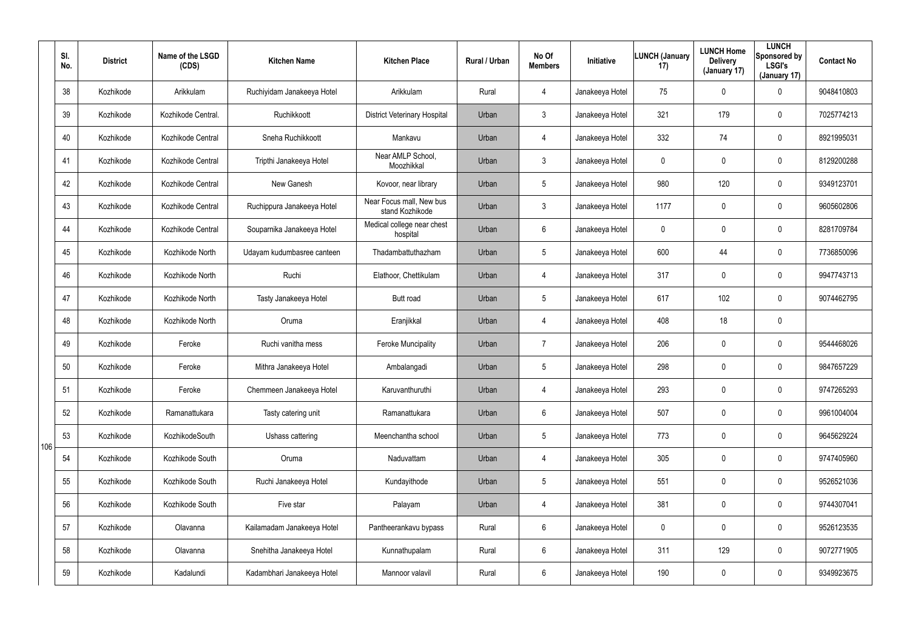| Sl. No. | District | Name of the LSGD (CDS) | Kitchen Name | Kitchen Place | Rural / Urban | No Of Members | Initiative | LUNCH (January 17) | LUNCH Home Delivery (January 17) | LUNCH Sponsored by LSGI's (January 17) | Contact No |
|---|---|---|---|---|---|---|---|---|---|---|---|
| 38 | Kozhikode | Arikkulam | Ruchiyidam Janakeeya Hotel | Arikkulam | Rural | 4 | Janakeeya Hotel | 75 | 0 | 0 | 9048410803 |
| 39 | Kozhikode | Kozhikode Central. | Ruchikkoott | District Veterinary Hospital | Urban | 3 | Janakeeya Hotel | 321 | 179 | 0 | 7025774213 |
| 40 | Kozhikode | Kozhikode Central | Sneha Ruchikkoott | Mankavu | Urban | 4 | Janakeeya Hotel | 332 | 74 | 0 | 8921995031 |
| 41 | Kozhikode | Kozhikode Central | Tripthi Janakeeya Hotel | Near AMLP School, Moozhikkal | Urban | 3 | Janakeeya Hotel | 0 | 0 | 0 | 8129200288 |
| 42 | Kozhikode | Kozhikode Central | New Ganesh | Kovoor, near library | Urban | 5 | Janakeeya Hotel | 980 | 120 | 0 | 9349123701 |
| 43 | Kozhikode | Kozhikode Central | Ruchippura Janakeeya Hotel | Near Focus mall, New bus stand Kozhikode | Urban | 3 | Janakeeya Hotel | 1177 | 0 | 0 | 9605602806 |
| 44 | Kozhikode | Kozhikode Central | Souparnika Janakeeya Hotel | Medical college near chest hospital | Urban | 6 | Janakeeya Hotel | 0 | 0 | 0 | 8281709784 |
| 45 | Kozhikode | Kozhikode North | Udayam kudumbasree canteen | Thadambattuthazham | Urban | 5 | Janakeeya Hotel | 600 | 44 | 0 | 7736850096 |
| 46 | Kozhikode | Kozhikode North | Ruchi | Elathoor, Chettikulam | Urban | 4 | Janakeeya Hotel | 317 | 0 | 0 | 9947743713 |
| 47 | Kozhikode | Kozhikode North | Tasty Janakeeya Hotel | Butt road | Urban | 5 | Janakeeya Hotel | 617 | 102 | 0 | 9074462795 |
| 48 | Kozhikode | Kozhikode North | Oruma | Eranjikkal | Urban | 4 | Janakeeya Hotel | 408 | 18 | 0 | |
| 49 | Kozhikode | Feroke | Ruchi vanitha mess | Feroke Muncipality | Urban | 7 | Janakeeya Hotel | 206 | 0 | 0 | 9544468026 |
| 50 | Kozhikode | Feroke | Mithra Janakeeya Hotel | Ambalangadi | Urban | 5 | Janakeeya Hotel | 298 | 0 | 0 | 9847657229 |
| 51 | Kozhikode | Feroke | Chemmeen Janakeeya Hotel | Karuvanthuruthi | Urban | 4 | Janakeeya Hotel | 293 | 0 | 0 | 9747265293 |
| 52 | Kozhikode | Ramanattukara | Tasty catering unit | Ramanattukara | Urban | 6 | Janakeeya Hotel | 507 | 0 | 0 | 9961004004 |
| 53 | Kozhikode | KozhikodeSouth | Ushass cattering | Meenchantha school | Urban | 5 | Janakeeya Hotel | 773 | 0 | 0 | 9645629224 |
| 54 | Kozhikode | Kozhikode South | Oruma | Naduvattam | Urban | 4 | Janakeeya Hotel | 305 | 0 | 0 | 9747405960 |
| 55 | Kozhikode | Kozhikode South | Ruchi Janakeeya Hotel | Kundayithode | Urban | 5 | Janakeeya Hotel | 551 | 0 | 0 | 9526521036 |
| 56 | Kozhikode | Kozhikode South | Five star | Palayam | Urban | 4 | Janakeeya Hotel | 381 | 0 | 0 | 9744307041 |
| 57 | Kozhikode | Olavanna | Kailamadam Janakeeya Hotel | Pantheerankavu bypass | Rural | 6 | Janakeeya Hotel | 0 | 0 | 0 | 9526123535 |
| 58 | Kozhikode | Olavanna | Snehitha Janakeeya Hotel | Kunnathupalam | Rural | 6 | Janakeeya Hotel | 311 | 129 | 0 | 9072771905 |
| 59 | Kozhikode | Kadalundi | Kadambhari Janakeeya Hotel | Mannoor valavil | Rural | 6 | Janakeeya Hotel | 190 | 0 | 0 | 9349923675 |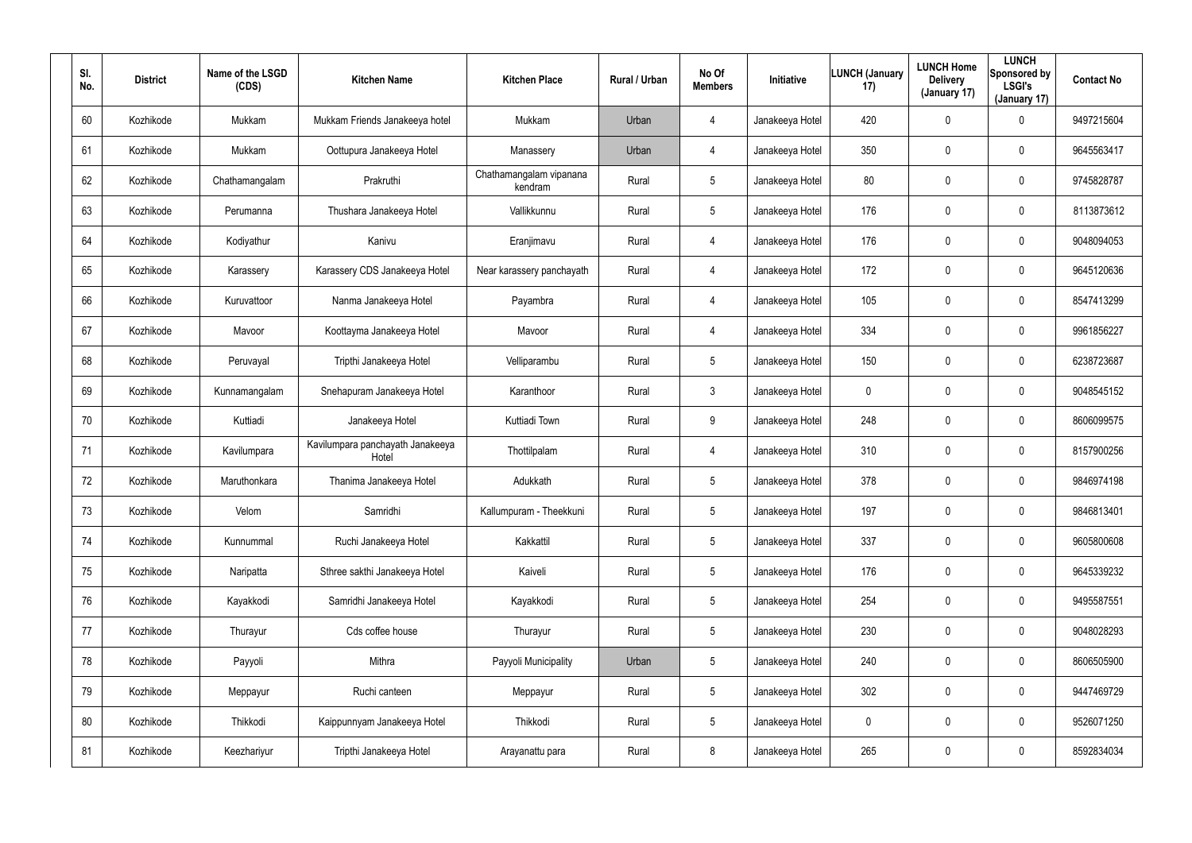| Sl. No. | District | Name of the LSGD (CDS) | Kitchen Name | Kitchen Place | Rural / Urban | No Of Members | Initiative | LUNCH (January 17) | LUNCH Home Delivery (January 17) | LUNCH Sponsored by LSGI's (January 17) | Contact No |
|---|---|---|---|---|---|---|---|---|---|---|---|
| 60 | Kozhikode | Mukkam | Mukkam Friends Janakeeya hotel | Mukkam | Urban | 4 | Janakeeya Hotel | 420 | 0 | 0 | 9497215604 |
| 61 | Kozhikode | Mukkam | Oottupura Janakeeya Hotel | Manassery | Urban | 4 | Janakeeya Hotel | 350 | 0 | 0 | 9645563417 |
| 62 | Kozhikode | Chathamangalam | Prakruthi | Chathamangalam vipanana kendram | Rural | 5 | Janakeeya Hotel | 80 | 0 | 0 | 9745828787 |
| 63 | Kozhikode | Perumanna | Thushara Janakeeya Hotel | Vallikkunnu | Rural | 5 | Janakeeya Hotel | 176 | 0 | 0 | 8113873612 |
| 64 | Kozhikode | Kodiyathur | Kanivu | Eranjimavu | Rural | 4 | Janakeeya Hotel | 176 | 0 | 0 | 9048094053 |
| 65 | Kozhikode | Karassery | Karassery CDS Janakeeya Hotel | Near karassery panchayath | Rural | 4 | Janakeeya Hotel | 172 | 0 | 0 | 9645120636 |
| 66 | Kozhikode | Kuruvattoor | Nanma Janakeeya Hotel | Payambra | Rural | 4 | Janakeeya Hotel | 105 | 0 | 0 | 8547413299 |
| 67 | Kozhikode | Mavoor | Koottayma Janakeeya Hotel | Mavoor | Rural | 4 | Janakeeya Hotel | 334 | 0 | 0 | 9961856227 |
| 68 | Kozhikode | Peruvayal | Tripthi Janakeeya Hotel | Velliparambu | Rural | 5 | Janakeeya Hotel | 150 | 0 | 0 | 6238723687 |
| 69 | Kozhikode | Kunnamangalam | Snehapuram Janakeeya Hotel | Karanthoor | Rural | 3 | Janakeeya Hotel | 0 | 0 | 0 | 9048545152 |
| 70 | Kozhikode | Kuttiadi | Janakeeya Hotel | Kuttiadi Town | Rural | 9 | Janakeeya Hotel | 248 | 0 | 0 | 8606099575 |
| 71 | Kozhikode | Kavilumpara | Kavilumpara panchayath Janakeeya Hotel | Thottilpalam | Rural | 4 | Janakeeya Hotel | 310 | 0 | 0 | 8157900256 |
| 72 | Kozhikode | Maruthonkara | Thanima Janakeeya Hotel | Adukkath | Rural | 5 | Janakeeya Hotel | 378 | 0 | 0 | 9846974198 |
| 73 | Kozhikode | Velom | Samridhi | Kallumpuram - Theekkuni | Rural | 5 | Janakeeya Hotel | 197 | 0 | 0 | 9846813401 |
| 74 | Kozhikode | Kunnummal | Ruchi Janakeeya Hotel | Kakkattil | Rural | 5 | Janakeeya Hotel | 337 | 0 | 0 | 9605800608 |
| 75 | Kozhikode | Naripatta | Sthree sakthi Janakeeya Hotel | Kaiveli | Rural | 5 | Janakeeya Hotel | 176 | 0 | 0 | 9645339232 |
| 76 | Kozhikode | Kayakkodi | Samridhi Janakeeya Hotel | Kayakkodi | Rural | 5 | Janakeeya Hotel | 254 | 0 | 0 | 9495587551 |
| 77 | Kozhikode | Thurayur | Cds coffee house | Thurayur | Rural | 5 | Janakeeya Hotel | 230 | 0 | 0 | 9048028293 |
| 78 | Kozhikode | Payyoli | Mithra | Payyoli Municipality | Urban | 5 | Janakeeya Hotel | 240 | 0 | 0 | 8606505900 |
| 79 | Kozhikode | Meppayur | Ruchi canteen | Meppayur | Rural | 5 | Janakeeya Hotel | 302 | 0 | 0 | 9447469729 |
| 80 | Kozhikode | Thikkodi | Kaippunnyam Janakeeya Hotel | Thikkodi | Rural | 5 | Janakeeya Hotel | 0 | 0 | 0 | 9526071250 |
| 81 | Kozhikode | Keezhariyur | Tripthi Janakeeya Hotel | Arayanattu para | Rural | 8 | Janakeeya Hotel | 265 | 0 | 0 | 8592834034 |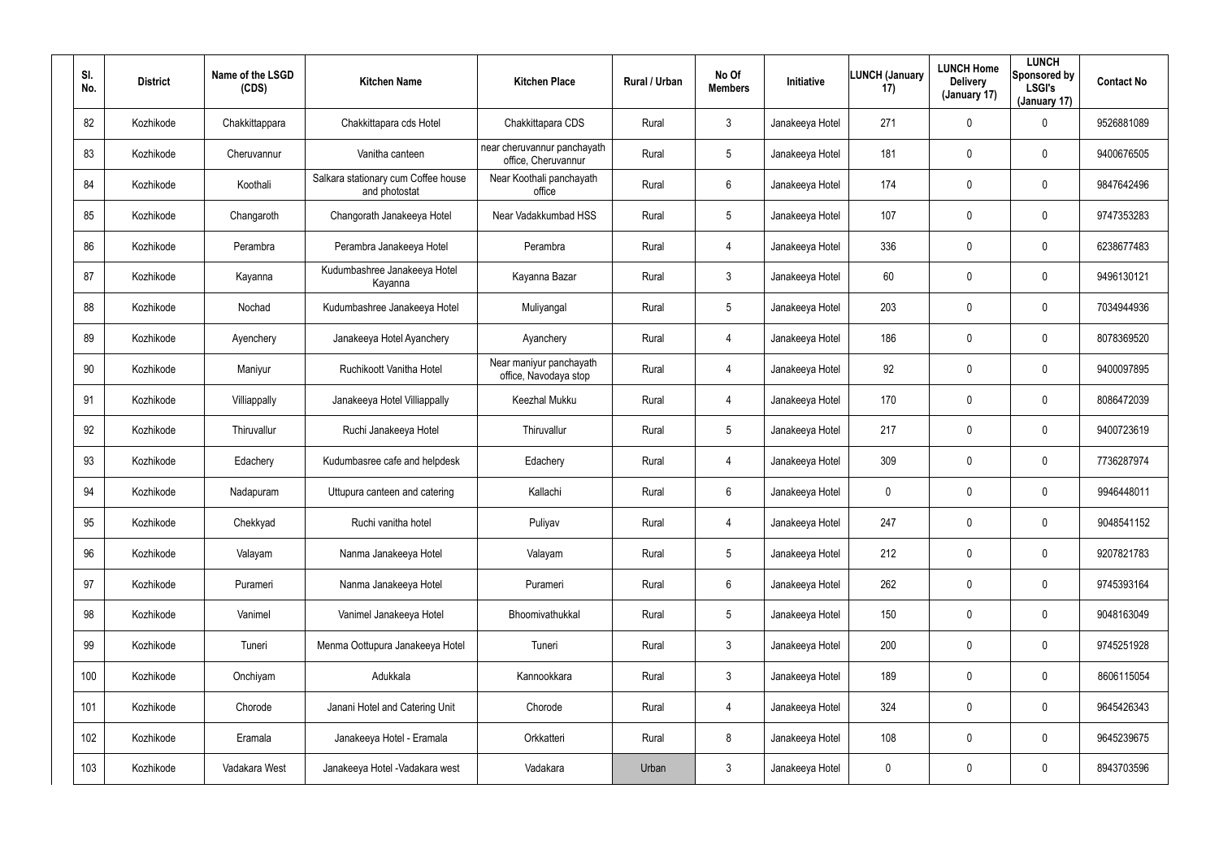| Sl. No. | District | Name of the LSGD (CDS) | Kitchen Name | Kitchen Place | Rural / Urban | No Of Members | Initiative | LUNCH (January 17) | LUNCH Home Delivery (January 17) | LUNCH Sponsored by LSGI's (January 17) | Contact No |
|---|---|---|---|---|---|---|---|---|---|---|---|
| 82 | Kozhikode | Chakkittappara | Chakkittapara cds Hotel | Chakkittapara CDS | Rural | 3 | Janakeeya Hotel | 271 | 0 | 0 | 9526881089 |
| 83 | Kozhikode | Cheruvannur | Vanitha canteen | near cheruvannur panchayath office, Cheruvannur | Rural | 5 | Janakeeya Hotel | 181 | 0 | 0 | 9400676505 |
| 84 | Kozhikode | Koothali | Salkara stationary cum Coffee house and photostat | Near Koothali panchayath office | Rural | 6 | Janakeeya Hotel | 174 | 0 | 0 | 9847642496 |
| 85 | Kozhikode | Changaroth | Changorath Janakeeya Hotel | Near Vadakkumbad HSS | Rural | 5 | Janakeeya Hotel | 107 | 0 | 0 | 9747353283 |
| 86 | Kozhikode | Perambra | Perambra Janakeeya Hotel | Perambra | Rural | 4 | Janakeeya Hotel | 336 | 0 | 0 | 6238677483 |
| 87 | Kozhikode | Kayanna | Kudumbashree Janakeeya Hotel Kayanna | Kayanna Bazar | Rural | 3 | Janakeeya Hotel | 60 | 0 | 0 | 9496130121 |
| 88 | Kozhikode | Nochad | Kudumbashree Janakeeya Hotel | Muliyangal | Rural | 5 | Janakeeya Hotel | 203 | 0 | 0 | 7034944936 |
| 89 | Kozhikode | Ayenchery | Janakeeya Hotel Ayanchery | Ayanchery | Rural | 4 | Janakeeya Hotel | 186 | 0 | 0 | 8078369520 |
| 90 | Kozhikode | Maniyur | Ruchikoott Vanitha Hotel | Near maniyur panchayath office, Navodaya stop | Rural | 4 | Janakeeya Hotel | 92 | 0 | 0 | 9400097895 |
| 91 | Kozhikode | Villiappally | Janakeeya Hotel Villiappally | Keezhal Mukku | Rural | 4 | Janakeeya Hotel | 170 | 0 | 0 | 8086472039 |
| 92 | Kozhikode | Thiruvallur | Ruchi Janakeeya Hotel | Thiruvallur | Rural | 5 | Janakeeya Hotel | 217 | 0 | 0 | 9400723619 |
| 93 | Kozhikode | Edachery | Kudumbasree cafe and helpdesk | Edachery | Rural | 4 | Janakeeya Hotel | 309 | 0 | 0 | 7736287974 |
| 94 | Kozhikode | Nadapuram | Uttupura canteen and catering | Kallachi | Rural | 6 | Janakeeya Hotel | 0 | 0 | 0 | 9946448011 |
| 95 | Kozhikode | Chekkyad | Ruchi vanitha hotel | Puliyav | Rural | 4 | Janakeeya Hotel | 247 | 0 | 0 | 9048541152 |
| 96 | Kozhikode | Valayam | Nanma Janakeeya Hotel | Valayam | Rural | 5 | Janakeeya Hotel | 212 | 0 | 0 | 9207821783 |
| 97 | Kozhikode | Purameri | Nanma Janakeeya Hotel | Purameri | Rural | 6 | Janakeeya Hotel | 262 | 0 | 0 | 9745393164 |
| 98 | Kozhikode | Vanimel | Vanimel Janakeeya Hotel | Bhoomivathukkal | Rural | 5 | Janakeeya Hotel | 150 | 0 | 0 | 9048163049 |
| 99 | Kozhikode | Tuneri | Menma Oottupura Janakeeya Hotel | Tuneri | Rural | 3 | Janakeeya Hotel | 200 | 0 | 0 | 9745251928 |
| 100 | Kozhikode | Onchiyam | Adukkala | Kannookkara | Rural | 3 | Janakeeya Hotel | 189 | 0 | 0 | 8606115054 |
| 101 | Kozhikode | Chorode | Janani Hotel and Catering Unit | Chorode | Rural | 4 | Janakeeya Hotel | 324 | 0 | 0 | 9645426343 |
| 102 | Kozhikode | Eramala | Janakeeya Hotel - Eramala | Orkkatteri | Rural | 8 | Janakeeya Hotel | 108 | 0 | 0 | 9645239675 |
| 103 | Kozhikode | Vadakara West | Janakeeya Hotel -Vadakara west | Vadakara | Urban | 3 | Janakeeya Hotel | 0 | 0 | 0 | 8943703596 |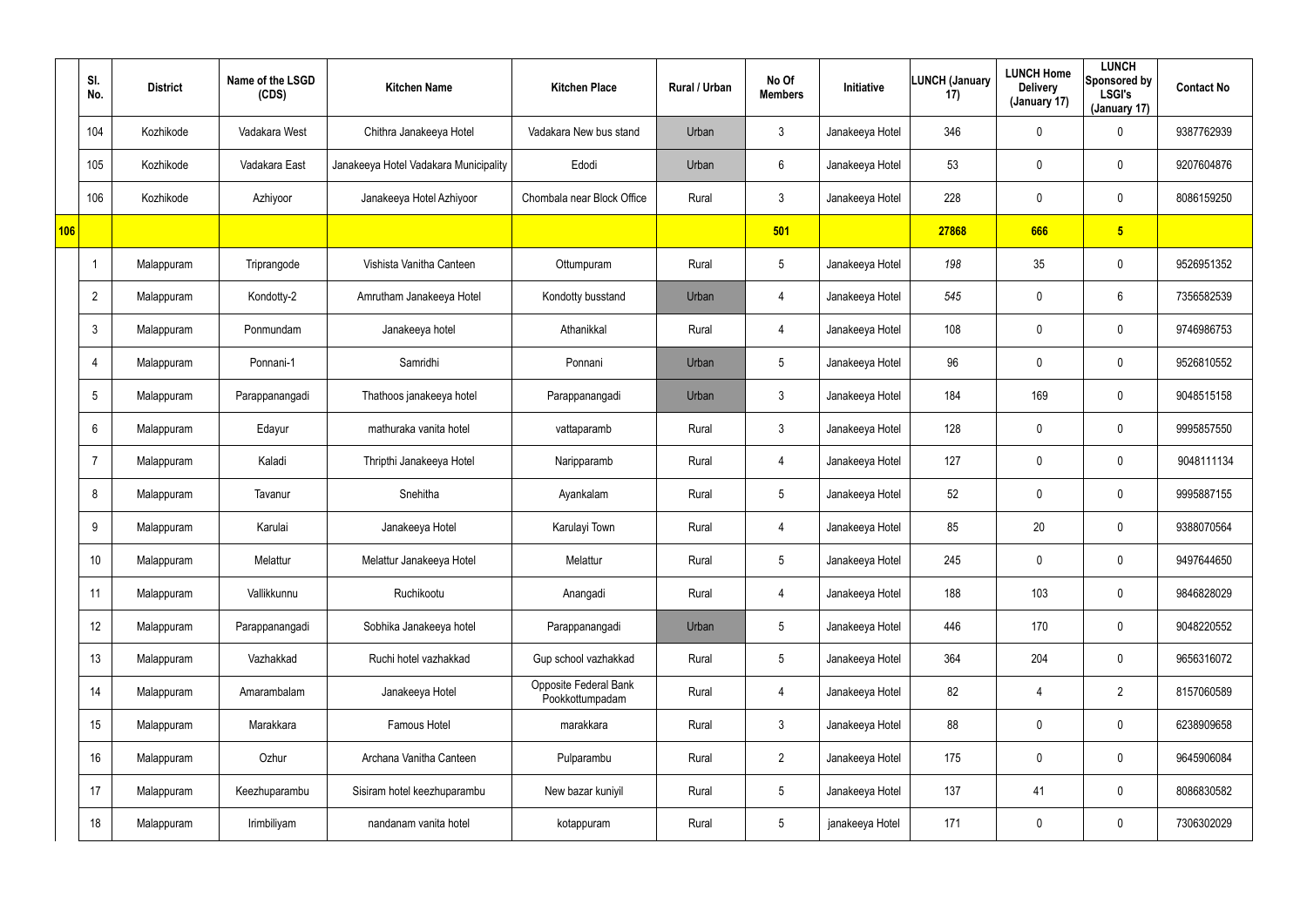| | Sl. No. | District | Name of the LSGD (CDS) | Kitchen Name | Kitchen Place | Rural / Urban | No Of Members | Initiative | LUNCH (January 17) | LUNCH Home Delivery (January 17) | LUNCH Sponsored by LSGI's (January 17) | Contact No |
|---|---|---|---|---|---|---|---|---|---|---|---|---|
| | 104 | Kozhikode | Vadakara West | Chithra Janakeeya Hotel | Vadakara New bus stand | Urban | 3 | Janakeeya Hotel | 346 | 0 | 0 | 9387762939 |
| | 105 | Kozhikode | Vadakara East | Janakeeya Hotel Vadakara Municipality | Edodi | Urban | 6 | Janakeeya Hotel | 53 | 0 | 0 | 9207604876 |
| | 106 | Kozhikode | Azhiyoor | Janakeeya Hotel Azhiyoor | Chombala near Block Office | Rural | 3 | Janakeeya Hotel | 228 | 0 | 0 | 8086159250 |
| **106** | | | | | | | **501** | | **27868** | **666** | **5** | |
| | 1 | Malappuram | Triprangode | Vishista Vanitha Canteen | Ottumpuram | Rural | 5 | Janakeeya Hotel | *198* | 35 | 0 | 9526951352 |
| | 2 | Malappuram | Kondotty-2 | Amrutham Janakeeya Hotel | Kondotty busstand | Urban | 4 | Janakeeya Hotel | *545* | 0 | 6 | 7356582539 |
| | 3 | Malappuram | Ponmundam | Janakeeya hotel | Athanikkal | Rural | 4 | Janakeeya Hotel | 108 | 0 | 0 | 9746986753 |
| | 4 | Malappuram | Ponnani-1 | Samridhi | Ponnani | Urban | 5 | Janakeeya Hotel | 96 | 0 | 0 | 9526810552 |
| | 5 | Malappuram | Parappanangadi | Thathoos janakeeya hotel | Parappanangadi | Urban | 3 | Janakeeya Hotel | 184 | 169 | 0 | 9048515158 |
| | 6 | Malappuram | Edayur | mathuraka vanita hotel | vattaparamb | Rural | 3 | Janakeeya Hotel | 128 | 0 | 0 | 9995857550 |
| | 7 | Malappuram | Kaladi | Thripthi Janakeeya Hotel | Naripparamb | Rural | 4 | Janakeeya Hotel | 127 | 0 | 0 | 9048111134 |
| | 8 | Malappuram | Tavanur | Snehitha | Ayankalam | Rural | 5 | Janakeeya Hotel | 52 | 0 | 0 | 9995887155 |
| | 9 | Malappuram | Karulai | Janakeeya Hotel | Karulayi Town | Rural | 4 | Janakeeya Hotel | 85 | 20 | 0 | 9388070564 |
| | 10 | Malappuram | Melattur | Melattur Janakeeya Hotel | Melattur | Rural | 5 | Janakeeya Hotel | 245 | 0 | 0 | 9497644650 |
| | 11 | Malappuram | Vallikkunnu | Ruchikootu | Anangadi | Rural | 4 | Janakeeya Hotel | 188 | 103 | 0 | 9846828029 |
| | 12 | Malappuram | Parappanangadi | Sobhika Janakeeya hotel | Parappanangadi | Urban | 5 | Janakeeya Hotel | 446 | 170 | 0 | 9048220552 |
| | 13 | Malappuram | Vazhakkad | Ruchi hotel vazhakkad | Gup school vazhakkad | Rural | 5 | Janakeeya Hotel | 364 | 204 | 0 | 9656316072 |
| | 14 | Malappuram | Amarambalam | Janakeeya Hotel | Opposite Federal Bank Pookkottumpadam | Rural | 4 | Janakeeya Hotel | 82 | 4 | 2 | 8157060589 |
| | 15 | Malappuram | Marakkara | Famous Hotel | marakkara | Rural | 3 | Janakeeya Hotel | 88 | 0 | 0 | 6238909658 |
| | 16 | Malappuram | Ozhur | Archana Vanitha Canteen | Pulparambu | Rural | 2 | Janakeeya Hotel | 175 | 0 | 0 | 9645906084 |
| | 17 | Malappuram | Keezhuparambu | Sisiram hotel keezhuparambu | New bazar kuniyil | Rural | 5 | Janakeeya Hotel | 137 | 41 | 0 | 8086830582 |
| | 18 | Malappuram | Irimbiliyam | nandanam vanita hotel | kotappuram | Rural | 5 | janakeeya Hotel | 171 | 0 | 0 | 7306302029 |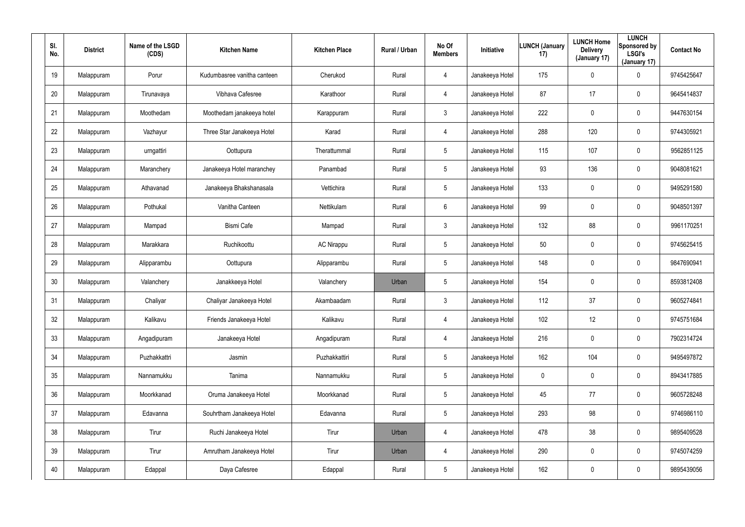| Sl. No. | District | Name of the LSGD (CDS) | Kitchen Name | Kitchen Place | Rural / Urban | No Of Members | Initiative | LUNCH (January 17) | LUNCH Home Delivery (January 17) | LUNCH Sponsored by LSGI's (January 17) | Contact No |
|---|---|---|---|---|---|---|---|---|---|---|---|
| 19 | Malappuram | Porur | Kudumbasree vanitha canteen | Cherukod | Rural | 4 | Janakeeya Hotel | 175 | 0 | 0 | 9745425647 |
| 20 | Malappuram | Tirunavaya | Vibhava Cafesree | Karathoor | Rural | 4 | Janakeeya Hotel | 87 | 17 | 0 | 9645414837 |
| 21 | Malappuram | Moothedam | Moothedam janakeeya hotel | Karappuram | Rural | 3 | Janakeeya Hotel | 222 | 0 | 0 | 9447630154 |
| 22 | Malappuram | Vazhayur | Three Star Janakeeya Hotel | Karad | Rural | 4 | Janakeeya Hotel | 288 | 120 | 0 | 9744305921 |
| 23 | Malappuram | urngattiri | Oottupura | Therattummal | Rural | 5 | Janakeeya Hotel | 115 | 107 | 0 | 9562851125 |
| 24 | Malappuram | Maranchery | Janakeeya Hotel maranchey | Panambad | Rural | 5 | Janakeeya Hotel | 93 | 136 | 0 | 9048081621 |
| 25 | Malappuram | Athavanad | Janakeeya Bhakshanasala | Vettichira | Rural | 5 | Janakeeya Hotel | 133 | 0 | 0 | 9495291580 |
| 26 | Malappuram | Pothukal | Vanitha Canteen | Nettikulam | Rural | 6 | Janakeeya Hotel | 99 | 0 | 0 | 9048501397 |
| 27 | Malappuram | Mampad | Bismi Cafe | Mampad | Rural | 3 | Janakeeya Hotel | 132 | 88 | 0 | 9961170251 |
| 28 | Malappuram | Marakkara | Ruchikoottu | AC Nirappu | Rural | 5 | Janakeeya Hotel | 50 | 0 | 0 | 9745625415 |
| 29 | Malappuram | Alipparambu | Oottupura | Alipparambu | Rural | 5 | Janakeeya Hotel | 148 | 0 | 0 | 9847690941 |
| 30 | Malappuram | Valanchery | Janakkeeya Hotel | Valanchery | Urban | 5 | Janakeeya Hotel | 154 | 0 | 0 | 8593812408 |
| 31 | Malappuram | Chaliyar | Chaliyar Janakeeya Hotel | Akambaadam | Rural | 3 | Janakeeya Hotel | 112 | 37 | 0 | 9605274841 |
| 32 | Malappuram | Kalikavu | Friends Janakeeya Hotel | Kalikavu | Rural | 4 | Janakeeya Hotel | 102 | 12 | 0 | 9745751684 |
| 33 | Malappuram | Angadipuram | Janakeeya Hotel | Angadipuram | Rural | 4 | Janakeeya Hotel | 216 | 0 | 0 | 7902314724 |
| 34 | Malappuram | Puzhakkattri | Jasmin | Puzhakkattiri | Rural | 5 | Janakeeya Hotel | 162 | 104 | 0 | 9495497872 |
| 35 | Malappuram | Nannamukku | Tanima | Nannamukku | Rural | 5 | Janakeeya Hotel | 0 | 0 | 0 | 8943417885 |
| 36 | Malappuram | Moorkkanad | Oruma Janakeeya Hotel | Moorkkanad | Rural | 5 | Janakeeya Hotel | 45 | 77 | 0 | 9605728248 |
| 37 | Malappuram | Edavanna | Souhrtham Janakeeya Hotel | Edavanna | Rural | 5 | Janakeeya Hotel | 293 | 98 | 0 | 9746986110 |
| 38 | Malappuram | Tirur | Ruchi Janakeeya Hotel | Tirur | Urban | 4 | Janakeeya Hotel | 478 | 38 | 0 | 9895409528 |
| 39 | Malappuram | Tirur | Amrutham Janakeeya Hotel | Tirur | Urban | 4 | Janakeeya Hotel | 290 | 0 | 0 | 9745074259 |
| 40 | Malappuram | Edappal | Daya Cafesree | Edappal | Rural | 5 | Janakeeya Hotel | 162 | 0 | 0 | 9895439056 |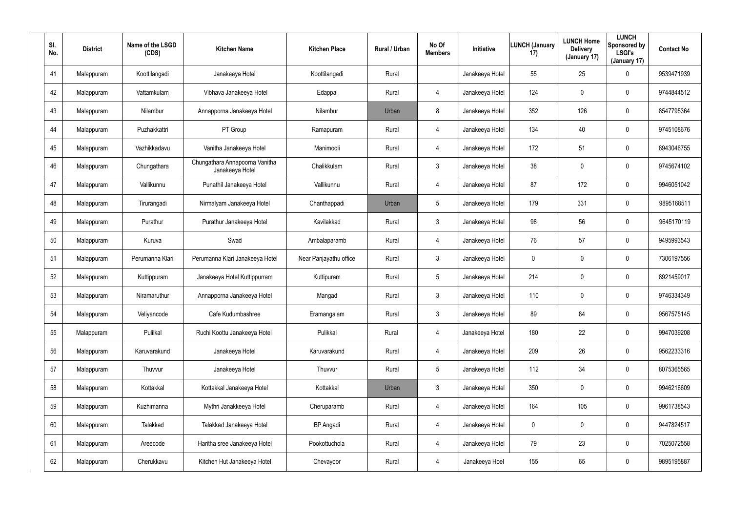| Sl. No. | District | Name of the LSGD (CDS) | Kitchen Name | Kitchen Place | Rural / Urban | No Of Members | Initiative | LUNCH (January 17) | LUNCH Home Delivery (January 17) | LUNCH Sponsored by LSGI's (January 17) | Contact No |
|---|---|---|---|---|---|---|---|---|---|---|---|
| 41 | Malappuram | Koottilangadi | Janakeeya Hotel | Koottilangadi | Rural | | Janakeeya Hotel | 55 | 25 | 0 | 9539471939 |
| 42 | Malappuram | Vattamkulam | Vibhava Janakeeya Hotel | Edappal | Rural | 4 | Janakeeya Hotel | 124 | 0 | 0 | 9744844512 |
| 43 | Malappuram | Nilambur | Annapporna Janakeeya Hotel | Nilambur | Urban | 8 | Janakeeya Hotel | 352 | 126 | 0 | 8547795364 |
| 44 | Malappuram | Puzhakkattri | PT Group | Ramapuram | Rural | 4 | Janakeeya Hotel | 134 | 40 | 0 | 9745108676 |
| 45 | Malappuram | Vazhikkadavu | Vanitha Janakeeya Hotel | Manimooli | Rural | 4 | Janakeeya Hotel | 172 | 51 | 0 | 8943046755 |
| 46 | Malappuram | Chungathara | Chungathara Annapoorna Vanitha Janakeeya Hotel | Chalikkulam | Rural | 3 | Janakeeya Hotel | 38 | 0 | 0 | 9745674102 |
| 47 | Malappuram | Vallikunnu | Punathil Janakeeya Hotel | Vallikunnu | Rural | 4 | Janakeeya Hotel | 87 | 172 | 0 | 9946051042 |
| 48 | Malappuram | Tirurangadi | Nirmalyam Janakeeya Hotel | Chanthappadi | Urban | 5 | Janakeeya Hotel | 179 | 331 | 0 | 9895168511 |
| 49 | Malappuram | Purathur | Purathur Janakeeya Hotel | Kavilakkad | Rural | 3 | Janakeeya Hotel | 98 | 56 | 0 | 9645170119 |
| 50 | Malappuram | Kuruva | Swad | Ambalaparamb | Rural | 4 | Janakeeya Hotel | 76 | 57 | 0 | 9495993543 |
| 51 | Malappuram | Perumanna Klari | Perumanna Klari Janakeeya Hotel | Near Panjayathu office | Rural | 3 | Janakeeya Hotel | 0 | 0 | 0 | 7306197556 |
| 52 | Malappuram | Kuttippuram | Janakeeya Hotel Kuttippurram | Kuttipuram | Rural | 5 | Janakeeya Hotel | 214 | 0 | 0 | 8921459017 |
| 53 | Malappuram | Niramaruthur | Annapporna Janakeeya Hotel | Mangad | Rural | 3 | Janakeeya Hotel | 110 | 0 | 0 | 9746334349 |
| 54 | Malappuram | Veliyancode | Cafe Kudumbashree | Eramangalam | Rural | 3 | Janakeeya Hotel | 89 | 84 | 0 | 9567575145 |
| 55 | Malappuram | Pulilkal | Ruchi Koottu Janakeeya Hotel | Pulikkal | Rural | 4 | Janakeeya Hotel | 180 | 22 | 0 | 9947039208 |
| 56 | Malappuram | Karuvarakund | Janakeeya Hotel | Karuvarakund | Rural | 4 | Janakeeya Hotel | 209 | 26 | 0 | 9562233316 |
| 57 | Malappuram | Thuvvur | Janakeeya Hotel | Thuvvur | Rural | 5 | Janakeeya Hotel | 112 | 34 | 0 | 8075365565 |
| 58 | Malappuram | Kottakkal | Kottakkal Janakeeya Hotel | Kottakkal | Urban | 3 | Janakeeya Hotel | 350 | 0 | 0 | 9946216609 |
| 59 | Malappuram | Kuzhimanna | Mythri Janakkeeya Hotel | Cheruparamb | Rural | 4 | Janakeeya Hotel | 164 | 105 | 0 | 9961738543 |
| 60 | Malappuram | Talakkad | Talakkad Janakeeya Hotel | BP Angadi | Rural | 4 | Janakeeya Hotel | 0 | 0 | 0 | 9447824517 |
| 61 | Malappuram | Areecode | Haritha sree Janakeeya Hotel | Pookottuchola | Rural | 4 | Janakeeya Hotel | 79 | 23 | 0 | 7025072558 |
| 62 | Malappuram | Cherukkavu | Kitchen Hut Janakeeya Hotel | Chevayoor | Rural | 4 | Janakeeya Hoel | 155 | 65 | 0 | 9895195887 |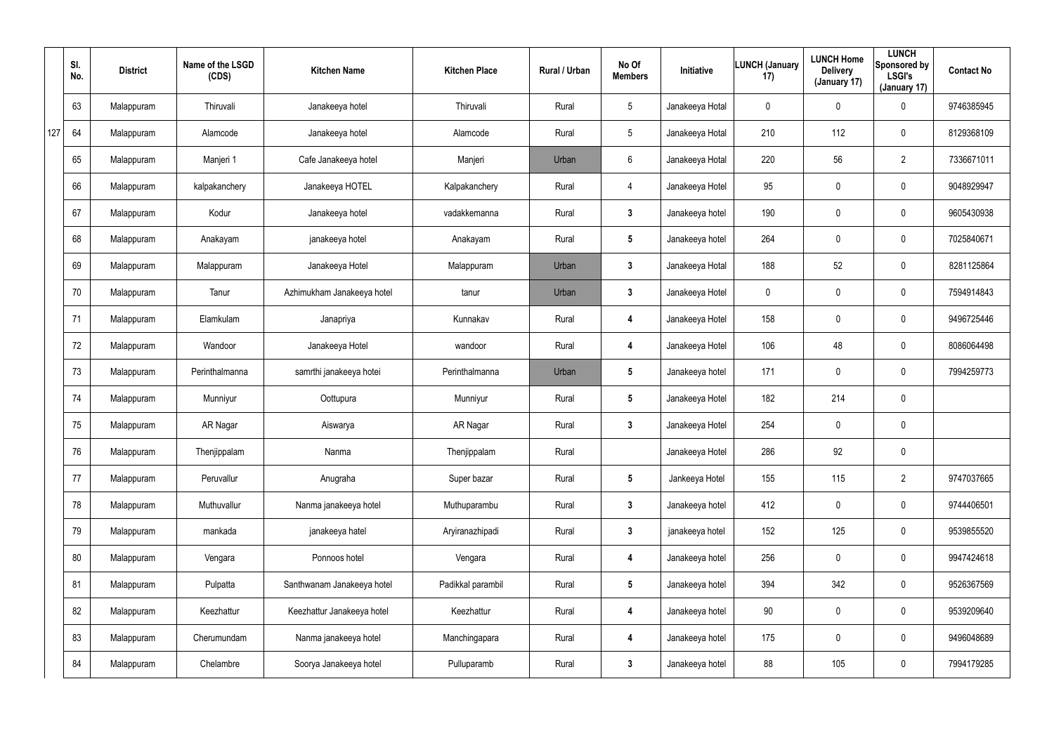| | Sl. No. | District | Name of the LSGD (CDS) | Kitchen Name | Kitchen Place | Rural / Urban | No Of Members | Initiative | LUNCH (January 17) | LUNCH Home Delivery (January 17) | LUNCH Sponsored by LSGI's (January 17) | Contact No |
|---|---|---|---|---|---|---|---|---|---|---|---|---|
| | 63 | Malappuram | Thiruvali | Janakeeya hotel | Thiruvali | Rural | 5 | Janakeeya Hotal | 0 | 0 | 0 | 9746385945 |
| 127 | 64 | Malappuram | Alamcode | Janakeeya hotel | Alamcode | Rural | 5 | Janakeeya Hotal | 210 | 112 | 0 | 8129368109 |
| | 65 | Malappuram | Manjeri 1 | Cafe Janakeeya hotel | Manjeri | Urban | 6 | Janakeeya Hotal | 220 | 56 | 2 | 7336671011 |
| | 66 | Malappuram | kalpakanchery | Janakeeya HOTEL | Kalpakanchery | Rural | 4 | Janakeeya Hotel | 95 | 0 | 0 | 9048929947 |
| | 67 | Malappuram | Kodur | Janakeeya hotel | vadakkemanna | Rural | 3 | Janakeeya hotel | 190 | 0 | 0 | 9605430938 |
| | 68 | Malappuram | Anakayam | janakeeya hotel | Anakayam | Rural | 5 | Janakeeya hotel | 264 | 0 | 0 | 7025840671 |
| | 69 | Malappuram | Malappuram | Janakeeya Hotel | Malappuram | Urban | 3 | Janakeeya Hotal | 188 | 52 | 0 | 8281125864 |
| | 70 | Malappuram | Tanur | Azhimukham Janakeeya hotel | tanur | Urban | 3 | Janakeeya Hotel | 0 | 0 | 0 | 7594914843 |
| | 71 | Malappuram | Elamkulam | Janapriya | Kunnakav | Rural | 4 | Janakeeya Hotel | 158 | 0 | 0 | 9496725446 |
| | 72 | Malappuram | Wandoor | Janakeeya Hotel | wandoor | Rural | 4 | Janakeeya Hotel | 106 | 48 | 0 | 8086064498 |
| | 73 | Malappuram | Perinthalmanna | samrthi janakeeya hotei | Perinthalmanna | Urban | 5 | Janakeeya hotel | 171 | 0 | 0 | 7994259773 |
| | 74 | Malappuram | Munniyur | Oottupura | Munniyur | Rural | 5 | Janakeeya Hotel | 182 | 214 | 0 | |
| | 75 | Malappuram | AR Nagar | Aiswarya | AR Nagar | Rural | 3 | Janakeeya Hotel | 254 | 0 | 0 | |
| | 76 | Malappuram | Thenjippalam | Nanma | Thenjippalam | Rural | | Janakeeya Hotel | 286 | 92 | 0 | |
| | 77 | Malappuram | Peruvallur | Anugraha | Super bazar | Rural | 5 | Jankeeya Hotel | 155 | 115 | 2 | 9747037665 |
| | 78 | Malappuram | Muthuvallur | Nanma janakeeya hotel | Muthuparambu | Rural | 3 | Janakeeya hotel | 412 | 0 | 0 | 9744406501 |
| | 79 | Malappuram | mankada | janakeeya hatel | Aryiranazhipadi | Rural | 3 | janakeeya hotel | 152 | 125 | 0 | 9539855520 |
| | 80 | Malappuram | Vengara | Ponnoos hotel | Vengara | Rural | 4 | Janakeeya hotel | 256 | 0 | 0 | 9947424618 |
| | 81 | Malappuram | Pulpatta | Santhwanam Janakeeya hotel | Padikkal parambil | Rural | 5 | Janakeeya hotel | 394 | 342 | 0 | 9526367569 |
| | 82 | Malappuram | Keezhattur | Keezhattur Janakeeya hotel | Keezhattur | Rural | 4 | Janakeeya hotel | 90 | 0 | 0 | 9539209640 |
| | 83 | Malappuram | Cherumundam | Nanma janakeeya hotel | Manchingapara | Rural | 4 | Janakeeya hotel | 175 | 0 | 0 | 9496048689 |
| | 84 | Malappuram | Chelambre | Soorya Janakeeya hotel | Pulluparamb | Rural | 3 | Janakeeya hotel | 88 | 105 | 0 | 7994179285 |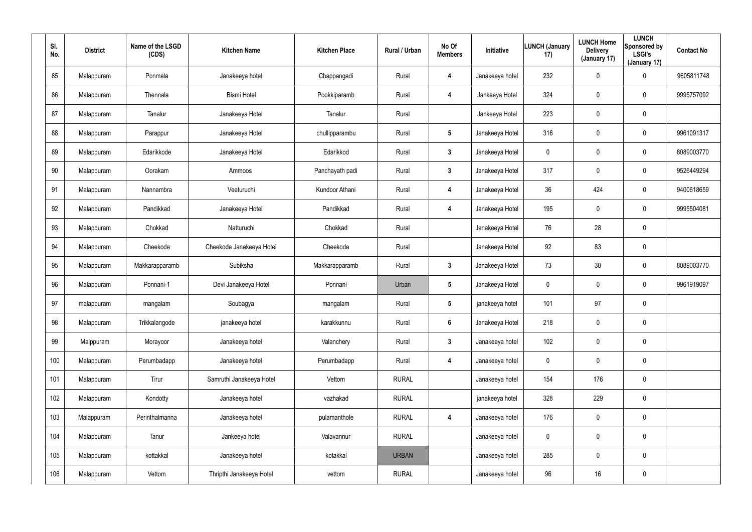| Sl. No. | District | Name of the LSGD (CDS) | Kitchen Name | Kitchen Place | Rural / Urban | No Of Members | Initiative | LUNCH (January 17) | LUNCH Home Delivery (January 17) | LUNCH Sponsored by LSGI's (January 17) | Contact No |
|---|---|---|---|---|---|---|---|---|---|---|---|
| 85 | Malappuram | Ponmala | Janakeeya hotel | Chappangadi | Rural | 4 | Janakeeya hotel | 232 | 0 | 0 | 9605811748 |
| 86 | Malappuram | Thennala | Bismi Hotel | Pookkiparamb | Rural | 4 | Jankeeya Hotel | 324 | 0 | 0 | 9995757092 |
| 87 | Malappuram | Tanalur | Janakeeya Hotel | Tanalur | Rural | | Jankeeya Hotel | 223 | 0 | 0 | |
| 88 | Malappuram | Parappur | Janakeeya Hotel | chullipparambu | Rural | 5 | Janakeeya Hotel | 316 | 0 | 0 | 9961091317 |
| 89 | Malappuram | Edarikkode | Janakeeya Hotel | Edarikkod | Rural | 3 | Janakeeya Hotel | 0 | 0 | 0 | 8089003770 |
| 90 | Malappuram | Oorakam | Ammoos | Panchayath padi | Rural | 3 | Janakeeya Hotel | 317 | 0 | 0 | 9526449294 |
| 91 | Malappuram | Nannambra | Veeturuchi | Kundoor Athani | Rural | 4 | Janakeeya Hotel | 36 | 424 | 0 | 9400618659 |
| 92 | Malappuram | Pandikkad | Janakeeya Hotel | Pandikkad | Rural | 4 | Janakeeya Hotel | 195 | 0 | 0 | 9995504081 |
| 93 | Malappuram | Chokkad | Natturuchi | Chokkad | Rural | | Janakeeya Hotel | 76 | 28 | 0 | |
| 94 | Malappuram | Cheekode | Cheekode Janakeeya Hotel | Cheekode | Rural | | Janakeeya Hotel | 92 | 83 | 0 | |
| 95 | Malappuram | Makkarapparamb | Subiksha | Makkarapparamb | Rural | 3 | Janakeeya Hotel | 73 | 30 | 0 | 8089003770 |
| 96 | Malappuram | Ponnani-1 | Devi Janakeeya Hotel | Ponnani | Urban | 5 | Janakeeya Hotel | 0 | 0 | 0 | 9961919097 |
| 97 | malappuram | mangalam | Soubagya | mangalam | Rural | 5 | janakeeya hotel | 101 | 97 | 0 | |
| 98 | Malappuram | Trikkalangode | janakeeya hotel | karakkunnu | Rural | 6 | Janakeeya Hotel | 218 | 0 | 0 | |
| 99 | Malppuram | Morayoor | Janakeeya hotel | Valanchery | Rural | 3 | Janakeeya hotel | 102 | 0 | 0 | |
| 100 | Malappuram | Perumbadapp | Janakeeya hotel | Perumbadapp | Rural | 4 | Janakeeya hotel | 0 | 0 | 0 | |
| 101 | Malappuram | Tirur | Samruthi Janakeeya Hotel | Vettom | RURAL | | Janakeeya hotel | 154 | 176 | 0 | |
| 102 | Malappuram | Kondotty | Janakeeya hotel | vazhakad | RURAL | | janakeeya hotel | 328 | 229 | 0 | |
| 103 | Malappuram | Perinthalmanna | Janakeeya hotel | pulamanthole | RURAL | 4 | Janakeeya hotel | 176 | 0 | 0 | |
| 104 | Malappuram | Tanur | Jankeeya hotel | Valavannur | RURAL | | Janakeeya hotel | 0 | 0 | 0 | |
| 105 | Malappuram | kottakkal | Janakeeya hotel | kotakkal | URBAN | | Janakeeya hotel | 285 | 0 | 0 | |
| 106 | Malappuram | Vettom | Thripthi Janakeeya Hotel | vettom | RURAL | | Janakeeya hotel | 96 | 16 | 0 | |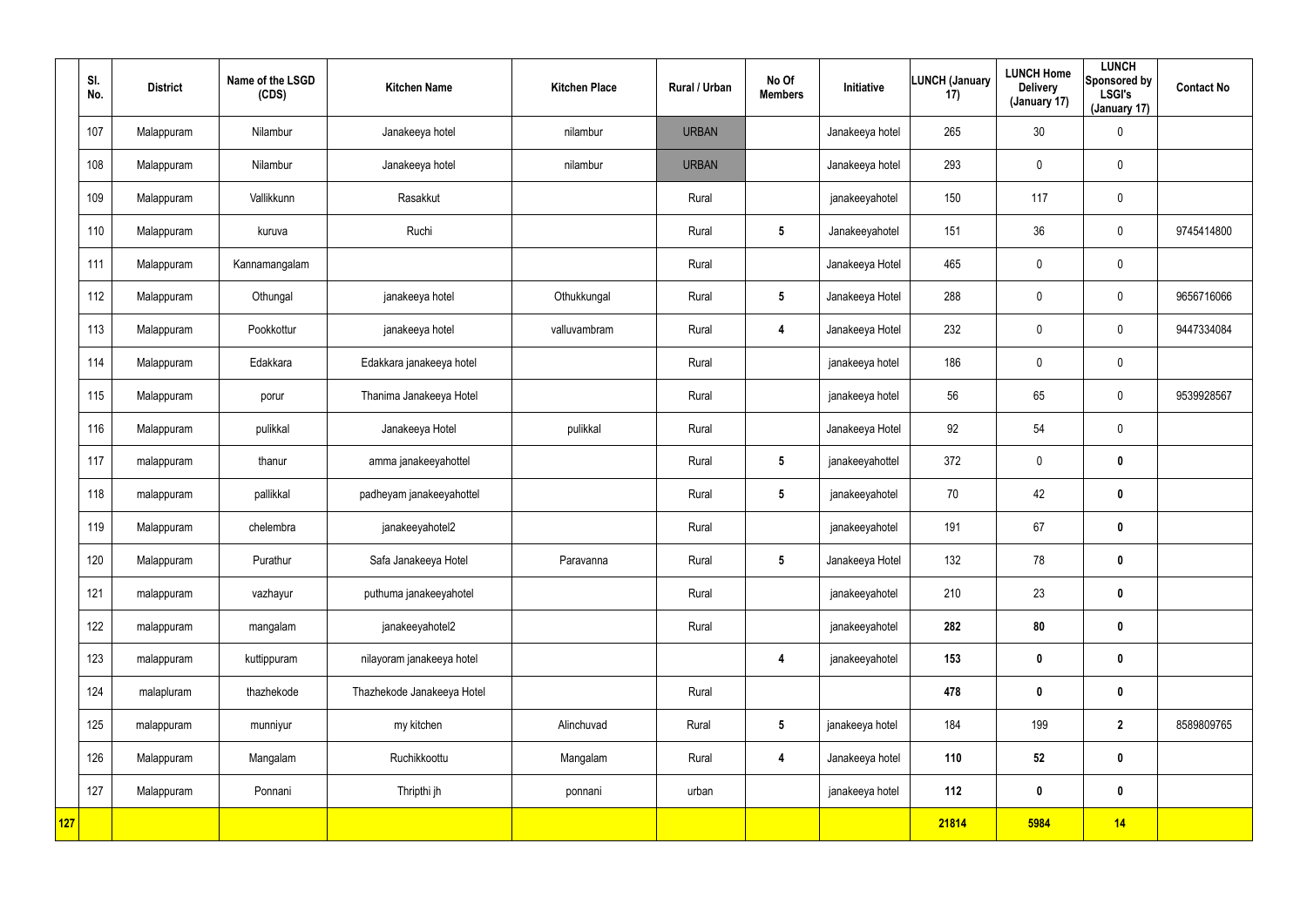| | Sl. No. | District | Name of the LSGD (CDS) | Kitchen Name | Kitchen Place | Rural / Urban | No Of Members | Initiative | LUNCH (January 17) | LUNCH Home Delivery (January 17) | LUNCH Sponsored by LSGI's (January 17) | Contact No |
|---|---|---|---|---|---|---|---|---|---|---|---|---|
| | 107 | Malappuram | Nilambur | Janakeeya hotel | nilambur | URBAN | | Janakeeya hotel | 265 | 30 | 0 | |
| | 108 | Malappuram | Nilambur | Janakeeya hotel | nilambur | URBAN | | Janakeeya hotel | 293 | 0 | 0 | |
| | 109 | Malappuram | Vallikkunn | Rasakkut | | Rural | | janakeeyahotel | 150 | 117 | 0 | |
| | 110 | Malappuram | kuruva | Ruchi | | Rural | 5 | Janakeeyahotel | 151 | 36 | 0 | 9745414800 |
| | 111 | Malappuram | Kannamangalam | | | Rural | | Janakeeya Hotel | 465 | 0 | 0 | |
| | 112 | Malappuram | Othungal | janakeeya hotel | Othukkungal | Rural | 5 | Janakeeya Hotel | 288 | 0 | 0 | 9656716066 |
| | 113 | Malappuram | Pookkottur | janakeeya hotel | valluvambram | Rural | 4 | Janakeeya Hotel | 232 | 0 | 0 | 9447334084 |
| | 114 | Malappuram | Edakkara | Edakkara janakeeya hotel | | Rural | | janakeeya hotel | 186 | 0 | 0 | |
| | 115 | Malappuram | porur | Thanima Janakeeya Hotel | | Rural | | janakeeya hotel | 56 | 65 | 0 | 9539928567 |
| | 116 | Malappuram | pulikkal | Janakeeya Hotel | pulikkal | Rural | | Janakeeya Hotel | 92 | 54 | 0 | |
| | 117 | malappuram | thanur | amma janakeeyahottel | | Rural | 5 | janakeeyahottel | 372 | 0 | 0 | |
| | 118 | malappuram | pallikkal | padheyam janakeeyahottel | | Rural | 5 | janakeeyahotel | 70 | 42 | 0 | |
| | 119 | Malappuram | chelembra | janakeeyahotel2 | | Rural | | janakeeyahotel | 191 | 67 | 0 | |
| | 120 | Malappuram | Purathur | Safa Janakeeya Hotel | Paravanna | Rural | 5 | Janakeeya Hotel | 132 | 78 | 0 | |
| | 121 | malappuram | vazhayur | puthuma janakeeyahotel | | Rural | | janakeeyahotel | 210 | 23 | 0 | |
| | 122 | malappuram | mangalam | janakeeyahotel2 | | Rural | | janakeeyahotel | 282 | 80 | 0 | |
| | 123 | malappuram | kuttippuram | nilayoram janakeeya hotel | | | 4 | janakeeyahotel | 153 | 0 | 0 | |
| | 124 | malapluram | thazhekode | Thazhekode Janakeeya Hotel | | Rural | | | 478 | 0 | 0 | |
| | 125 | malappuram | munniyur | my kitchen | Alinchuvad | Rural | 5 | janakeeya hotel | 184 | 199 | 2 | 8589809765 |
| | 126 | Malappuram | Mangalam | Ruchikkoottu | Mangalam | Rural | 4 | Janakeeya hotel | 110 | 52 | 0 | |
| | 127 | Malappuram | Ponnani | Thripthi jh | ponnani | urban | | janakeeya hotel | 112 | 0 | 0 | |
| 127 | | | | | | | | | 21814 | 5984 | 14 | |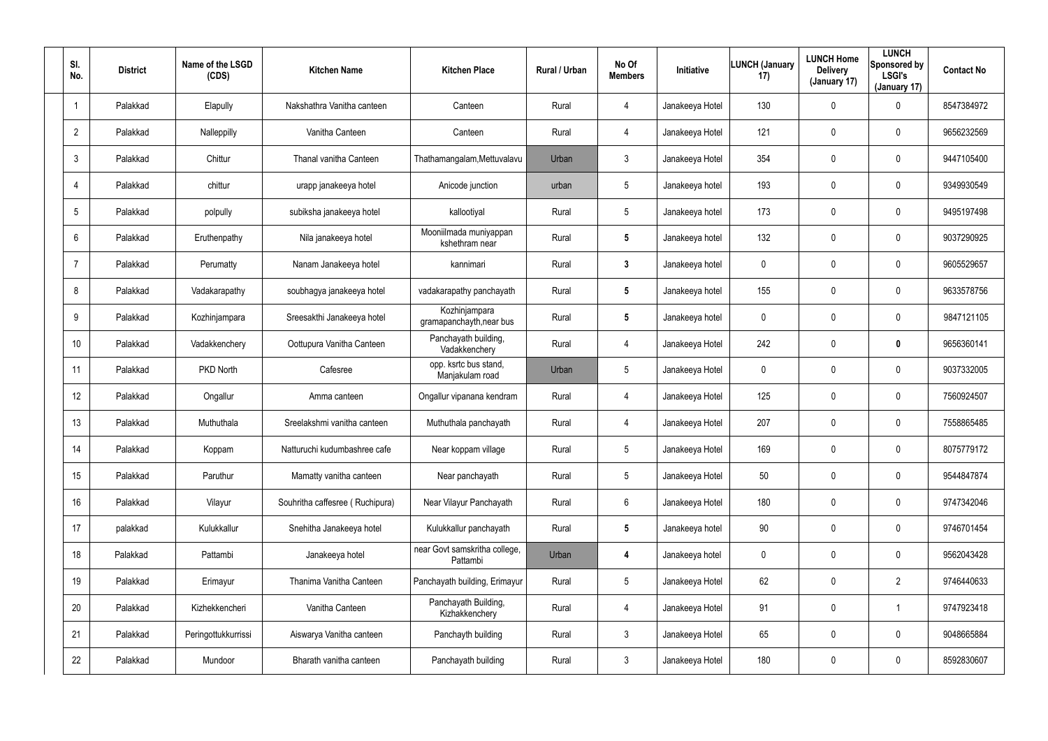| Sl. No. | District | Name of the LSGD (CDS) | Kitchen Name | Kitchen Place | Rural / Urban | No Of Members | Initiative | LUNCH (January 17) | LUNCH Home Delivery (January 17) | LUNCH Sponsored by LSGI's (January 17) | Contact No |
|---|---|---|---|---|---|---|---|---|---|---|---|
| 1 | Palakkad | Elapully | Nakshathra Vanitha canteen | Canteen | Rural | 4 | Janakeeya Hotel | 130 | 0 | 0 | 8547384972 |
| 2 | Palakkad | Nalleppilly | Vanitha Canteen | Canteen | Rural | 4 | Janakeeya Hotel | 121 | 0 | 0 | 9656232569 |
| 3 | Palakkad | Chittur | Thanal vanitha Canteen | Thathamangalam,Mettuvalavu | Urban | 3 | Janakeeya Hotel | 354 | 0 | 0 | 9447105400 |
| 4 | Palakkad | chittur | urapp janakeeya hotel | Anicode junction | urban | 5 | Janakeeya hotel | 193 | 0 | 0 | 9349930549 |
| 5 | Palakkad | polpully | subiksha janakeeya hotel | kallootiyal | Rural | 5 | Janakeeya hotel | 173 | 0 | 0 | 9495197498 |
| 6 | Palakkad | Eruthenpathy | Nila janakeeya hotel | Mooniilmada muniyappan kshethram near | Rural | 5 | Janakeeya hotel | 132 | 0 | 0 | 9037290925 |
| 7 | Palakkad | Perumatty | Nanam Janakeeya hotel | kannimari | Rural | 3 | Janakeeya hotel | 0 | 0 | 0 | 9605529657 |
| 8 | Palakkad | Vadakarapathy | soubhagya janakeeya hotel | vadakarapathy panchayath | Rural | 5 | Janakeeya hotel | 155 | 0 | 0 | 9633578756 |
| 9 | Palakkad | Kozhinjampara | Sreesakthi Janakeeya hotel | Kozhinjampara gramapanchayth,near bus | Rural | 5 | Janakeeya hotel | 0 | 0 | 0 | 9847121105 |
| 10 | Palakkad | Vadakkenchery | Oottupura Vanitha Canteen | Panchayath building, Vadakkenchery | Rural | 4 | Janakeeya Hotel | 242 | 0 | 0 | 9656360141 |
| 11 | Palakkad | PKD North | Cafesree | opp. ksrtc bus stand, Manjakulam road | Urban | 5 | Janakeeya Hotel | 0 | 0 | 0 | 9037332005 |
| 12 | Palakkad | Ongallur | Amma canteen | Ongallur vipanana kendram | Rural | 4 | Janakeeya Hotel | 125 | 0 | 0 | 7560924507 |
| 13 | Palakkad | Muthuthala | Sreelakshmi vanitha canteen | Muthuthala panchayath | Rural | 4 | Janakeeya Hotel | 207 | 0 | 0 | 7558865485 |
| 14 | Palakkad | Koppam | Natturuchi kudumbashree cafe | Near koppam village | Rural | 5 | Janakeeya Hotel | 169 | 0 | 0 | 8075779172 |
| 15 | Palakkad | Paruthur | Mamatty vanitha canteen | Near panchayath | Rural | 5 | Janakeeya Hotel | 50 | 0 | 0 | 9544847874 |
| 16 | Palakkad | Vilayur | Souhritha caffesree ( Ruchipura) | Near Vilayur Panchayath | Rural | 6 | Janakeeya Hotel | 180 | 0 | 0 | 9747342046 |
| 17 | palakkad | Kulukkallur | Snehitha Janakeeya hotel | Kulukkallur panchayath | Rural | 5 | Janakeeya hotel | 90 | 0 | 0 | 9746701454 |
| 18 | Palakkad | Pattambi | Janakeeya hotel | near Govt samskritha college, Pattambi | Urban | 4 | Janakeeya hotel | 0 | 0 | 0 | 9562043428 |
| 19 | Palakkad | Erimayur | Thanima Vanitha Canteen | Panchayath building, Erimayur | Rural | 5 | Janakeeya Hotel | 62 | 0 | 2 | 9746440633 |
| 20 | Palakkad | Kizhekkencheri | Vanitha Canteen | Panchayath Building, Kizhakkenchery | Rural | 4 | Janakeeya Hotel | 91 | 0 | 1 | 9747923418 |
| 21 | Palakkad | Peringottukkurissi | Aiswarya Vanitha canteen | Panchayth building | Rural | 3 | Janakeeya Hotel | 65 | 0 | 0 | 9048665884 |
| 22 | Palakkad | Mundoor | Bharath vanitha canteen | Panchayath building | Rural | 3 | Janakeeya Hotel | 180 | 0 | 0 | 8592830607 |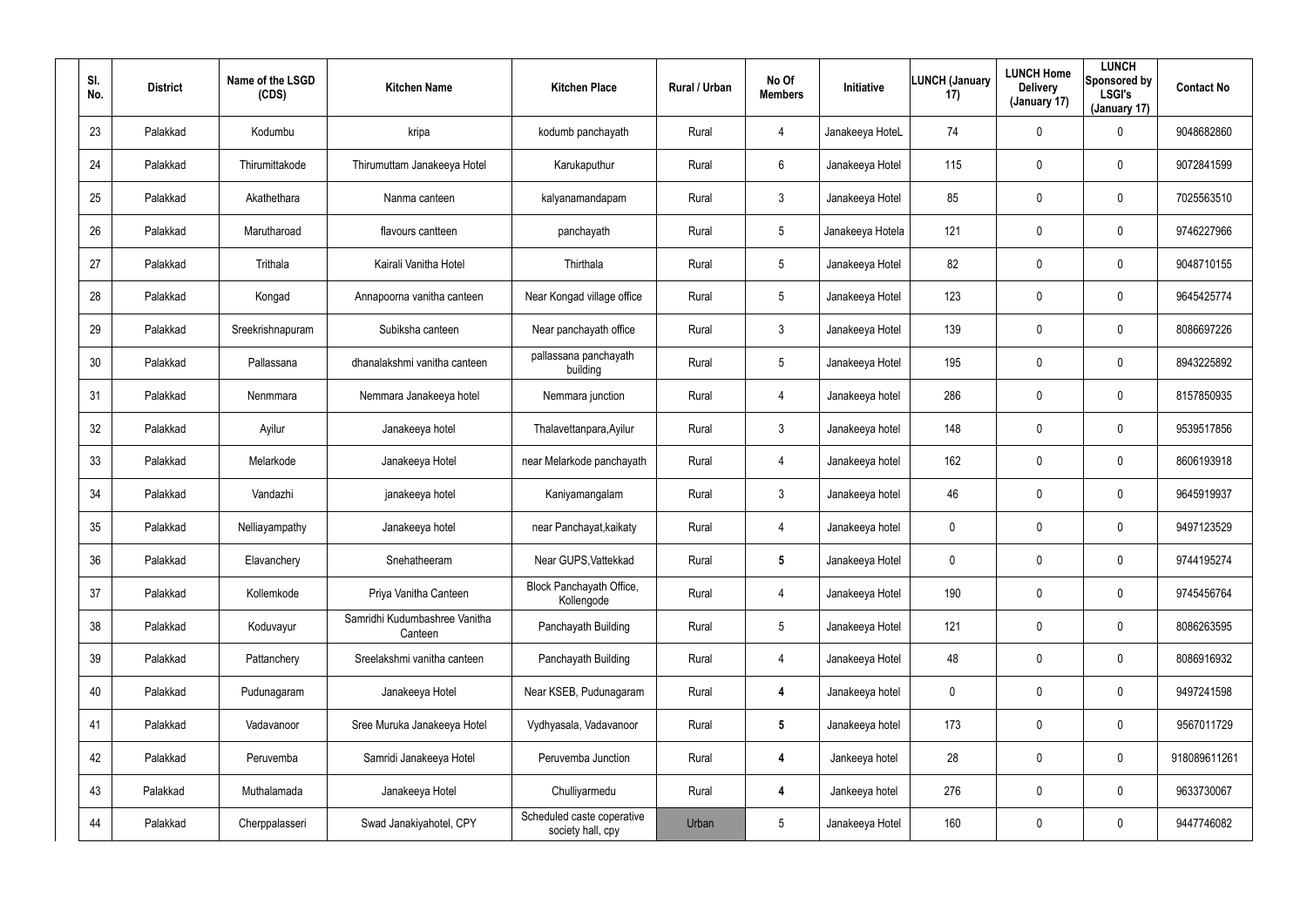| Sl. No. | District | Name of the LSGD (CDS) | Kitchen Name | Kitchen Place | Rural / Urban | No Of Members | Initiative | LUNCH (January 17) | LUNCH Home Delivery (January 17) | LUNCH Sponsored by LSGI's (January 17) | Contact No |
|---|---|---|---|---|---|---|---|---|---|---|---|
| 23 | Palakkad | Kodumbu | kripa | kodumb panchayath | Rural | 4 | Janakeeya HoteL | 74 | 0 | 0 | 9048682860 |
| 24 | Palakkad | Thirumittakode | Thirumuttam Janakeeya Hotel | Karukaputhur | Rural | 6 | Janakeeya Hotel | 115 | 0 | 0 | 9072841599 |
| 25 | Palakkad | Akathethara | Nanma canteen | kalyanamandapam | Rural | 3 | Janakeeya Hotel | 85 | 0 | 0 | 7025563510 |
| 26 | Palakkad | Marutharoad | flavours cantteen | panchayath | Rural | 5 | Janakeeya Hotela | 121 | 0 | 0 | 9746227966 |
| 27 | Palakkad | Trithala | Kairali Vanitha Hotel | Thirthala | Rural | 5 | Janakeeya Hotel | 82 | 0 | 0 | 9048710155 |
| 28 | Palakkad | Kongad | Annapoorna vanitha canteen | Near Kongad village office | Rural | 5 | Janakeeya Hotel | 123 | 0 | 0 | 9645425774 |
| 29 | Palakkad | Sreekrishnapuram | Subiksha canteen | Near panchayath office | Rural | 3 | Janakeeya Hotel | 139 | 0 | 0 | 8086697226 |
| 30 | Palakkad | Pallassana | dhanalakshmi vanitha canteen | pallassana panchayath building | Rural | 5 | Janakeeya Hotel | 195 | 0 | 0 | 8943225892 |
| 31 | Palakkad | Nenmmara | Nemmara Janakeeya hotel | Nemmara junction | Rural | 4 | Janakeeya hotel | 286 | 0 | 0 | 8157850935 |
| 32 | Palakkad | Ayilur | Janakeeya hotel | Thalavettanpara,Ayilur | Rural | 3 | Janakeeya hotel | 148 | 0 | 0 | 9539517856 |
| 33 | Palakkad | Melarkode | Janakeeya Hotel | near Melarkode panchayath | Rural | 4 | Janakeeya hotel | 162 | 0 | 0 | 8606193918 |
| 34 | Palakkad | Vandazhi | janakeeya hotel | Kaniyamangalam | Rural | 3 | Janakeeya hotel | 46 | 0 | 0 | 9645919937 |
| 35 | Palakkad | Nelliayampathy | Janakeeya hotel | near Panchayat,kaikaty | Rural | 4 | Janakeeya hotel | 0 | 0 | 0 | 9497123529 |
| 36 | Palakkad | Elavanchery | Snehatheeram | Near GUPS,Vattekkad | Rural | **5** | Janakeeya Hotel | 0 | 0 | 0 | 9744195274 |
| 37 | Palakkad | Kollemkode | Priya Vanitha Canteen | Block Panchayath Office, Kollengode | Rural | 4 | Janakeeya Hotel | 190 | 0 | 0 | 9745456764 |
| 38 | Palakkad | Koduvayur | Samridhi Kudumbashree Vanitha Canteen | Panchayath Building | Rural | 5 | Janakeeya Hotel | 121 | 0 | 0 | 8086263595 |
| 39 | Palakkad | Pattanchery | Sreelakshmi vanitha canteen | Panchayath Building | Rural | 4 | Janakeeya Hotel | 48 | 0 | 0 | 8086916932 |
| 40 | Palakkad | Pudunagaram | Janakeeya Hotel | Near KSEB, Pudunagaram | Rural | **4** | Janakeeya hotel | 0 | 0 | 0 | 9497241598 |
| 41 | Palakkad | Vadavanoor | Sree Muruka Janakeeya Hotel | Vydhyasala, Vadavanoor | Rural | **5** | Janakeeya hotel | 173 | 0 | 0 | 9567011729 |
| 42 | Palakkad | Peruvemba | Samridi Janakeeya Hotel | Peruvemba Junction | Rural | **4** | Jankeeya hotel | 28 | 0 | 0 | 918089611261 |
| 43 | Palakkad | Muthalamada | Janakeeya Hotel | Chulliyarmedu | Rural | **4** | Jankeeya hotel | 276 | 0 | 0 | 9633730067 |
| 44 | Palakkad | Cherppalasseri | Swad Janakiyahotel, CPY | Scheduled caste coperative society hall, cpy | Urban | 5 | Janakeeya Hotel | 160 | 0 | 0 | 9447746082 |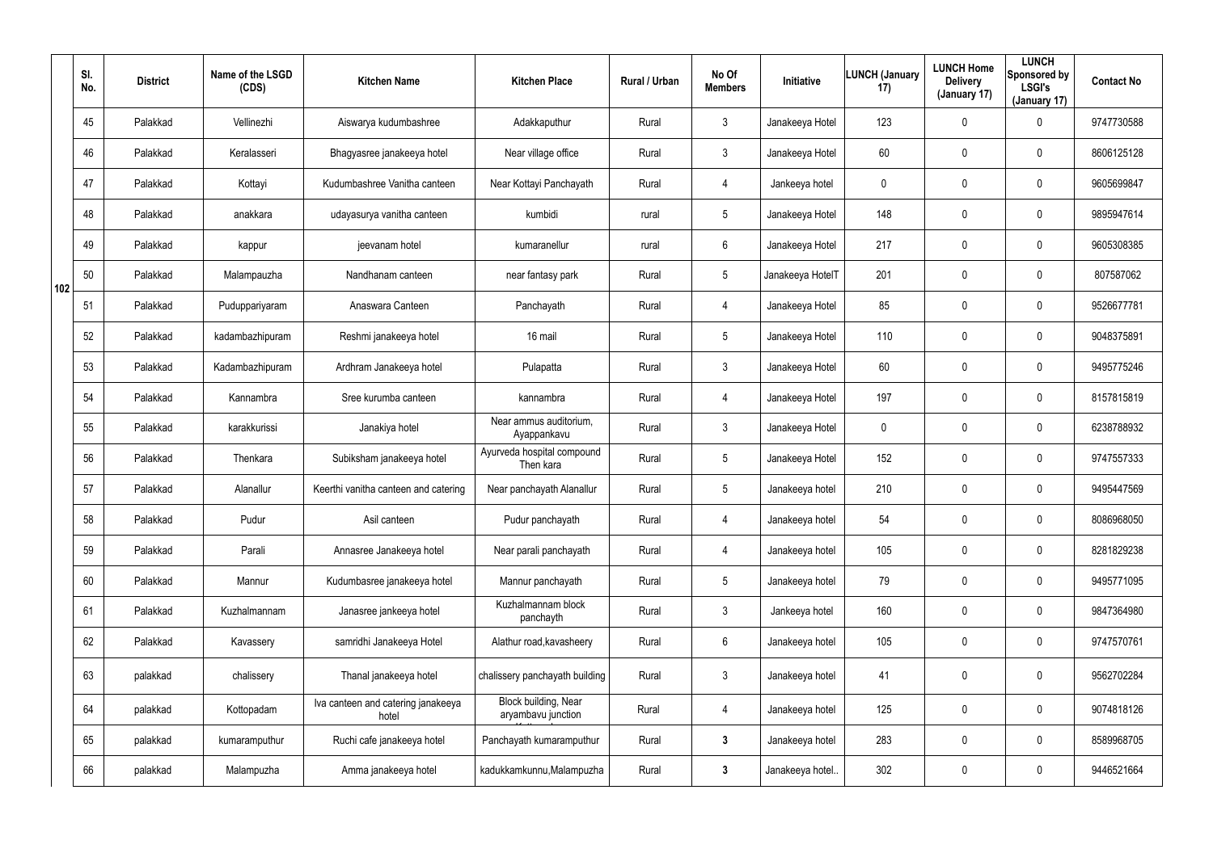| | Sl. No. | District | Name of the LSGD (CDS) | Kitchen Name | Kitchen Place | Rural / Urban | No Of Members | Initiative | LUNCH (January 17) | LUNCH Home Delivery (January 17) | LUNCH Sponsored by LSGI's (January 17) | Contact No |
|---|---|---|---|---|---|---|---|---|---|---|---|---|
| 102 | 45 | Palakkad | Vellinezhi | Aiswarya kudumbashree | Adakkaputhur | Rural | 3 | Janakeeya Hotel | 123 | 0 | 0 | 9747730588 |
| | 46 | Palakkad | Keralasseri | Bhagyasree janakeeya hotel | Near village office | Rural | 3 | Janakeeya Hotel | 60 | 0 | 0 | 8606125128 |
| | 47 | Palakkad | Kottayi | Kudumbashree Vanitha canteen | Near Kottayi Panchayath | Rural | 4 | Jankeeya hotel | 0 | 0 | 0 | 9605699847 |
| | 48 | Palakkad | anakkara | udayasurya vanitha canteen | kumbidi | rural | 5 | Janakeeya Hotel | 148 | 0 | 0 | 9895947614 |
| | 49 | Palakkad | kappur | jeevanam hotel | kumaranellur | rural | 6 | Janakeeya Hotel | 217 | 0 | 0 | 9605308385 |
| | 50 | Palakkad | Malampauzha | Nandhanam canteen | near fantasy park | Rural | 5 | Janakeeya HotelT | 201 | 0 | 0 | 807587062 |
| | 51 | Palakkad | Puduppariyaram | Anaswara Canteen | Panchayath | Rural | 4 | Janakeeya Hotel | 85 | 0 | 0 | 9526677781 |
| | 52 | Palakkad | kadambazhipuram | Reshmi janakeeya hotel | 16 mail | Rural | 5 | Janakeeya Hotel | 110 | 0 | 0 | 9048375891 |
| | 53 | Palakkad | Kadambazhipuram | Ardhram Janakeeya hotel | Pulapatta | Rural | 3 | Janakeeya Hotel | 60 | 0 | 0 | 9495775246 |
| | 54 | Palakkad | Kannambra | Sree kurumba canteen | kannambra | Rural | 4 | Janakeeya Hotel | 197 | 0 | 0 | 8157815819 |
| | 55 | Palakkad | karakkurissi | Janakiya hotel | Near ammus auditorium, Ayappankavu | Rural | 3 | Janakeeya Hotel | 0 | 0 | 0 | 6238788932 |
| | 56 | Palakkad | Thenkara | Subiksham janakeeya hotel | Ayurveda hospital compound Then kara | Rural | 5 | Janakeeya Hotel | 152 | 0 | 0 | 9747557333 |
| | 57 | Palakkad | Alanallur | Keerthi vanitha canteen and catering | Near panchayath Alanallur | Rural | 5 | Janakeeya hotel | 210 | 0 | 0 | 9495447569 |
| | 58 | Palakkad | Pudur | Asil canteen | Pudur panchayath | Rural | 4 | Janakeeya hotel | 54 | 0 | 0 | 8086968050 |
| | 59 | Palakkad | Parali | Annasree Janakeeya hotel | Near parali panchayath | Rural | 4 | Janakeeya hotel | 105 | 0 | 0 | 8281829238 |
| | 60 | Palakkad | Mannur | Kudumbasree janakeeya hotel | Mannur panchayath | Rural | 5 | Janakeeya hotel | 79 | 0 | 0 | 9495771095 |
| | 61 | Palakkad | Kuzhalmannam | Janasree jankeeya hotel | Kuzhalmannam block panchayth | Rural | 3 | Jankeeya hotel | 160 | 0 | 0 | 9847364980 |
| | 62 | Palakkad | Kavassery | samridhi Janakeeya Hotel | Alathur road,kavasheery | Rural | 6 | Janakeeya hotel | 105 | 0 | 0 | 9747570761 |
| | 63 | palakkad | chalissery | Thanal janakeeya hotel | chalissery panchayath building | Rural | 3 | Janakeeya hotel | 41 | 0 | 0 | 9562702284 |
| | 64 | palakkad | Kottopadam | Iva canteen and catering janakeeya hotel | Block building, Near aryambavu junction | Rural | 4 | Janakeeya hotel | 125 | 0 | 0 | 9074818126 |
| | 65 | palakkad | kumaramputhur | Ruchi cafe janakeeya hotel | Panchayath kumaramputhur | Rural | **3** | Janakeeya hotel | 283 | 0 | 0 | 8589968705 |
| | 66 | palakkad | Malampuzha | Amma janakeeya hotel | kadukkamkunnu,Malampuzha | Rural | **3** | Janakeeya hotel.. | 302 | 0 | 0 | 9446521664 |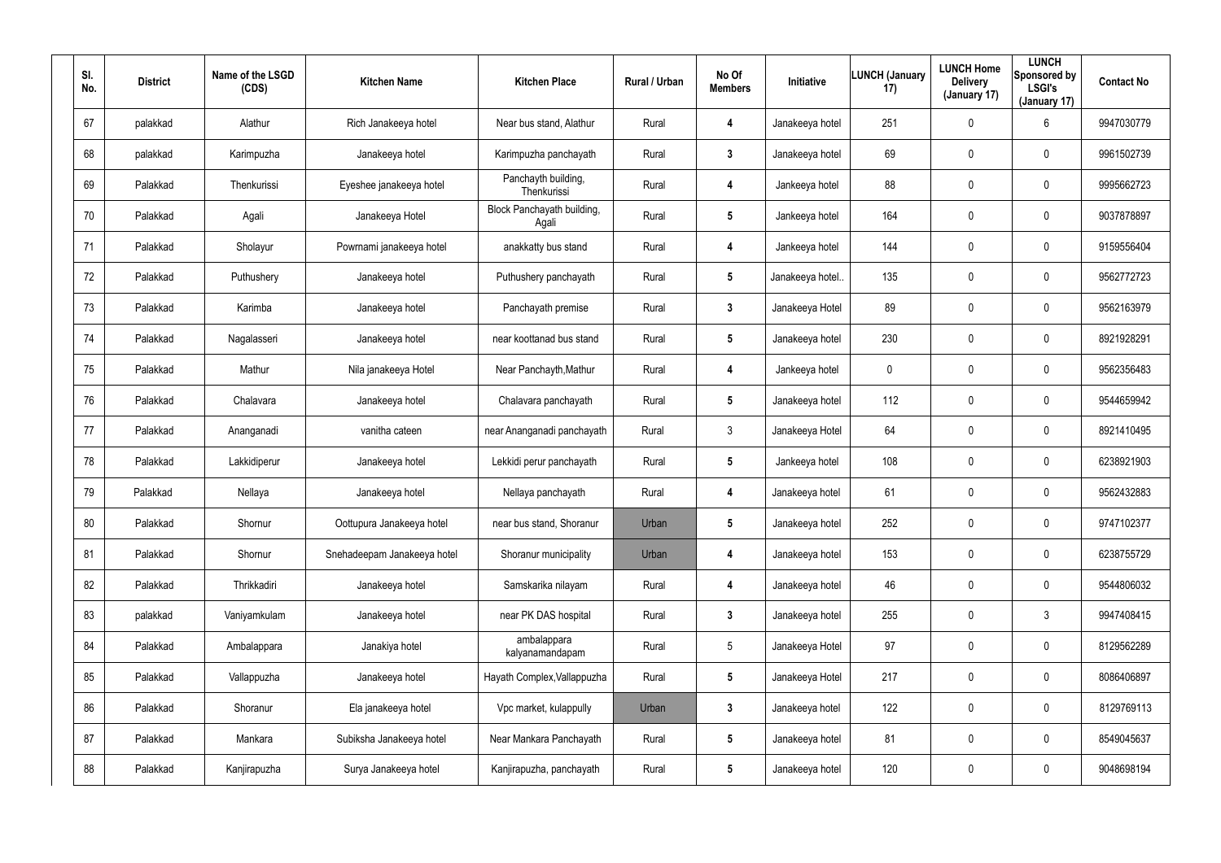| Sl. No. | District | Name of the LSGD (CDS) | Kitchen Name | Kitchen Place | Rural / Urban | No Of Members | Initiative | LUNCH (January 17) | LUNCH Home Delivery (January 17) | LUNCH Sponsored by LSGI's (January 17) | Contact No |
|---|---|---|---|---|---|---|---|---|---|---|---|
| 67 | palakkad | Alathur | Rich Janakeeya hotel | Near bus stand, Alathur | Rural | 4 | Janakeeya hotel | 251 | 0 | 6 | 9947030779 |
| 68 | palakkad | Karimpuzha | Janakeeya hotel | Karimpuzha panchayath | Rural | 3 | Janakeeya hotel | 69 | 0 | 0 | 9961502739 |
| 69 | Palakkad | Thenkurissi | Eyeshee janakeeya hotel | Panchayth building, Thenkurissi | Rural | 4 | Jankeeya hotel | 88 | 0 | 0 | 9995662723 |
| 70 | Palakkad | Agali | Janakeeya Hotel | Block Panchayath building, Agali | Rural | 5 | Jankeeya hotel | 164 | 0 | 0 | 9037878897 |
| 71 | Palakkad | Sholayur | Powrnami janakeeya hotel | anakkatty bus stand | Rural | 4 | Jankeeya hotel | 144 | 0 | 0 | 9159556404 |
| 72 | Palakkad | Puthushery | Janakeeya hotel | Puthushery panchayath | Rural | 5 | Janakeeya hotel.. | 135 | 0 | 0 | 9562772723 |
| 73 | Palakkad | Karimba | Janakeeya hotel | Panchayath premise | Rural | 3 | Janakeeya Hotel | 89 | 0 | 0 | 9562163979 |
| 74 | Palakkad | Nagalasseri | Janakeeya hotel | near koottanad bus stand | Rural | 5 | Janakeeya hotel | 230 | 0 | 0 | 8921928291 |
| 75 | Palakkad | Mathur | Nila janakeeya Hotel | Near Panchayth,Mathur | Rural | 4 | Jankeeya hotel | 0 | 0 | 0 | 9562356483 |
| 76 | Palakkad | Chalavara | Janakeeya hotel | Chalavara panchayath | Rural | 5 | Janakeeya hotel | 112 | 0 | 0 | 9544659942 |
| 77 | Palakkad | Ananganadi | vanitha cateen | near Ananganadi panchayath | Rural | 3 | Janakeeya Hotel | 64 | 0 | 0 | 8921410495 |
| 78 | Palakkad | Lakkidiperur | Janakeeya hotel | Lekkidi perur panchayath | Rural | 5 | Jankeeya hotel | 108 | 0 | 0 | 6238921903 |
| 79 | Palakkad | Nellaya | Janakeeya hotel | Nellaya panchayath | Rural | 4 | Janakeeya hotel | 61 | 0 | 0 | 9562432883 |
| 80 | Palakkad | Shornur | Oottupura Janakeeya hotel | near bus stand, Shoranur | Urban | 5 | Janakeeya hotel | 252 | 0 | 0 | 9747102377 |
| 81 | Palakkad | Shornur | Snehadeepam Janakeeya hotel | Shoranur municipality | Urban | 4 | Janakeeya hotel | 153 | 0 | 0 | 6238755729 |
| 82 | Palakkad | Thrikkadiri | Janakeeya hotel | Samskarika nilayam | Rural | 4 | Janakeeya hotel | 46 | 0 | 0 | 9544806032 |
| 83 | palakkad | Vaniyamkulam | Janakeeya hotel | near PK DAS hospital | Rural | 3 | Janakeeya hotel | 255 | 0 | 3 | 9947408415 |
| 84 | Palakkad | Ambalappara | Janakiya hotel | ambalappara kalyanamandapam | Rural | 5 | Janakeeya Hotel | 97 | 0 | 0 | 8129562289 |
| 85 | Palakkad | Vallappuzha | Janakeeya hotel | Hayath Complex,Vallappuzha | Rural | 5 | Janakeeya Hotel | 217 | 0 | 0 | 8086406897 |
| 86 | Palakkad | Shoranur | Ela janakeeya hotel | Vpc market, kulappully | Urban | 3 | Janakeeya hotel | 122 | 0 | 0 | 8129769113 |
| 87 | Palakkad | Mankara | Subiksha Janakeeya hotel | Near Mankara Panchayath | Rural | 5 | Janakeeya hotel | 81 | 0 | 0 | 8549045637 |
| 88 | Palakkad | Kanjirapuzha | Surya Janakeeya hotel | Kanjirapuzha, panchayath | Rural | 5 | Janakeeya hotel | 120 | 0 | 0 | 9048698194 |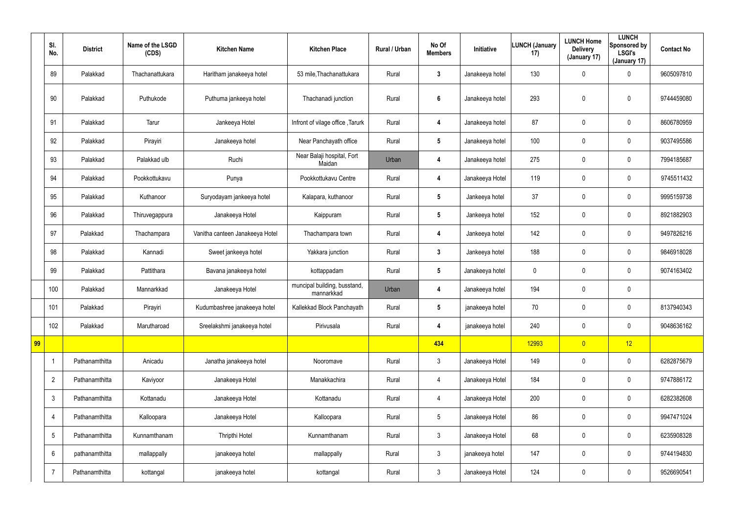|  | Sl. No. | District | Name of the LSGD (CDS) | Kitchen Name | Kitchen Place | Rural / Urban | No Of Members | Initiative | LUNCH (January 17) | LUNCH Home Delivery (January 17) | LUNCH Sponsored by LSGI's (January 17) | Contact No |
|---|---|---|---|---|---|---|---|---|---|---|---|---|
|  | 89 | Palakkad | Thachanattukara | Haritham janakeeya hotel | 53 mile,Thachanattukara | Rural | 3 | Janakeeya hotel | 130 | 0 | 0 | 9605097810 |
|  | 90 | Palakkad | Puthukode | Puthuma jankeeya hotel | Thachanadi junction | Rural | 6 | Janakeeya hotel | 293 | 0 | 0 | 9744459080 |
|  | 91 | Palakkad | Tarur | Jankeeya Hotel | Infront of vilage office ,Tarurk | Rural | 4 | Janakeeya hotel | 87 | 0 | 0 | 8606780959 |
|  | 92 | Palakkad | Pirayiri | Janakeeya hotel | Near Panchayath office | Rural | 5 | Janakeeya hotel | 100 | 0 | 0 | 9037495586 |
|  | 93 | Palakkad | Palakkad ulb | Ruchi | Near Balaji hospital, Fort Maidan | Urban | 4 | Janakeeya hotel | 275 | 0 | 0 | 7994185687 |
|  | 94 | Palakkad | Pookkottukavu | Punya | Pookkottukavu Centre | Rural | 4 | Janakeeya Hotel | 119 | 0 | 0 | 9745511432 |
|  | 95 | Palakkad | Kuthanoor | Suryodayam jankeeya hotel | Kalapara, kuthanoor | Rural | 5 | Jankeeya hotel | 37 | 0 | 0 | 9995159738 |
|  | 96 | Palakkad | Thiruvegappura | Janakeeya Hotel | Kaippuram | Rural | 5 | Jankeeya hotel | 152 | 0 | 0 | 8921882903 |
|  | 97 | Palakkad | Thachampara | Vanitha canteen Janakeeya Hotel | Thachampara town | Rural | 4 | Jankeeya hotel | 142 | 0 | 0 | 9497826216 |
|  | 98 | Palakkad | Kannadi | Sweet jankeeya hotel | Yakkara junction | Rural | 3 | Jankeeya hotel | 188 | 0 | 0 | 9846918028 |
|  | 99 | Palakkad | Pattithara | Bavana janakeeya hotel | kottappadam | Rural | 5 | Janakeeya hotel | 0 | 0 | 0 | 9074163402 |
|  | 100 | Palakkad | Mannarkkad | Janakeeya Hotel | muncipal building, busstand, mannarkkad | Urban | 4 | Janakeeya hotel | 194 | 0 | 0 |  |
|  | 101 | Palakkad | Pirayiri | Kudumbashree janakeeya hotel | Kallekkad Block Panchayath | Rural | 5 | janakeeya hotel | 70 | 0 | 0 | 8137940343 |
|  | 102 | Palakkad | Marutharoad | Sreelakshmi janakeeya hotel | Pirivusala | Rural | 4 | janakeeya hotel | 240 | 0 | 0 | 9048636162 |
| 99 |  |  |  |  |  |  | 434 |  | 12993 | 0 | 12 |  |
|  | 1 | Pathanamthitta | Anicadu | Janatha janakeeya hotel | Nooromave | Rural | 3 | Janakeeya Hotel | 149 | 0 | 0 | 6282875679 |
|  | 2 | Pathanamthitta | Kaviyoor | Janakeeya Hotel | Manakkachira | Rural | 4 | Janakeeya Hotel | 184 | 0 | 0 | 9747886172 |
|  | 3 | Pathanamthitta | Kottanadu | Janakeeya Hotel | Kottanadu | Rural | 4 | Janakeeya Hotel | 200 | 0 | 0 | 6282382608 |
|  | 4 | Pathanamthitta | Kalloopara | Janakeeya Hotel | Kalloopara | Rural | 5 | Janakeeya Hotel | 86 | 0 | 0 | 9947471024 |
|  | 5 | Pathanamthitta | Kunnamthanam | Thripthi Hotel | Kunnamthanam | Rural | 3 | Janakeeya Hotel | 68 | 0 | 0 | 6235908328 |
|  | 6 | pathanamthitta | mallappally | janakeeya hotel | mallappally | Rural | 3 | janakeeya hotel | 147 | 0 | 0 | 9744194830 |
|  | 7 | Pathanamthitta | kottangal | janakeeya hotel | kottangal | Rural | 3 | Janakeeya Hotel | 124 | 0 | 0 | 9526690541 |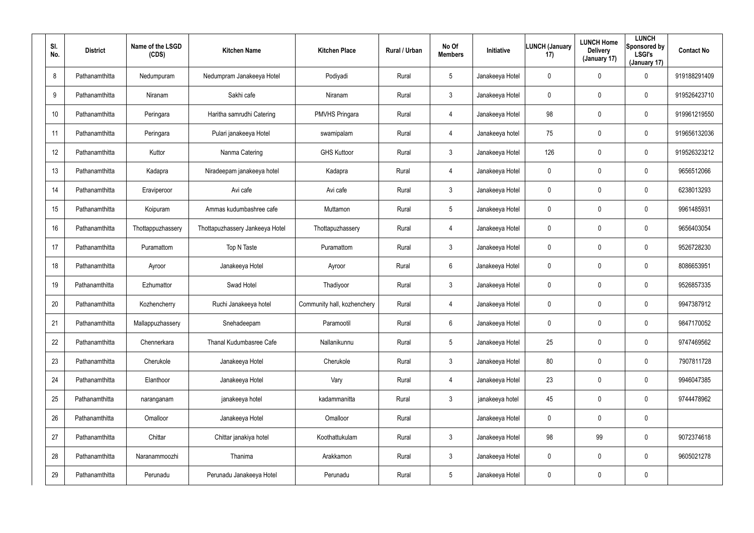| Sl. No. | District | Name of the LSGD (CDS) | Kitchen Name | Kitchen Place | Rural / Urban | No Of Members | Initiative | LUNCH (January 17) | LUNCH Home Delivery (January 17) | LUNCH Sponsored by LSGI's (January 17) | Contact No |
|---|---|---|---|---|---|---|---|---|---|---|---|
| 8 | Pathanamthitta | Nedumpuram | Nedumpram Janakeeya Hotel | Podiyadi | Rural | 5 | Janakeeya Hotel | 0 | 0 | 0 | 919188291409 |
| 9 | Pathanamthitta | Niranam | Sakhi cafe | Niranam | Rural | 3 | Janakeeya Hotel | 0 | 0 | 0 | 919526423710 |
| 10 | Pathanamthitta | Peringara | Haritha samrudhi Catering | PMVHS Pringara | Rural | 4 | Janakeeya Hotel | 98 | 0 | 0 | 919961219550 |
| 11 | Pathanamthitta | Peringara | Pulari janakeeya Hotel | swamipalam | Rural | 4 | Janakeeya hotel | 75 | 0 | 0 | 919656132036 |
| 12 | Pathanamthitta | Kuttor | Nanma Catering | GHS Kuttoor | Rural | 3 | Janakeeya Hotel | 126 | 0 | 0 | 919526323212 |
| 13 | Pathanamthitta | Kadapra | Niradeepam janakeeya hotel | Kadapra | Rural | 4 | Janakeeya Hotel | 0 | 0 | 0 | 9656512066 |
| 14 | Pathanamthitta | Eraviperoor | Avi cafe | Avi cafe | Rural | 3 | Janakeeya Hotel | 0 | 0 | 0 | 6238013293 |
| 15 | Pathanamthitta | Koipuram | Ammas kudumbashree cafe | Muttamon | Rural | 5 | Janakeeya Hotel | 0 | 0 | 0 | 9961485931 |
| 16 | Pathanamthitta | Thottappuzhassery | Thottapuzhassery Jankeeya Hotel | Thottapuzhassery | Rural | 4 | Janakeeya Hotel | 0 | 0 | 0 | 9656403054 |
| 17 | Pathanamthitta | Puramattom | Top N Taste | Puramattom | Rural | 3 | Janakeeya Hotel | 0 | 0 | 0 | 9526728230 |
| 18 | Pathanamthitta | Ayroor | Janakeeya Hotel | Ayroor | Rural | 6 | Janakeeya Hotel | 0 | 0 | 0 | 8086653951 |
| 19 | Pathanamthitta | Ezhumattor | Swad Hotel | Thadiyoor | Rural | 3 | Janakeeya Hotel | 0 | 0 | 0 | 9526857335 |
| 20 | Pathanamthitta | Kozhencherry | Ruchi Janakeeya hotel | Community hall, kozhenchery | Rural | 4 | Janakeeya Hotel | 0 | 0 | 0 | 9947387912 |
| 21 | Pathanamthitta | Mallappuzhassery | Snehadeepam | Paramootil | Rural | 6 | Janakeeya Hotel | 0 | 0 | 0 | 9847170052 |
| 22 | Pathanamthitta | Chennerkara | Thanal Kudumbasree Cafe | Nallanikunnu | Rural | 5 | Janakeeya Hotel | 25 | 0 | 0 | 9747469562 |
| 23 | Pathanamthitta | Cherukole | Janakeeya Hotel | Cherukole | Rural | 3 | Janakeeya Hotel | 80 | 0 | 0 | 7907811728 |
| 24 | Pathanamthitta | Elanthoor | Janakeeya Hotel | Vary | Rural | 4 | Janakeeya Hotel | 23 | 0 | 0 | 9946047385 |
| 25 | Pathanamthitta | naranganam | janakeeya hotel | kadammanitta | Rural | 3 | janakeeya hotel | 45 | 0 | 0 | 9744478962 |
| 26 | Pathanamthitta | Omalloor | Janakeeya Hotel | Omalloor | Rural | | Janakeeya Hotel | 0 | 0 | 0 | |
| 27 | Pathanamthitta | Chittar | Chittar janakiya hotel | Koothattukulam | Rural | 3 | Janakeeya Hotel | 98 | 99 | 0 | 9072374618 |
| 28 | Pathanamthitta | Naranammoozhi | Thanima | Arakkamon | Rural | 3 | Janakeeya Hotel | 0 | 0 | 0 | 9605021278 |
| 29 | Pathanamthitta | Perunadu | Perunadu Janakeeya Hotel | Perunadu | Rural | 5 | Janakeeya Hotel | 0 | 0 | 0 | |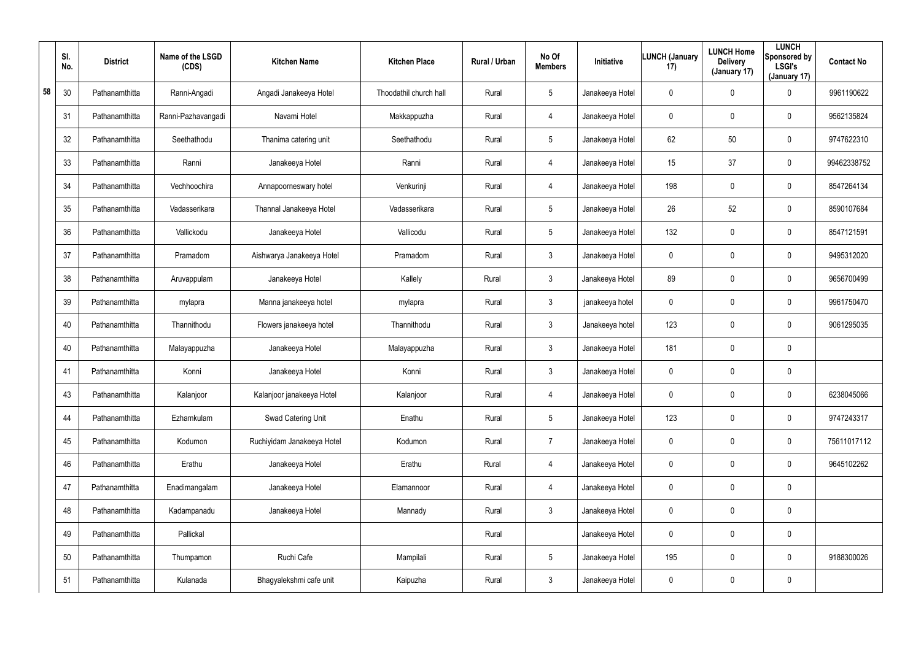| | Sl. No. | District | Name of the LSGD (CDS) | Kitchen Name | Kitchen Place | Rural / Urban | No Of Members | Initiative | LUNCH (January 17) | LUNCH Home Delivery (January 17) | LUNCH Sponsored by LSGI's (January 17) | Contact No |
|---|---|---|---|---|---|---|---|---|---|---|---|---|
| 58 | 30 | Pathanamthitta | Ranni-Angadi | Angadi Janakeeya Hotel | Thoodathil church hall | Rural | 5 | Janakeeya Hotel | 0 | 0 | 0 | 9961190622 |
| | 31 | Pathanamthitta | Ranni-Pazhavangadi | Navami Hotel | Makkappuzha | Rural | 4 | Janakeeya Hotel | 0 | 0 | 0 | 9562135824 |
| | 32 | Pathanamthitta | Seethathodu | Thanima catering unit | Seethathodu | Rural | 5 | Janakeeya Hotel | 62 | 50 | 0 | 9747622310 |
| | 33 | Pathanamthitta | Ranni | Janakeeya Hotel | Ranni | Rural | 4 | Janakeeya Hotel | 15 | 37 | 0 | 99462338752 |
| | 34 | Pathanamthitta | Vechhoochira | Annapoorneswary hotel | Venkurinji | Rural | 4 | Janakeeya Hotel | 198 | 0 | 0 | 8547264134 |
| | 35 | Pathanamthitta | Vadasserikara | Thannal Janakeeya Hotel | Vadasserikara | Rural | 5 | Janakeeya Hotel | 26 | 52 | 0 | 8590107684 |
| | 36 | Pathanamthitta | Vallickodu | Janakeeya Hotel | Vallicodu | Rural | 5 | Janakeeya Hotel | 132 | 0 | 0 | 8547121591 |
| | 37 | Pathanamthitta | Pramadom | Aishwarya Janakeeya Hotel | Pramadom | Rural | 3 | Janakeeya Hotel | 0 | 0 | 0 | 9495312020 |
| | 38 | Pathanamthitta | Aruvappulam | Janakeeya Hotel | Kallely | Rural | 3 | Janakeeya Hotel | 89 | 0 | 0 | 9656700499 |
| | 39 | Pathanamthitta | mylapra | Manna janakeeya hotel | mylapra | Rural | 3 | janakeeya hotel | 0 | 0 | 0 | 9961750470 |
| | 40 | Pathanamthitta | Thannithodu | Flowers janakeeya hotel | Thannithodu | Rural | 3 | Janakeeya hotel | 123 | 0 | 0 | 9061295035 |
| | 40 | Pathanamthitta | Malayappuzha | Janakeeya Hotel | Malayappuzha | Rural | 3 | Janakeeya Hotel | 181 | 0 | 0 | |
| | 41 | Pathanamthitta | Konni | Janakeeya Hotel | Konni | Rural | 3 | Janakeeya Hotel | 0 | 0 | 0 | |
| | 43 | Pathanamthitta | Kalanjoor | Kalanjoor janakeeya Hotel | Kalanjoor | Rural | 4 | Janakeeya Hotel | 0 | 0 | 0 | 6238045066 |
| | 44 | Pathanamthitta | Ezhamkulam | Swad Catering Unit | Enathu | Rural | 5 | Janakeeya Hotel | 123 | 0 | 0 | 9747243317 |
| | 45 | Pathanamthitta | Kodumon | Ruchiyidam Janakeeya Hotel | Kodumon | Rural | 7 | Janakeeya Hotel | 0 | 0 | 0 | 75611017112 |
| | 46 | Pathanamthitta | Erathu | Janakeeya Hotel | Erathu | Rural | 4 | Janakeeya Hotel | 0 | 0 | 0 | 9645102262 |
| | 47 | Pathanamthitta | Enadimangalam | Janakeeya Hotel | Elamannoor | Rural | 4 | Janakeeya Hotel | 0 | 0 | 0 | |
| | 48 | Pathanamthitta | Kadampanadu | Janakeeya Hotel | Mannady | Rural | 3 | Janakeeya Hotel | 0 | 0 | 0 | |
| | 49 | Pathanamthitta | Pallickal | | | Rural | | Janakeeya Hotel | 0 | 0 | 0 | |
| | 50 | Pathanamthitta | Thumpamon | Ruchi Cafe | Mampilali | Rural | 5 | Janakeeya Hotel | 195 | 0 | 0 | 9188300026 |
| | 51 | Pathanamthitta | Kulanada | Bhagyalekshmi cafe unit | Kaipuzha | Rural | 3 | Janakeeya Hotel | 0 | 0 | 0 | |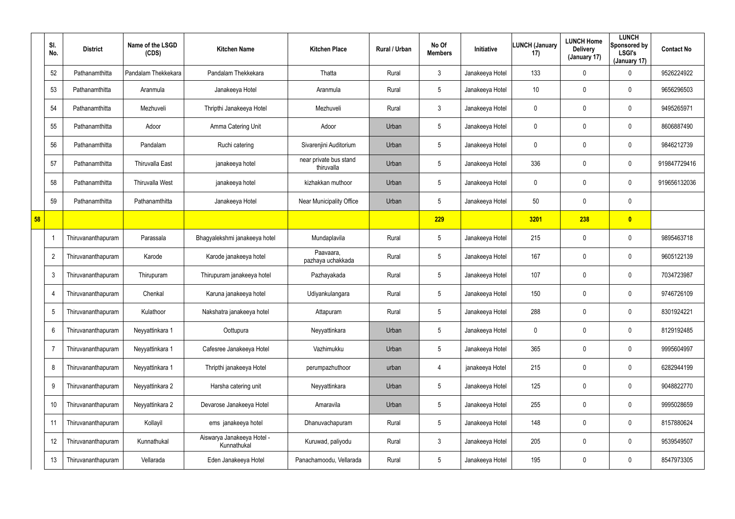| | Sl. No. | District | Name of the LSGD (CDS) | Kitchen Name | Kitchen Place | Rural / Urban | No Of Members | Initiative | LUNCH (January 17) | LUNCH Home Delivery (January 17) | LUNCH Sponsored by LSGI's (January 17) | Contact No |
|---|---|---|---|---|---|---|---|---|---|---|---|---|
| | 52 | Pathanamthitta | Pandalam Thekkekara | Pandalam Thekkekara | Thatta | Rural | 3 | Janakeeya Hotel | 133 | 0 | 0 | 9526224922 |
| | 53 | Pathanamthitta | Aranmula | Janakeeya Hotel | Aranmula | Rural | 5 | Janakeeya Hotel | 10 | 0 | 0 | 9656296503 |
| | 54 | Pathanamthitta | Mezhuveli | Thripthi Janakeeya Hotel | Mezhuveli | Rural | 3 | Janakeeya Hotel | 0 | 0 | 0 | 9495265971 |
| | 55 | Pathanamthitta | Adoor | Amma Catering Unit | Adoor | Urban | 5 | Janakeeya Hotel | 0 | 0 | 0 | 8606887490 |
| | 56 | Pathanamthitta | Pandalam | Ruchi catering | Sivarenjini Auditorium | Urban | 5 | Janakeeya Hotel | 0 | 0 | 0 | 9846212739 |
| | 57 | Pathanamthitta | Thiruvalla East | janakeeya hotel | near private bus stand thiruvalla | Urban | 5 | Janakeeya Hotel | 336 | 0 | 0 | 919847729416 |
| | 58 | Pathanamthitta | Thiruvalla West | janakeeya hotel | kizhakkan muthoor | Urban | 5 | Janakeeya Hotel | 0 | 0 | 0 | 919656132036 |
| | 59 | Pathanamthitta | Pathanamthitta | Janakeeya Hotel | Near Municipality Office | Urban | 5 | Janakeeya Hotel | 50 | 0 | 0 | |
| 58 | | | | | | | 229 | | 3201 | 238 | 0 | |
| | 1 | Thiruvananthapuram | Parassala | Bhagyalekshmi janakeeya hotel | Mundaplavila | Rural | 5 | Janakeeya Hotel | 215 | 0 | 0 | 9895463718 |
| | 2 | Thiruvananthapuram | Karode | Karode janakeeya hotel | Paavaara, pazhaya uchakkada | Rural | 5 | Janakeeya Hotel | 167 | 0 | 0 | 9605122139 |
| | 3 | Thiruvananthapuram | Thirupuram | Thirupuram janakeeya hotel | Pazhayakada | Rural | 5 | Janakeeya Hotel | 107 | 0 | 0 | 7034723987 |
| | 4 | Thiruvananthapuram | Chenkal | Karuna janakeeya hotel | Udiyankulangara | Rural | 5 | Janakeeya Hotel | 150 | 0 | 0 | 9746726109 |
| | 5 | Thiruvananthapuram | Kulathoor | Nakshatra janakeeya hotel | Attapuram | Rural | 5 | Janakeeya Hotel | 288 | 0 | 0 | 8301924221 |
| | 6 | Thiruvananthapuram | Neyyattinkara 1 | Oottupura | Neyyattinkara | Urban | 5 | Janakeeya Hotel | 0 | 0 | 0 | 8129192485 |
| | 7 | Thiruvananthapuram | Neyyattinkara 1 | Cafesree Janakeeya Hotel | Vazhimukku | Urban | 5 | Janakeeya Hotel | 365 | 0 | 0 | 9995604997 |
| | 8 | Thiruvananthapuram | Neyyattinkara 1 | Thripthi janakeeya Hotel | perumpazhuthoor | urban | 4 | janakeeya Hotel | 215 | 0 | 0 | 6282944199 |
| | 9 | Thiruvananthapuram | Neyyattinkara 2 | Harsha catering unit | Neyyattinkara | Urban | 5 | Janakeeya Hotel | 125 | 0 | 0 | 9048822770 |
| | 10 | Thiruvananthapuram | Neyyattinkara 2 | Devarose Janakeeya Hotel | Amaravila | Urban | 5 | Janakeeya Hotel | 255 | 0 | 0 | 9995028659 |
| | 11 | Thiruvananthapuram | Kollayil | ems janakeeya hotel | Dhanuvachapuram | Rural | 5 | Janakeeya Hotel | 148 | 0 | 0 | 8157880624 |
| | 12 | Thiruvananthapuram | Kunnathukal | Aiswarya Janakeeya Hotel - Kunnathukal | Kuruwad, paliyodu | Rural | 3 | Janakeeya Hotel | 205 | 0 | 0 | 9539549507 |
| | 13 | Thiruvananthapuram | Vellarada | Eden Janakeeya Hotel | Panachamoodu, Vellarada | Rural | 5 | Janakeeya Hotel | 195 | 0 | 0 | 8547973305 |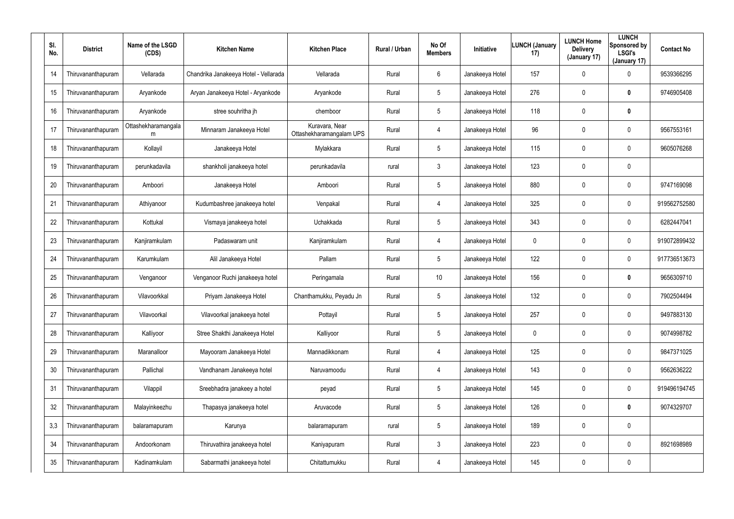| Sl. No. | District | Name of the LSGD (CDS) | Kitchen Name | Kitchen Place | Rural / Urban | No Of Members | Initiative | LUNCH (January 17) | LUNCH Home Delivery (January 17) | LUNCH Sponsored by LSGI's (January 17) | Contact No |
|---|---|---|---|---|---|---|---|---|---|---|---|
| 14 | Thiruvananthapuram | Vellarada | Chandrika Janakeeya Hotel - Vellarada | Vellarada | Rural | 6 | Janakeeya Hotel | 157 | 0 | 0 | 9539366295 |
| 15 | Thiruvananthapuram | Aryankode | Aryan Janakeeya Hotel - Aryankode | Aryankode | Rural | 5 | Janakeeya Hotel | 276 | 0 | **0** | 9746905408 |
| 16 | Thiruvananthapuram | Aryankode | stree souhritha jh | chemboor | Rural | 5 | Janakeeya Hotel | 118 | 0 | **0** | |
| 17 | Thiruvananthapuram | Ottashekharamangalam | Minnaram Janakeeya Hotel | Kuravara, Near Ottashekharamangalam UPS | Rural | 4 | Janakeeya Hotel | 96 | 0 | 0 | 9567553161 |
| 18 | Thiruvananthapuram | Kollayil | Janakeeya Hotel | Mylakkara | Rural | 5 | Janakeeya Hotel | 115 | 0 | 0 | 9605076268 |
| 19 | Thiruvananthapuram | perunkadavila | shankholi janakeeya hotel | perunkadavila | rural | 3 | Janakeeya Hotel | 123 | 0 | 0 | |
| 20 | Thiruvananthapuram | Amboori | Janakeeya Hotel | Amboori | Rural | 5 | Janakeeya Hotel | 880 | 0 | 0 | 9747169098 |
| 21 | Thiruvananthapuram | Athiyanoor | Kudumbashree janakeeya hotel | Venpakal | Rural | 4 | Janakeeya Hotel | 325 | 0 | 0 | 919562752580 |
| 22 | Thiruvananthapuram | Kottukal | Vismaya janakeeya hotel | Uchakkada | Rural | 5 | Janakeeya Hotel | 343 | 0 | 0 | 6282447041 |
| 23 | Thiruvananthapuram | Kanjiramkulam | Padaswaram unit | Kanjiramkulam | Rural | 4 | Janakeeya Hotel | 0 | 0 | 0 | 919072899432 |
| 24 | Thiruvananthapuram | Karumkulam | Alil Janakeeya Hotel | Pallam | Rural | 5 | Janakeeya Hotel | 122 | 0 | 0 | 917736513673 |
| 25 | Thiruvananthapuram | Venganoor | Venganoor Ruchi janakeeya hotel | Peringamala | Rural | 10 | Janakeeya Hotel | 156 | 0 | **0** | 9656309710 |
| 26 | Thiruvananthapuram | Vilavoorkkal | Priyam Janakeeya Hotel | Chanthamukku, Peyadu Jn | Rural | 5 | Janakeeya Hotel | 132 | 0 | 0 | 7902504494 |
| 27 | Thiruvananthapuram | Vilavoorkal | Vilavoorkal janakeeya hotel | Pottayil | Rural | 5 | Janakeeya Hotel | 257 | 0 | 0 | 9497883130 |
| 28 | Thiruvananthapuram | Kalliyoor | Stree Shakthi Janakeeya Hotel | Kalliyoor | Rural | 5 | Janakeeya Hotel | 0 | 0 | 0 | 9074998782 |
| 29 | Thiruvananthapuram | Maranalloor | Mayooram Janakeeya Hotel | Mannadikkonam | Rural | 4 | Janakeeya Hotel | 125 | 0 | 0 | 9847371025 |
| 30 | Thiruvananthapuram | Pallichal | Vandhanam Janakeeya hotel | Naruvamoodu | Rural | 4 | Janakeeya Hotel | 143 | 0 | 0 | 9562636222 |
| 31 | Thiruvananthapuram | Vilappil | Sreebhadra janakee a hotel | peyad | Rural | 5 | Janakeeya Hotel | 145 | 0 | 0 | 919496194745 |
| 32 | Thiruvananthapuram | Malayinkeezhu | Thapasya janakeeya hotel | Aruvacode | Rural | 5 | Janakeeya Hotel | 126 | 0 | **0** | 9074329707 |
| 3,3 | Thiruvananthapuram | balaramapuram | Karunya | balaramapuram | rural | 5 | Janakeeya Hotel | 189 | 0 | 0 | |
| 34 | Thiruvananthapuram | Andoorkonam | Thiruvathira janakeeya hotel | Kaniyapuram | Rural | 3 | Janakeeya Hotel | 223 | 0 | 0 | 8921698989 |
| 35 | Thiruvananthapuram | Kadinamkulam | Sabarmathi janakeeya hotel | Chitattumukku | Rural | 4 | Janakeeya Hotel | 145 | 0 | 0 | |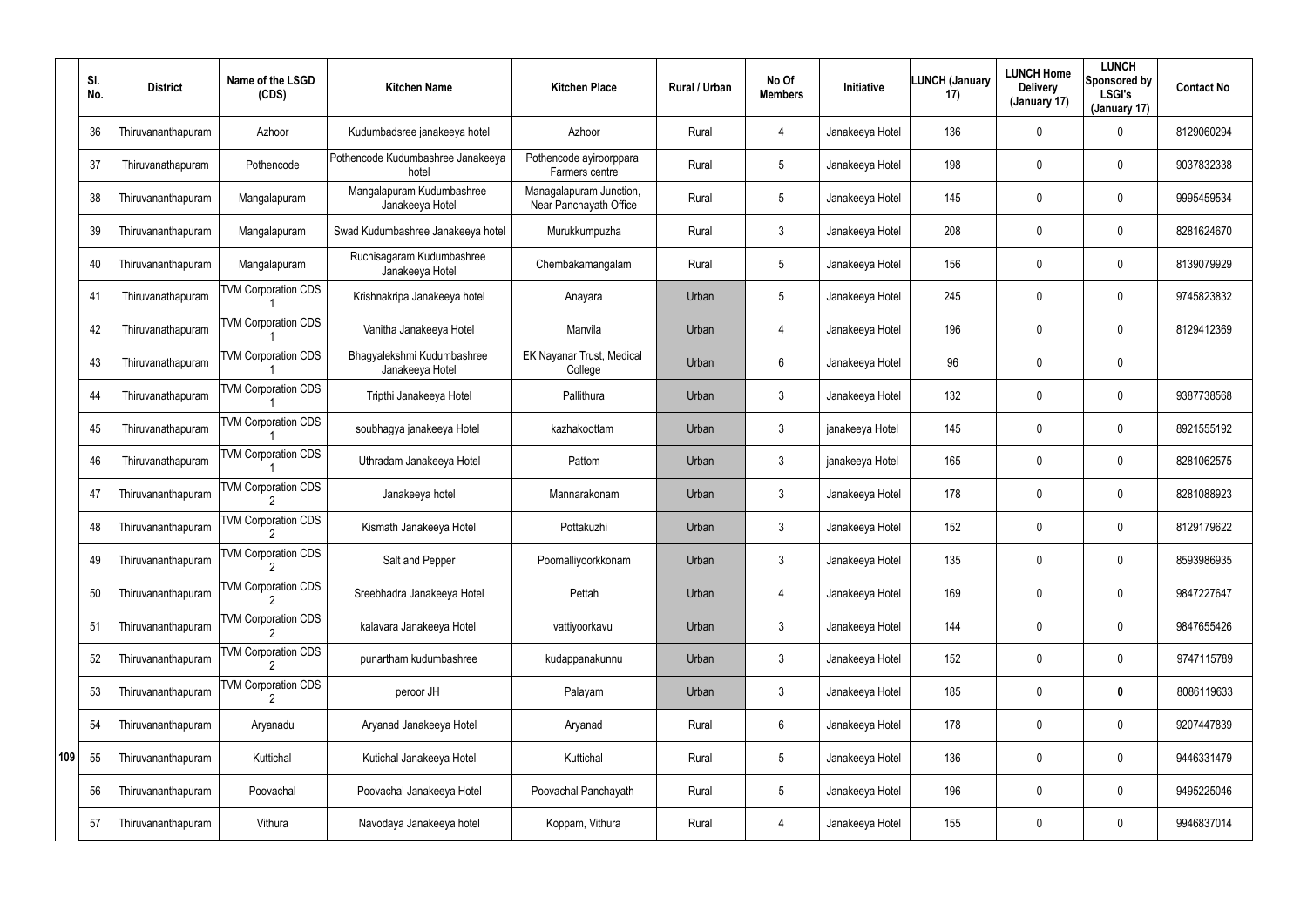|  | Sl. No. | District | Name of the LSGD (CDS) | Kitchen Name | Kitchen Place | Rural / Urban | No Of Members | Initiative | LUNCH (January 17) | LUNCH Home Delivery (January 17) | LUNCH Sponsored by LSGI's (January 17) | Contact No |
|---|---|---|---|---|---|---|---|---|---|---|---|---|
|  | 36 | Thiruvananthapuram | Azhoor | Kudumbadsree janakeeya hotel | Azhoor | Rural | 4 | Janakeeya Hotel | 136 | 0 | 0 | 8129060294 |
|  | 37 | Thiruvanathapuram | Pothencode | Pothencode Kudumbashree Janakeeya hotel | Pothencode ayiroorppara Farmers centre | Rural | 5 | Janakeeya Hotel | 198 | 0 | 0 | 9037832338 |
|  | 38 | Thiruvananthapuram | Mangalapuram | Mangalapuram Kudumbashree Janakeeya Hotel | Managalapuram Junction, Near Panchayath Office | Rural | 5 | Janakeeya Hotel | 145 | 0 | 0 | 9995459534 |
|  | 39 | Thiruvananthapuram | Mangalapuram | Swad Kudumbashree Janakeeya hotel | Murukkumpuzha | Rural | 3 | Janakeeya Hotel | 208 | 0 | 0 | 8281624670 |
|  | 40 | Thiruvananthapuram | Mangalapuram | Ruchisagaram Kudumbashree Janakeeya Hotel | Chembakamangalam | Rural | 5 | Janakeeya Hotel | 156 | 0 | 0 | 8139079929 |
|  | 41 | Thiruvanathapuram | TVM Corporation CDS 1 | Krishnakripa Janakeeya hotel | Anayara | Urban | 5 | Janakeeya Hotel | 245 | 0 | 0 | 9745823832 |
|  | 42 | Thiruvanathapuram | TVM Corporation CDS 1 | Vanitha Janakeeya Hotel | Manvila | Urban | 4 | Janakeeya Hotel | 196 | 0 | 0 | 8129412369 |
|  | 43 | Thiruvanathapuram | TVM Corporation CDS 1 | Bhagyalekshmi Kudumbashree Janakeeya Hotel | EK Nayanar Trust, Medical College | Urban | 6 | Janakeeya Hotel | 96 | 0 | 0 |  |
|  | 44 | Thiruvanathapuram | TVM Corporation CDS 1 | Tripthi Janakeeya Hotel | Pallithura | Urban | 3 | Janakeeya Hotel | 132 | 0 | 0 | 9387738568 |
|  | 45 | Thiruvanathapuram | TVM Corporation CDS 1 | soubhagya janakeeya Hotel | kazhakoottam | Urban | 3 | janakeeya Hotel | 145 | 0 | 0 | 8921555192 |
|  | 46 | Thiruvanathapuram | TVM Corporation CDS 1 | Uthradam Janakeeya Hotel | Pattom | Urban | 3 | janakeeya Hotel | 165 | 0 | 0 | 8281062575 |
|  | 47 | Thiruvananthapuram | TVM Corporation CDS 2 | Janakeeya hotel | Mannarakonam | Urban | 3 | Janakeeya Hotel | 178 | 0 | 0 | 8281088923 |
|  | 48 | Thiruvananthapuram | TVM Corporation CDS 2 | Kismath Janakeeya Hotel | Pottakuzhi | Urban | 3 | Janakeeya Hotel | 152 | 0 | 0 | 8129179622 |
|  | 49 | Thiruvananthapuram | TVM Corporation CDS 2 | Salt and Pepper | Poomalliyoorkkonam | Urban | 3 | Janakeeya Hotel | 135 | 0 | 0 | 8593986935 |
|  | 50 | Thiruvananthapuram | TVM Corporation CDS 2 | Sreebhadra Janakeeya Hotel | Pettah | Urban | 4 | Janakeeya Hotel | 169 | 0 | 0 | 9847227647 |
|  | 51 | Thiruvananthapuram | TVM Corporation CDS 2 | kalavara Janakeeya Hotel | vattiyoorkavu | Urban | 3 | Janakeeya Hotel | 144 | 0 | 0 | 9847655426 |
|  | 52 | Thiruvananthapuram | TVM Corporation CDS 2 | punartham kudumbashree | kudappanakunnu | Urban | 3 | Janakeeya Hotel | 152 | 0 | 0 | 9747115789 |
|  | 53 | Thiruvananthapuram | TVM Corporation CDS 2 | peroor JH | Palayam | Urban | 3 | Janakeeya Hotel | 185 | 0 | **0** | 8086119633 |
|  | 54 | Thiruvananthapuram | Aryanadu | Aryanad Janakeeya Hotel | Aryanad | Rural | 6 | Janakeeya Hotel | 178 | 0 | 0 | 9207447839 |
| 109 | 55 | Thiruvananthapuram | Kuttichal | Kutichal Janakeeya Hotel | Kuttichal | Rural | 5 | Janakeeya Hotel | 136 | 0 | 0 | 9446331479 |
|  | 56 | Thiruvananthapuram | Poovachal | Poovachal Janakeeya Hotel | Poovachal Panchayath | Rural | 5 | Janakeeya Hotel | 196 | 0 | 0 | 9495225046 |
|  | 57 | Thiruvananthapuram | Vithura | Navodaya Janakeeya hotel | Koppam, Vithura | Rural | 4 | Janakeeya Hotel | 155 | 0 | 0 | 9946837014 |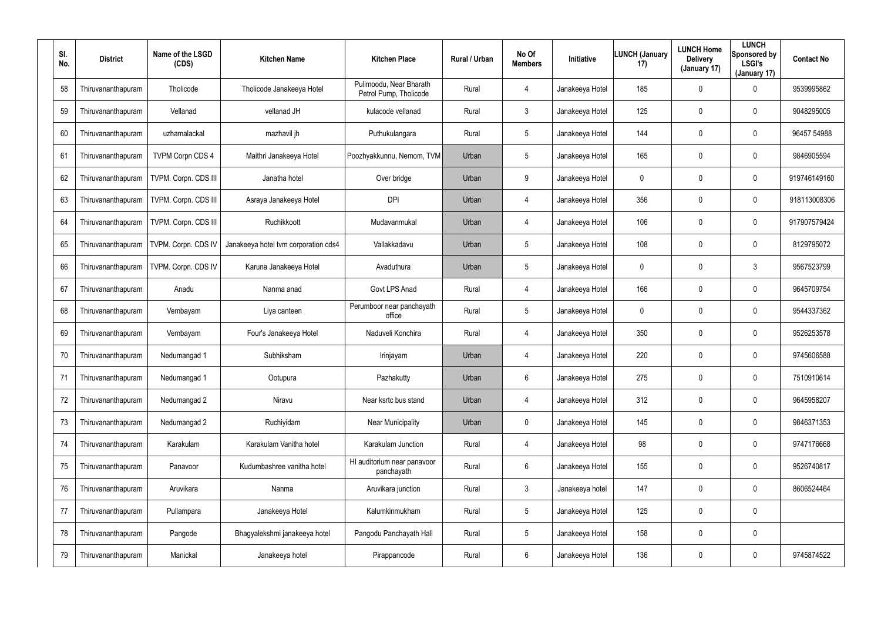| Sl. No. | District | Name of the LSGD (CDS) | Kitchen Name | Kitchen Place | Rural / Urban | No Of Members | Initiative | LUNCH (January 17) | LUNCH Home Delivery (January 17) | LUNCH Sponsored by LSGI's (January 17) | Contact No |
|---|---|---|---|---|---|---|---|---|---|---|---|
| 58 | Thiruvananthapuram | Tholicode | Tholicode Janakeeya Hotel | Pulimoodu, Near Bharath Petrol Pump, Tholicode | Rural | 4 | Janakeeya Hotel | 185 | 0 | 0 | 9539995862 |
| 59 | Thiruvananthapuram | Vellanad | vellanad JH | kulacode vellanad | Rural | 3 | Janakeeya Hotel | 125 | 0 | 0 | 9048295005 |
| 60 | Thiruvananthapuram | uzhamalackal | mazhavil jh | Puthukulangara | Rural | 5 | Janakeeya Hotel | 144 | 0 | 0 | 96457 54988 |
| 61 | Thiruvananthapuram | TVPM Corpn CDS 4 | Maithri Janakeeya Hotel | Poozhyakkunnu, Nemom, TVM | Urban | 5 | Janakeeya Hotel | 165 | 0 | 0 | 9846905594 |
| 62 | Thiruvananthapuram | TVPM. Corpn. CDS III | Janatha hotel | Over bridge | Urban | 9 | Janakeeya Hotel | 0 | 0 | 0 | 919746149160 |
| 63 | Thiruvananthapuram | TVPM. Corpn. CDS III | Asraya Janakeeya Hotel | DPI | Urban | 4 | Janakeeya Hotel | 356 | 0 | 0 | 918113008306 |
| 64 | Thiruvananthapuram | TVPM. Corpn. CDS III | Ruchikkoott | Mudavanmukal | Urban | 4 | Janakeeya Hotel | 106 | 0 | 0 | 917907579424 |
| 65 | Thiruvananthapuram | TVPM. Corpn. CDS IV | Janakeeya hotel tvm corporation cds4 | Vallakkadavu | Urban | 5 | Janakeeya Hotel | 108 | 0 | 0 | 8129795072 |
| 66 | Thiruvananthapuram | TVPM. Corpn. CDS IV | Karuna Janakeeya Hotel | Avaduthura | Urban | 5 | Janakeeya Hotel | 0 | 0 | 3 | 9567523799 |
| 67 | Thiruvananthapuram | Anadu | Nanma anad | Govt LPS Anad | Rural | 4 | Janakeeya Hotel | 166 | 0 | 0 | 9645709754 |
| 68 | Thiruvananthapuram | Vembayam | Liya canteen | Perumboor near panchayath office | Rural | 5 | Janakeeya Hotel | 0 | 0 | 0 | 9544337362 |
| 69 | Thiruvananthapuram | Vembayam | Four's Janakeeya Hotel | Naduveli Konchira | Rural | 4 | Janakeeya Hotel | 350 | 0 | 0 | 9526253578 |
| 70 | Thiruvananthapuram | Nedumangad 1 | Subhiksham | Irinjayam | Urban | 4 | Janakeeya Hotel | 220 | 0 | 0 | 9745606588 |
| 71 | Thiruvananthapuram | Nedumangad 1 | Ootupura | Pazhakutty | Urban | 6 | Janakeeya Hotel | 275 | 0 | 0 | 7510910614 |
| 72 | Thiruvananthapuram | Nedumangad 2 | Niravu | Near ksrtc bus stand | Urban | 4 | Janakeeya Hotel | 312 | 0 | 0 | 9645958207 |
| 73 | Thiruvananthapuram | Nedumangad 2 | Ruchiyidam | Near Municipality | Urban | 0 | Janakeeya Hotel | 145 | 0 | 0 | 9846371353 |
| 74 | Thiruvananthapuram | Karakulam | Karakulam Vanitha hotel | Karakulam Junction | Rural | 4 | Janakeeya Hotel | 98 | 0 | 0 | 9747176668 |
| 75 | Thiruvananthapuram | Panavoor | Kudumbashree vanitha hotel | Hl auditorium near panavoor panchayath | Rural | 6 | Janakeeya Hotel | 155 | 0 | 0 | 9526740817 |
| 76 | Thiruvananthapuram | Aruvikara | Nanma | Aruvikara junction | Rural | 3 | Janakeeya hotel | 147 | 0 | 0 | 8606524464 |
| 77 | Thiruvananthapuram | Pullampara | Janakeeya Hotel | Kalumkinmukham | Rural | 5 | Janakeeya Hotel | 125 | 0 | 0 | |
| 78 | Thiruvananthapuram | Pangode | Bhagyalekshmi janakeeya hotel | Pangodu Panchayath Hall | Rural | 5 | Janakeeya Hotel | 158 | 0 | 0 | |
| 79 | Thiruvananthapuram | Manickal | Janakeeya hotel | Pirappancode | Rural | 6 | Janakeeya Hotel | 136 | 0 | 0 | 9745874522 |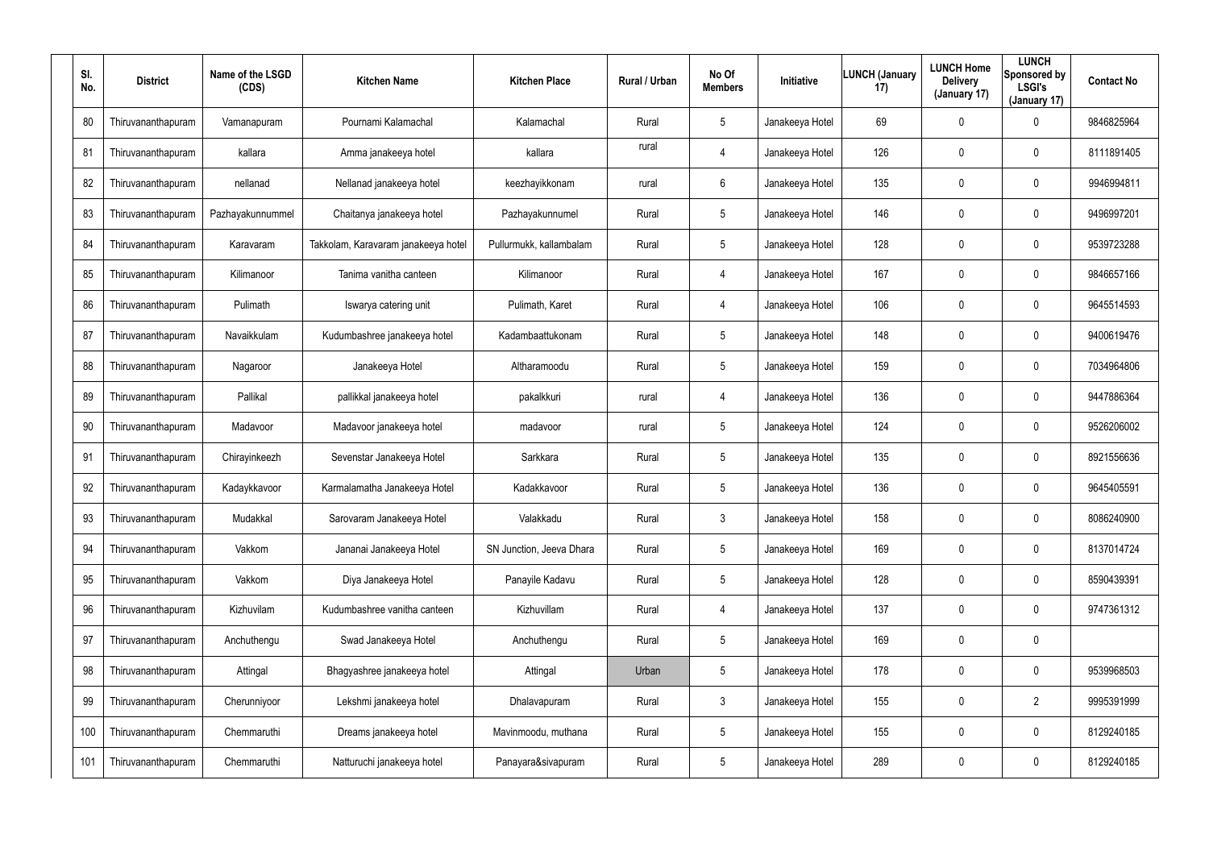| Sl. No. | District | Name of the LSGD (CDS) | Kitchen Name | Kitchen Place | Rural / Urban | No Of Members | Initiative | LUNCH (January 17) | LUNCH Home Delivery (January 17) | LUNCH Sponsored by LSGI's (January 17) | Contact No |
|---|---|---|---|---|---|---|---|---|---|---|---|
| 80 | Thiruvananthapuram | Vamanapuram | Pournami Kalamachal | Kalamachal | Rural | 5 | Janakeeya Hotel | 69 | 0 | 0 | 9846825964 |
| 81 | Thiruvananthapuram | kallara | Amma janakeeya hotel | kallara | rural | 4 | Janakeeya Hotel | 126 | 0 | 0 | 8111891405 |
| 82 | Thiruvananthapuram | nellanad | Nellanad janakeeya hotel | keezhayikkonam | rural | 6 | Janakeeya Hotel | 135 | 0 | 0 | 9946994811 |
| 83 | Thiruvananthapuram | Pazhayakunnummel | Chaitanya janakeeya hotel | Pazhayakunnumel | Rural | 5 | Janakeeya Hotel | 146 | 0 | 0 | 9496997201 |
| 84 | Thiruvananthapuram | Karavaram | Takkolam, Karavaram janakeeya hotel | Pullurmukk, kallambalam | Rural | 5 | Janakeeya Hotel | 128 | 0 | 0 | 9539723288 |
| 85 | Thiruvananthapuram | Kilimanoor | Tanima vanitha canteen | Kilimanoor | Rural | 4 | Janakeeya Hotel | 167 | 0 | 0 | 9846657166 |
| 86 | Thiruvananthapuram | Pulimath | Iswarya catering unit | Pulimath, Karet | Rural | 4 | Janakeeya Hotel | 106 | 0 | 0 | 9645514593 |
| 87 | Thiruvananthapuram | Navaikkulam | Kudumbashree janakeeya hotel | Kadambaattukonam | Rural | 5 | Janakeeya Hotel | 148 | 0 | 0 | 9400619476 |
| 88 | Thiruvananthapuram | Nagaroor | Janakeeya Hotel | Altharamoodu | Rural | 5 | Janakeeya Hotel | 159 | 0 | 0 | 7034964806 |
| 89 | Thiruvananthapuram | Pallikal | pallikkal janakeeya hotel | pakalkkuri | rural | 4 | Janakeeya Hotel | 136 | 0 | 0 | 9447886364 |
| 90 | Thiruvananthapuram | Madavoor | Madavoor janakeeya hotel | madavoor | rural | 5 | Janakeeya Hotel | 124 | 0 | 0 | 9526206002 |
| 91 | Thiruvananthapuram | Chirayinkeezh | Sevenstar Janakeeya Hotel | Sarkkara | Rural | 5 | Janakeeya Hotel | 135 | 0 | 0 | 8921556636 |
| 92 | Thiruvananthapuram | Kadaykkavoor | Karmalamatha Janakeeya Hotel | Kadakkavoor | Rural | 5 | Janakeeya Hotel | 136 | 0 | 0 | 9645405591 |
| 93 | Thiruvananthapuram | Mudakkal | Sarovaram Janakeeya Hotel | Valakkadu | Rural | 3 | Janakeeya Hotel | 158 | 0 | 0 | 8086240900 |
| 94 | Thiruvananthapuram | Vakkom | Jananai Janakeeya Hotel | SN Junction, Jeeva Dhara | Rural | 5 | Janakeeya Hotel | 169 | 0 | 0 | 8137014724 |
| 95 | Thiruvananthapuram | Vakkom | Diya Janakeeya Hotel | Panayile Kadavu | Rural | 5 | Janakeeya Hotel | 128 | 0 | 0 | 8590439391 |
| 96 | Thiruvananthapuram | Kizhuvilam | Kudumbashree vanitha canteen | Kizhuvillam | Rural | 4 | Janakeeya Hotel | 137 | 0 | 0 | 9747361312 |
| 97 | Thiruvananthapuram | Anchuthengu | Swad Janakeeya Hotel | Anchuthengu | Rural | 5 | Janakeeya Hotel | 169 | 0 | 0 | |
| 98 | Thiruvananthapuram | Attingal | Bhagyashree janakeeya hotel | Attingal | Urban | 5 | Janakeeya Hotel | 178 | 0 | 0 | 9539968503 |
| 99 | Thiruvananthapuram | Cherunniyoor | Lekshmi janakeeya hotel | Dhalavapuram | Rural | 3 | Janakeeya Hotel | 155 | 0 | 2 | 9995391999 |
| 100 | Thiruvananthapuram | Chemmaruthi | Dreams janakeeya hotel | Mavinmoodu, muthana | Rural | 5 | Janakeeya Hotel | 155 | 0 | 0 | 8129240185 |
| 101 | Thiruvananthapuram | Chemmaruthi | Natturuchi janakeeya hotel | Panayara&sivapuram | Rural | 5 | Janakeeya Hotel | 289 | 0 | 0 | 8129240185 |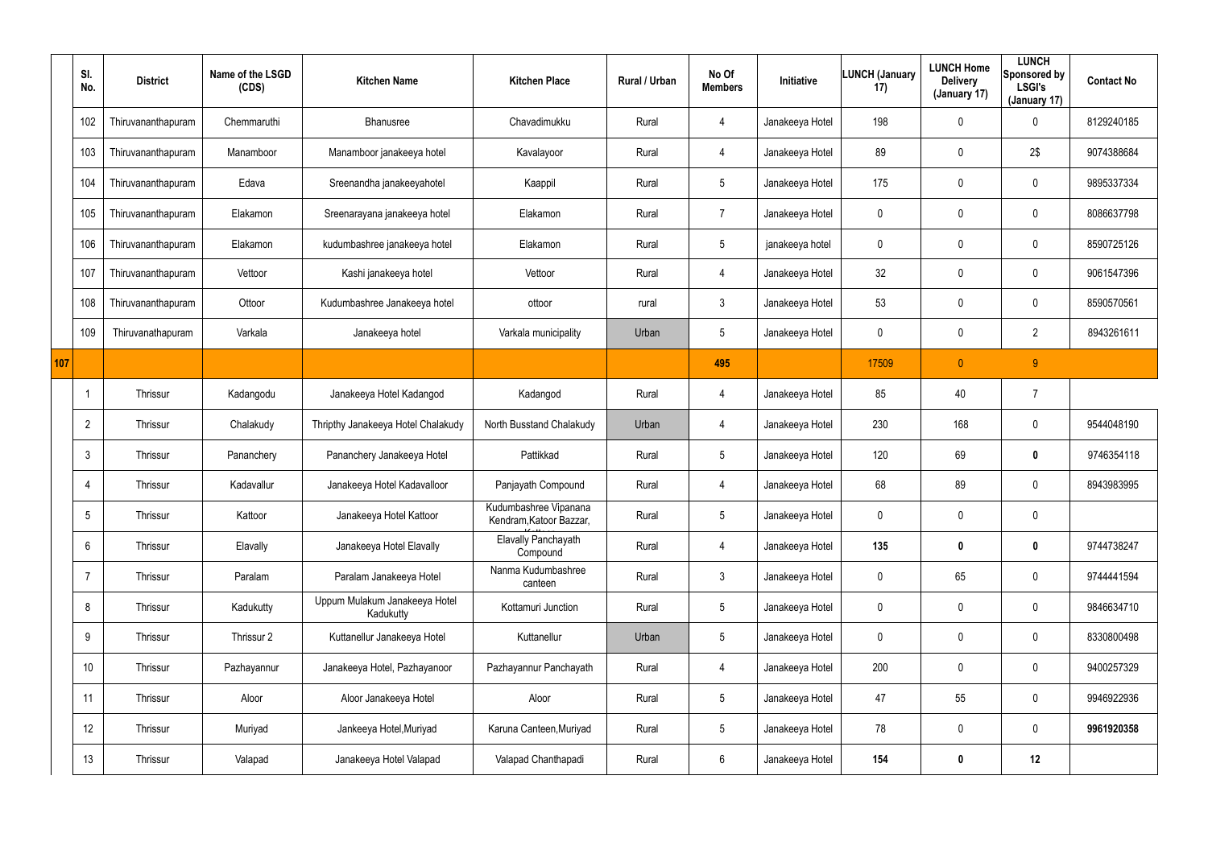| | Sl. No. | District | Name of the LSGD (CDS) | Kitchen Name | Kitchen Place | Rural / Urban | No Of Members | Initiative | LUNCH (January 17) | LUNCH Home Delivery (January 17) | LUNCH Sponsored by LSGI's (January 17) | Contact No |
|---|---|---|---|---|---|---|---|---|---|---|---|---|
| | 102 | Thiruvananthapuram | Chemmaruthi | Bhanusree | Chavadimukku | Rural | 4 | Janakeeya Hotel | 198 | 0 | 0 | 8129240185 |
| | 103 | Thiruvananthapuram | Manamboor | Manamboor janakeeya hotel | Kavalayoor | Rural | 4 | Janakeeya Hotel | 89 | 0 | 2$ | 9074388684 |
| | 104 | Thiruvananthapuram | Edava | Sreenandha janakeeyahotel | Kaappil | Rural | 5 | Janakeeya Hotel | 175 | 0 | 0 | 9895337334 |
| | 105 | Thiruvananthapuram | Elakamon | Sreenarayana janakeeya hotel | Elakamon | Rural | 7 | Janakeeya Hotel | 0 | 0 | 0 | 8086637798 |
| | 106 | Thiruvananthapuram | Elakamon | kudumbashree janakeeya hotel | Elakamon | Rural | 5 | janakeeya hotel | 0 | 0 | 0 | 8590725126 |
| | 107 | Thiruvananthapuram | Vettoor | Kashi janakeeya hotel | Vettoor | Rural | 4 | Janakeeya Hotel | 32 | 0 | 0 | 9061547396 |
| | 108 | Thiruvananthapuram | Ottoor | Kudumbashree Janakeeya hotel | ottoor | rural | 3 | Janakeeya Hotel | 53 | 0 | 0 | 8590570561 |
| | 109 | Thiruvanathapuram | Varkala | Janakeeya hotel | Varkala municipality | Urban | 5 | Janakeeya Hotel | 0 | 0 | 2 | 8943261611 |
| 107 | | | | | | | 495 | | 17509 | 0 | 9 | |
| | 1 | Thrissur | Kadangodu | Janakeeya Hotel Kadangod | Kadangod | Rural | 4 | Janakeeya Hotel | 85 | 40 | 7 | |
| | 2 | Thrissur | Chalakudy | Thripthy Janakeeya Hotel Chalakudy | North Busstand Chalakudy | Urban | 4 | Janakeeya Hotel | 230 | 168 | 0 | 9544048190 |
| | 3 | Thrissur | Pananchery | Pananchery Janakeeya Hotel | Pattikkad | Rural | 5 | Janakeeya Hotel | 120 | 69 | **0** | 9746354118 |
| | 4 | Thrissur | Kadavallur | Janakeeya Hotel Kadavalloor | Panjayath Compound | Rural | 4 | Janakeeya Hotel | 68 | 89 | 0 | 8943983995 |
| | 5 | Thrissur | Kattoor | Janakeeya Hotel Kattoor | Kudumbashree Vipanana Kendram,Katoor Bazzar, | Rural | 5 | Janakeeya Hotel | 0 | 0 | 0 | |
| | 6 | Thrissur | Elavally | Janakeeya Hotel Elavally | Elavally Panchayath Compound | Rural | 4 | Janakeeya Hotel | **135** | **0** | **0** | 9744738247 |
| | 7 | Thrissur | Paralam | Paralam Janakeeya Hotel | Nanma Kudumbashree canteen | Rural | 3 | Janakeeya Hotel | 0 | 65 | 0 | 9744441594 |
| | 8 | Thrissur | Kadukutty | Uppum Mulakum Janakeeya Hotel Kadukutty | Kottamuri Junction | Rural | 5 | Janakeeya Hotel | 0 | 0 | 0 | 9846634710 |
| | 9 | Thrissur | Thrissur 2 | Kuttanellur Janakeeya Hotel | Kuttanellur | Urban | 5 | Janakeeya Hotel | 0 | 0 | 0 | 8330800498 |
| | 10 | Thrissur | Pazhayannur | Janakeeya Hotel, Pazhayanoor | Pazhayannur Panchayath | Rural | 4 | Janakeeya Hotel | 200 | 0 | 0 | 9400257329 |
| | 11 | Thrissur | Aloor | Aloor Janakeeya Hotel | Aloor | Rural | 5 | Janakeeya Hotel | 47 | 55 | 0 | 9946922936 |
| | 12 | Thrissur | Muriyad | Jankeeya Hotel,Muriyad | Karuna Canteen,Muriyad | Rural | 5 | Janakeeya Hotel | 78 | 0 | 0 | **9961920358** |
| | 13 | Thrissur | Valapad | Janakeeya Hotel Valapad | Valapad Chanthapadi | Rural | 6 | Janakeeya Hotel | **154** | **0** | **12** | |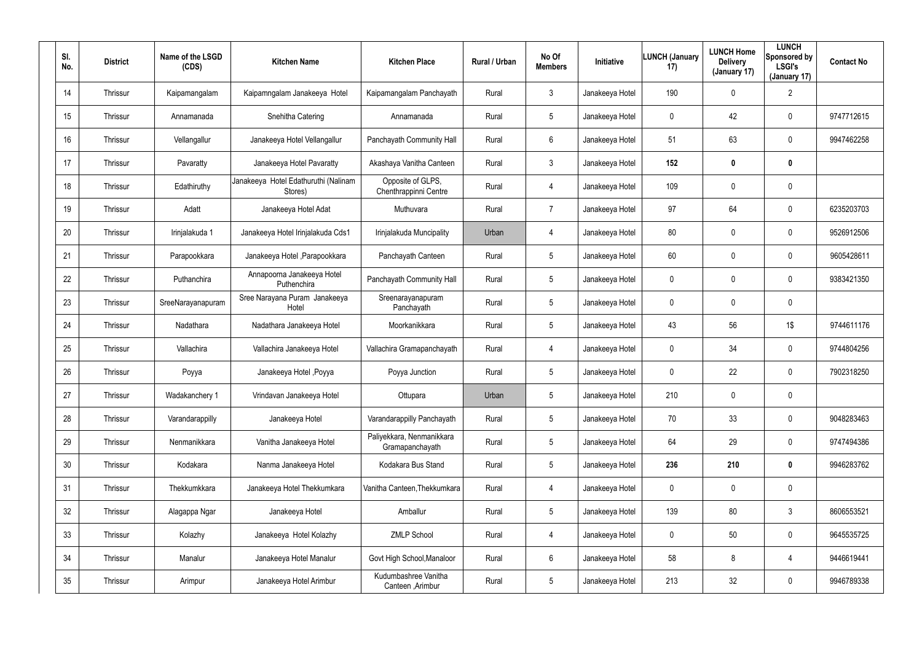| Sl. No. | District | Name of the LSGD (CDS) | Kitchen Name | Kitchen Place | Rural / Urban | No Of Members | Initiative | LUNCH (January 17) | LUNCH Home Delivery (January 17) | LUNCH Sponsored by LSGI's (January 17) | Contact No |
|---|---|---|---|---|---|---|---|---|---|---|---|
| 14 | Thrissur | Kaipamangalam | Kaipamngalam Janakeeya Hotel | Kaipamangalam Panchayath | Rural | 3 | Janakeeya Hotel | 190 | 0 | 2 | |
| 15 | Thrissur | Annamanada | Snehitha Catering | Annamanada | Rural | 5 | Janakeeya Hotel | 0 | 42 | 0 | 9747712615 |
| 16 | Thrissur | Vellangallur | Janakeeya Hotel Vellangallur | Panchayath Community Hall | Rural | 6 | Janakeeya Hotel | 51 | 63 | 0 | 9947462258 |
| 17 | Thrissur | Pavaratty | Janakeeya Hotel Pavaratty | Akashaya Vanitha Canteen | Rural | 3 | Janakeeya Hotel | **152** | **0** | **0** | |
| 18 | Thrissur | Edathiruthy | Janakeeya Hotel Edathuruthi (Nalinam Stores) | Opposite of GLPS, Chenthrappinni Centre | Rural | 4 | Janakeeya Hotel | 109 | 0 | 0 | |
| 19 | Thrissur | Adatt | Janakeeya Hotel Adat | Muthuvara | Rural | 7 | Janakeeya Hotel | 97 | 64 | 0 | 6235203703 |
| 20 | Thrissur | Irinjalakuda 1 | Janakeeya Hotel Irinjalakuda Cds1 | Irinjalakuda Muncipality | Urban | 4 | Janakeeya Hotel | 80 | 0 | 0 | 9526912506 |
| 21 | Thrissur | Parapookkara | Janakeeya Hotel ,Parapookkara | Panchayath Canteen | Rural | 5 | Janakeeya Hotel | 60 | 0 | 0 | 9605428611 |
| 22 | Thrissur | Puthanchira | Annapoorna Janakeeya Hotel Puthenchira | Panchayath Community Hall | Rural | 5 | Janakeeya Hotel | 0 | 0 | 0 | 9383421350 |
| 23 | Thrissur | SreeNarayanapuram | Sree Narayana Puram Janakeeya Hotel | Sreenarayanapuram Panchayath | Rural | 5 | Janakeeya Hotel | 0 | 0 | 0 | |
| 24 | Thrissur | Nadathara | Nadathara Janakeeya Hotel | Moorkanikkara | Rural | 5 | Janakeeya Hotel | 43 | 56 | 1$ | 9744611176 |
| 25 | Thrissur | Vallachira | Vallachira Janakeeya Hotel | Vallachira Gramapanchayath | Rural | 4 | Janakeeya Hotel | 0 | 34 | 0 | 9744804256 |
| 26 | Thrissur | Poyya | Janakeeya Hotel ,Poyya | Poyya Junction | Rural | 5 | Janakeeya Hotel | 0 | 22 | 0 | 7902318250 |
| 27 | Thrissur | Wadakanchery 1 | Vrindavan Janakeeya Hotel | Ottupara | Urban | 5 | Janakeeya Hotel | 210 | 0 | 0 | |
| 28 | Thrissur | Varandarappilly | Janakeeya Hotel | Varandarappilly Panchayath | Rural | 5 | Janakeeya Hotel | 70 | 33 | 0 | 9048283463 |
| 29 | Thrissur | Nenmanikkara | Vanitha Janakeeya Hotel | Paliyekkara, Nenmanikkara Gramapanchayath | Rural | 5 | Janakeeya Hotel | 64 | 29 | 0 | 9747494386 |
| 30 | Thrissur | Kodakara | Nanma Janakeeya Hotel | Kodakara Bus Stand | Rural | 5 | Janakeeya Hotel | **236** | **210** | **0** | 9946283762 |
| 31 | Thrissur | Thekkumkkara | Janakeeya Hotel Thekkumkara | Vanitha Canteen,Thekkumkara | Rural | 4 | Janakeeya Hotel | 0 | 0 | 0 | |
| 32 | Thrissur | Alagappa Ngar | Janakeeya Hotel | Amballur | Rural | 5 | Janakeeya Hotel | 139 | 80 | 3 | 8606553521 |
| 33 | Thrissur | Kolazhy | Janakeeya Hotel Kolazhy | ZMLP School | Rural | 4 | Janakeeya Hotel | 0 | 50 | 0 | 9645535725 |
| 34 | Thrissur | Manalur | Janakeeya Hotel Manalur | Govt High School,Manaloor | Rural | 6 | Janakeeya Hotel | 58 | 8 | 4 | 9446619441 |
| 35 | Thrissur | Arimpur | Janakeeya Hotel Arimbur | Kudumbashree Vanitha Canteen ,Arimbur | Rural | 5 | Janakeeya Hotel | 213 | 32 | 0 | 9946789338 |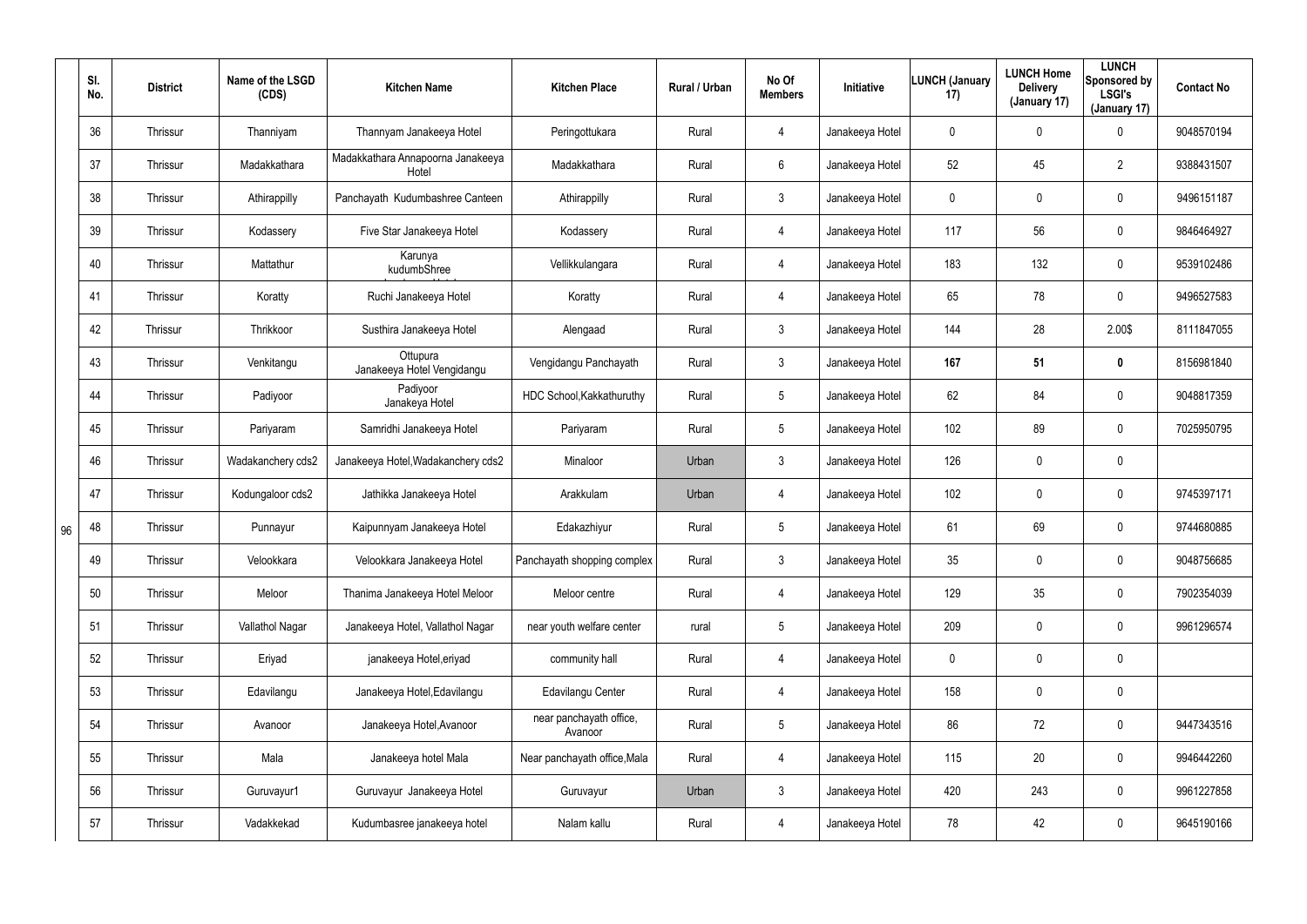| | Sl. No. | District | Name of the LSGD (CDS) | Kitchen Name | Kitchen Place | Rural / Urban | No Of Members | Initiative | LUNCH (January 17) | LUNCH Home Delivery (January 17) | LUNCH Sponsored by LSGI's (January 17) | Contact No |
|---|---|---|---|---|---|---|---|---|---|---|---|---|
| 96 | 36 | Thrissur | Thanniyam | Thannyam Janakeeya Hotel | Peringottukara | Rural | 4 | Janakeeya Hotel | 0 | 0 | 0 | 9048570194 |
| | 37 | Thrissur | Madakkathara | Madakkathara Annapoorna Janakeeya Hotel | Madakkathara | Rural | 6 | Janakeeya Hotel | 52 | 45 | 2 | 9388431507 |
| | 38 | Thrissur | Athirappilly | Panchayath Kudumbashree Canteen | Athirappilly | Rural | 3 | Janakeeya Hotel | 0 | 0 | 0 | 9496151187 |
| | 39 | Thrissur | Kodassery | Five Star Janakeeya Hotel | Kodassery | Rural | 4 | Janakeeya Hotel | 117 | 56 | 0 | 9846464927 |
| | 40 | Thrissur | Mattathur | Karunya kudumbShree | Vellikkulangara | Rural | 4 | Janakeeya Hotel | 183 | 132 | 0 | 9539102486 |
| | 41 | Thrissur | Koratty | Ruchi Janakeeya Hotel | Koratty | Rural | 4 | Janakeeya Hotel | 65 | 78 | 0 | 9496527583 |
| | 42 | Thrissur | Thrikkoor | Susthira Janakeeya Hotel | Alengaad | Rural | 3 | Janakeeya Hotel | 144 | 28 | 2.00$ | 8111847055 |
| | 43 | Thrissur | Venkitangu | Ottupura Janakeeya Hotel Vengidangu | Vengidangu Panchayath | Rural | 3 | Janakeeya Hotel | **167** | **51** | **0** | 8156981840 |
| | 44 | Thrissur | Padiyoor | Padiyoor Janakeya Hotel | HDC School,Kakkathuruthy | Rural | 5 | Janakeeya Hotel | 62 | 84 | 0 | 9048817359 |
| | 45 | Thrissur | Pariyaram | Samridhi Janakeeya Hotel | Pariyaram | Rural | 5 | Janakeeya Hotel | 102 | 89 | 0 | 7025950795 |
| | 46 | Thrissur | Wadakanchery cds2 | Janakeeya Hotel,Wadakanchery cds2 | Minaloor | Urban | 3 | Janakeeya Hotel | 126 | 0 | 0 | |
| | 47 | Thrissur | Kodungaloor cds2 | Jathikka Janakeeya Hotel | Arakkulam | Urban | 4 | Janakeeya Hotel | 102 | 0 | 0 | 9745397171 |
| | 48 | Thrissur | Punnayur | Kaipunnyam Janakeeya Hotel | Edakazhiyur | Rural | 5 | Janakeeya Hotel | 61 | 69 | 0 | 9744680885 |
| | 49 | Thrissur | Velookkara | Velookkara Janakeeya Hotel | Panchayath shopping complex | Rural | 3 | Janakeeya Hotel | 35 | 0 | 0 | 9048756685 |
| | 50 | Thrissur | Meloor | Thanima Janakeeya Hotel Meloor | Meloor centre | Rural | 4 | Janakeeya Hotel | 129 | 35 | 0 | 7902354039 |
| | 51 | Thrissur | Vallathol Nagar | Janakeeya Hotel, Vallathol Nagar | near youth welfare center | rural | 5 | Janakeeya Hotel | 209 | 0 | 0 | 9961296574 |
| | 52 | Thrissur | Eriyad | janakeeya Hotel,eriyad | community hall | Rural | 4 | Janakeeya Hotel | 0 | 0 | 0 | |
| | 53 | Thrissur | Edavilangu | Janakeeya Hotel,Edavilangu | Edavilangu Center | Rural | 4 | Janakeeya Hotel | 158 | 0 | 0 | |
| | 54 | Thrissur | Avanoor | Janakeeya Hotel,Avanoor | near panchayath office, Avanoor | Rural | 5 | Janakeeya Hotel | 86 | 72 | 0 | 9447343516 |
| | 55 | Thrissur | Mala | Janakeeya hotel Mala | Near panchayath office,Mala | Rural | 4 | Janakeeya Hotel | 115 | 20 | 0 | 9946442260 |
| | 56 | Thrissur | Guruvayur1 | Guruvayur Janakeeya Hotel | Guruvayur | Urban | 3 | Janakeeya Hotel | 420 | 243 | 0 | 9961227858 |
| | 57 | Thrissur | Vadakkekad | Kudumbasree janakeeya hotel | Nalam kallu | Rural | 4 | Janakeeya Hotel | 78 | 42 | 0 | 9645190166 |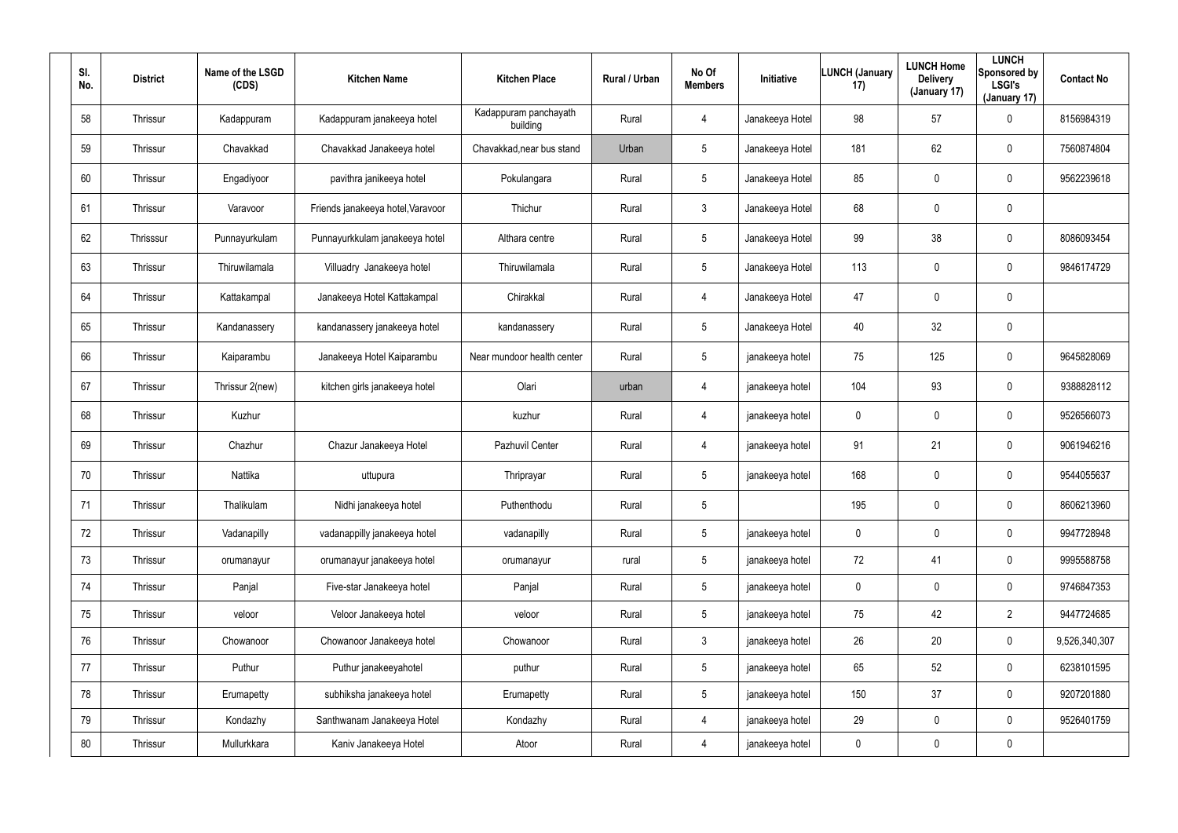| Sl. No. | District | Name of the LSGD (CDS) | Kitchen Name | Kitchen Place | Rural / Urban | No Of Members | Initiative | LUNCH (January 17) | LUNCH Home Delivery (January 17) | LUNCH Sponsored by LSGI's (January 17) | Contact No |
|---|---|---|---|---|---|---|---|---|---|---|---|
| 58 | Thrissur | Kadappuram | Kadappuram janakeeya hotel | Kadappuram panchayath building | Rural | 4 | Janakeeya Hotel | 98 | 57 | 0 | 8156984319 |
| 59 | Thrissur | Chavakkad | Chavakkad Janakeeya hotel | Chavakkad,near bus stand | Urban | 5 | Janakeeya Hotel | 181 | 62 | 0 | 7560874804 |
| 60 | Thrissur | Engadiyoor | pavithra janikeeya hotel | Pokulangara | Rural | 5 | Janakeeya Hotel | 85 | 0 | 0 | 9562239618 |
| 61 | Thrissur | Varavoor | Friends janakeeya hotel,Varavoor | Thichur | Rural | 3 | Janakeeya Hotel | 68 | 0 | 0 | |
| 62 | Thrisssur | Punnayurkulam | Punnayurkkulam janakeeya hotel | Althara centre | Rural | 5 | Janakeeya Hotel | 99 | 38 | 0 | 8086093454 |
| 63 | Thrissur | Thiruwilamala | Villuadry Janakeeya hotel | Thiruwilamala | Rural | 5 | Janakeeya Hotel | 113 | 0 | 0 | 9846174729 |
| 64 | Thrissur | Kattakampal | Janakeeya Hotel Kattakampal | Chirakkal | Rural | 4 | Janakeeya Hotel | 47 | 0 | 0 | |
| 65 | Thrissur | Kandanassery | kandanassery janakeeya hotel | kandanassery | Rural | 5 | Janakeeya Hotel | 40 | 32 | 0 | |
| 66 | Thrissur | Kaiparambu | Janakeeya Hotel Kaiparambu | Near mundoor health center | Rural | 5 | janakeeya hotel | 75 | 125 | 0 | 9645828069 |
| 67 | Thrissur | Thrissur 2(new) | kitchen girls janakeeya hotel | Olari | urban | 4 | janakeeya hotel | 104 | 93 | 0 | 9388828112 |
| 68 | Thrissur | Kuzhur | | kuzhur | Rural | 4 | janakeeya hotel | 0 | 0 | 0 | 9526566073 |
| 69 | Thrissur | Chazhur | Chazur Janakeeya Hotel | Pazhuvil Center | Rural | 4 | janakeeya hotel | 91 | 21 | 0 | 9061946216 |
| 70 | Thrissur | Nattika | uttupura | Thriprayar | Rural | 5 | janakeeya hotel | 168 | 0 | 0 | 9544055637 |
| 71 | Thrissur | Thalikulam | Nidhi janakeeya hotel | Puthenthodu | Rural | 5 | | 195 | 0 | 0 | 8606213960 |
| 72 | Thrissur | Vadanapilly | vadanappilly janakeeya hotel | vadanapilly | Rural | 5 | janakeeya hotel | 0 | 0 | 0 | 9947728948 |
| 73 | Thrissur | orumanayur | orumanayur janakeeya hotel | orumanayur | rural | 5 | janakeeya hotel | 72 | 41 | 0 | 9995588758 |
| 74 | Thrissur | Panjal | Five-star Janakeeya hotel | Panjal | Rural | 5 | janakeeya hotel | 0 | 0 | 0 | 9746847353 |
| 75 | Thrissur | veloor | Veloor Janakeeya hotel | veloor | Rural | 5 | janakeeya hotel | 75 | 42 | 2 | 9447724685 |
| 76 | Thrissur | Chowanoor | Chowanoor Janakeeya hotel | Chowanoor | Rural | 3 | janakeeya hotel | 26 | 20 | 0 | 9,526,340,307 |
| 77 | Thrissur | Puthur | Puthur janakeeyahotel | puthur | Rural | 5 | janakeeya hotel | 65 | 52 | 0 | 6238101595 |
| 78 | Thrissur | Erumapetty | subhiksha janakeeya hotel | Erumapetty | Rural | 5 | janakeeya hotel | 150 | 37 | 0 | 9207201880 |
| 79 | Thrissur | Kondazhy | Santhwanam Janakeeya Hotel | Kondazhy | Rural | 4 | janakeeya hotel | 29 | 0 | 0 | 9526401759 |
| 80 | Thrissur | Mullurkkara | Kaniv Janakeeya Hotel | Atoor | Rural | 4 | janakeeya hotel | 0 | 0 | 0 | |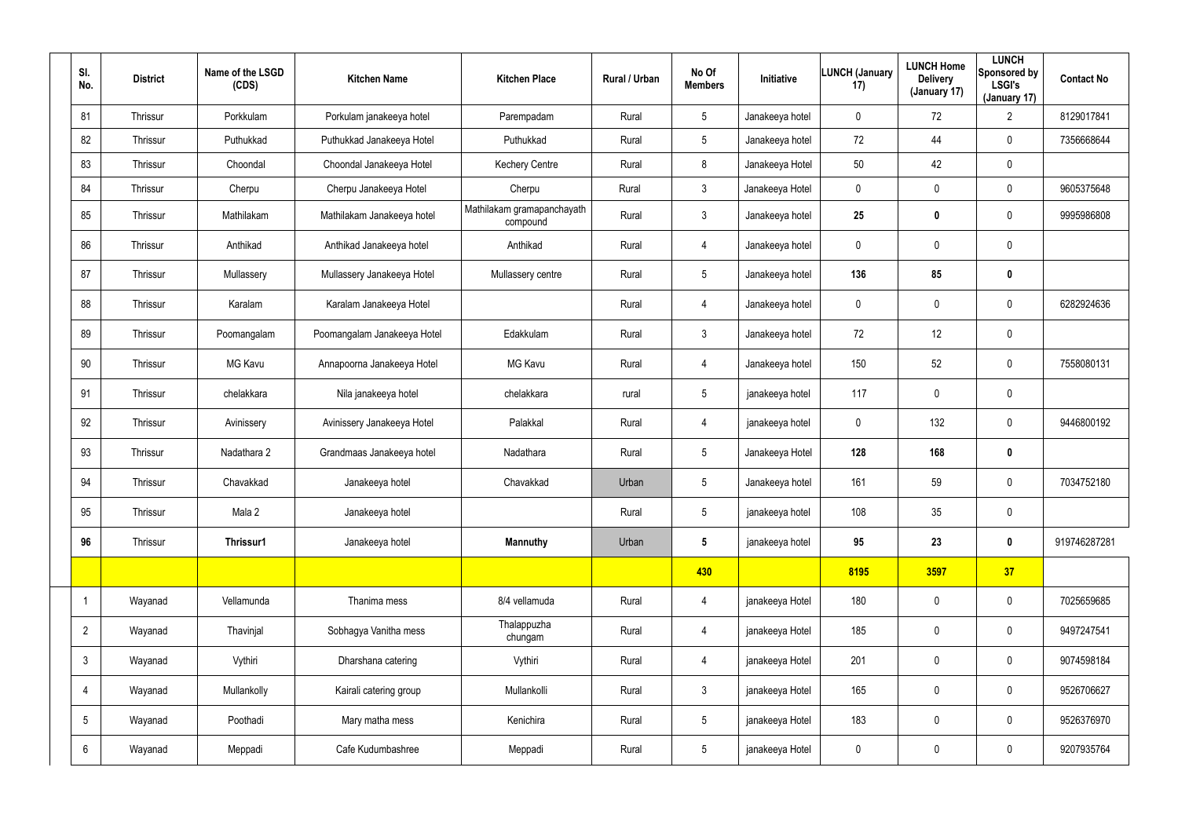| Sl. No. | District | Name of the LSGD (CDS) | Kitchen Name | Kitchen Place | Rural / Urban | No Of Members | Initiative | LUNCH (January 17) | LUNCH Home Delivery (January 17) | LUNCH Sponsored by LSGI's (January 17) | Contact No |
|---|---|---|---|---|---|---|---|---|---|---|---|
| 81 | Thrissur | Porkkulam | Porkulam janakeeya hotel | Parempadam | Rural | 5 | Janakeeya hotel | 0 | 72 | 2 | 8129017841 |
| 82 | Thrissur | Puthukkad | Puthukkad Janakeeya Hotel | Puthukkad | Rural | 5 | Janakeeya hotel | 72 | 44 | 0 | 7356668644 |
| 83 | Thrissur | Choondal | Choondal Janakeeya Hotel | Kechery Centre | Rural | 8 | Janakeeya Hotel | 50 | 42 | 0 | |
| 84 | Thrissur | Cherpu | Cherpu Janakeeya Hotel | Cherpu | Rural | 3 | Janakeeya Hotel | 0 | 0 | 0 | 9605375648 |
| 85 | Thrissur | Mathilakam | Mathilakam Janakeeya hotel | Mathilakam gramapanchayath compound | Rural | 3 | Janakeeya hotel | **25** | **0** | 0 | 9995986808 |
| 86 | Thrissur | Anthikad | Anthikad Janakeeya hotel | Anthikad | Rural | 4 | Janakeeya hotel | 0 | 0 | 0 | |
| 87 | Thrissur | Mullassery | Mullassery Janakeeya Hotel | Mullassery centre | Rural | 5 | Janakeeya hotel | **136** | **85** | **0** | |
| 88 | Thrissur | Karalam | Karalam Janakeeya Hotel | | Rural | 4 | Janakeeya hotel | 0 | 0 | 0 | 6282924636 |
| 89 | Thrissur | Poomangalam | Poomangalam Janakeeya Hotel | Edakkulam | Rural | 3 | Janakeeya hotel | 72 | 12 | 0 | |
| 90 | Thrissur | MG Kavu | Annapoorna Janakeeya Hotel | MG Kavu | Rural | 4 | Janakeeya hotel | 150 | 52 | 0 | 7558080131 |
| 91 | Thrissur | chelakkara | Nila janakeeya hotel | chelakkara | rural | 5 | janakeeya hotel | 117 | 0 | 0 | |
| 92 | Thrissur | Avinissery | Avinissery Janakeeya Hotel | Palakkal | Rural | 4 | janakeeya hotel | 0 | 132 | 0 | 9446800192 |
| 93 | Thrissur | Nadathara 2 | Grandmaas Janakeeya hotel | Nadathara | Rural | 5 | Janakeeya Hotel | **128** | **168** | **0** | |
| 94 | Thrissur | Chavakkad | Janakeeya hotel | Chavakkad | Urban | 5 | Janakeeya hotel | 161 | 59 | 0 | 7034752180 |
| 95 | Thrissur | Mala 2 | Janakeeya hotel | | Rural | 5 | janakeeya hotel | 108 | 35 | 0 | |
| **96** | Thrissur | **Thrissur1** | Janakeeya hotel | **Mannuthy** | Urban | **5** | janakeeya hotel | **95** | **23** | **0** | 919746287281 |
| | | | | | | **430** | | **8195** | **3597** | **37** | |
| 1 | Wayanad | Vellamunda | Thanima mess | 8/4 vellamuda | Rural | 4 | janakeeya Hotel | 180 | 0 | 0 | 7025659685 |
| 2 | Wayanad | Thavinjal | Sobhagya Vanitha mess | Thalappuzha chungam | Rural | 4 | janakeeya Hotel | 185 | 0 | 0 | 9497247541 |
| 3 | Wayanad | Vythiri | Dharshana catering | Vythiri | Rural | 4 | janakeeya Hotel | 201 | 0 | 0 | 9074598184 |
| 4 | Wayanad | Mullankolly | Kairali catering group | Mullankolli | Rural | 3 | janakeeya Hotel | 165 | 0 | 0 | 9526706627 |
| 5 | Wayanad | Poothadi | Mary matha mess | Kenichira | Rural | 5 | janakeeya Hotel | 183 | 0 | 0 | 9526376970 |
| 6 | Wayanad | Meppadi | Cafe Kudumbashree | Meppadi | Rural | 5 | janakeeya Hotel | 0 | 0 | 0 | 9207935764 |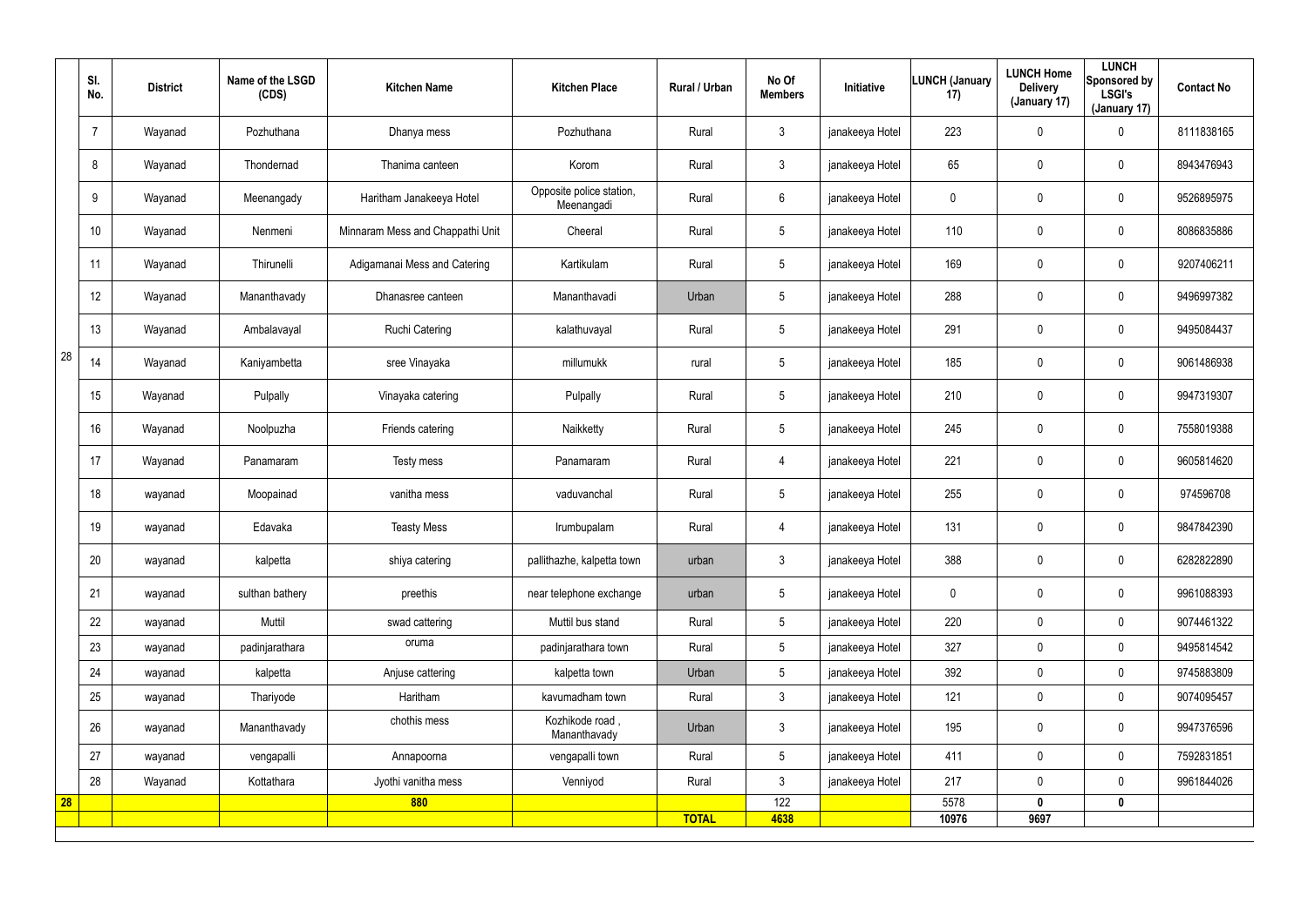| | Sl. No. | District | Name of the LSGD (CDS) | Kitchen Name | Kitchen Place | Rural / Urban | No Of Members | Initiative | LUNCH (January 17) | LUNCH Home Delivery (January 17) | LUNCH Sponsored by LSGI's (January 17) | Contact No |
|---|---|---|---|---|---|---|---|---|---|---|---|---|
| 28 | 7 | Wayanad | Pozhuthana | Dhanya mess | Pozhuthana | Rural | 3 | janakeeya Hotel | 223 | 0 | 0 | 8111838165 |
| | 8 | Wayanad | Thondernad | Thanima canteen | Korom | Rural | 3 | janakeeya Hotel | 65 | 0 | 0 | 8943476943 |
| | 9 | Wayanad | Meenangady | Haritham Janakeeya Hotel | Opposite police station, Meenangadi | Rural | 6 | janakeeya Hotel | 0 | 0 | 0 | 9526895975 |
| | 10 | Wayanad | Nenmeni | Minnaram Mess and Chappathi Unit | Cheeral | Rural | 5 | janakeeya Hotel | 110 | 0 | 0 | 8086835886 |
| | 11 | Wayanad | Thirunelli | Adigamanai Mess and Catering | Kartikulam | Rural | 5 | janakeeya Hotel | 169 | 0 | 0 | 9207406211 |
| | 12 | Wayanad | Mananthavady | Dhanasree canteen | Mananthavadi | Urban | 5 | janakeeya Hotel | 288 | 0 | 0 | 9496997382 |
| | 13 | Wayanad | Ambalavayal | Ruchi Catering | kalathuvayal | Rural | 5 | janakeeya Hotel | 291 | 0 | 0 | 9495084437 |
| | 14 | Wayanad | Kaniyambetta | sree Vinayaka | millumukk | rural | 5 | janakeeya Hotel | 185 | 0 | 0 | 9061486938 |
| | 15 | Wayanad | Pulpally | Vinayaka catering | Pulpally | Rural | 5 | janakeeya Hotel | 210 | 0 | 0 | 9947319307 |
| | 16 | Wayanad | Noolpuzha | Friends catering | Naikketty | Rural | 5 | janakeeya Hotel | 245 | 0 | 0 | 7558019388 |
| | 17 | Wayanad | Panamaram | Testy mess | Panamaram | Rural | 4 | janakeeya Hotel | 221 | 0 | 0 | 9605814620 |
| | 18 | wayanad | Moopainad | vanitha mess | vaduvanchal | Rural | 5 | janakeeya Hotel | 255 | 0 | 0 | 974596708 |
| | 19 | wayanad | Edavaka | Teasty Mess | Irumbupalam | Rural | 4 | janakeeya Hotel | 131 | 0 | 0 | 9847842390 |
| | 20 | wayanad | kalpetta | shiya catering | pallithazhe, kalpetta town | urban | 3 | janakeeya Hotel | 388 | 0 | 0 | 6282822890 |
| | 21 | wayanad | sulthan bathery | preethis | near telephone exchange | urban | 5 | janakeeya Hotel | 0 | 0 | 0 | 9961088393 |
| | 22 | wayanad | Muttil | swad cattering | Muttil bus stand | Rural | 5 | janakeeya Hotel | 220 | 0 | 0 | 9074461322 |
| | 23 | wayanad | padinjarathara | oruma | padinjarathara town | Rural | 5 | janakeeya Hotel | 327 | 0 | 0 | 9495814542 |
| | 24 | wayanad | kalpetta | Anjuse cattering | kalpetta town | Urban | 5 | janakeeya Hotel | 392 | 0 | 0 | 9745883809 |
| | 25 | wayanad | Thariyode | Haritham | kavumadham town | Rural | 3 | janakeeya Hotel | 121 | 0 | 0 | 9074095457 |
| | 26 | wayanad | Mananthavady | chothis mess | Kozhikode road , Mananthavady | Urban | 3 | janakeeya Hotel | 195 | 0 | 0 | 9947376596 |
| | 27 | wayanad | vengapalli | Annapoorna | vengapalli town | Rural | 5 | janakeeya Hotel | 411 | 0 | 0 | 7592831851 |
| | 28 | Wayanad | Kottathara | Jyothi vanitha mess | Venniyod | Rural | 3 | janakeeya Hotel | 217 | 0 | 0 | 9961844026 |
| 28 | | | | 880 | | | 122 | | 5578 | 0 | 0 | |
| | | | | | | TOTAL | 4638 | | 10976 | 9697 | | |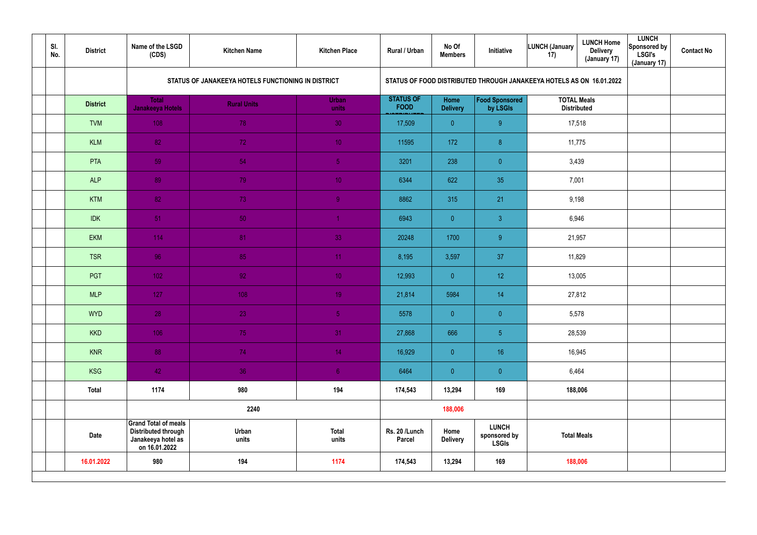| | Sl. No. | District | Name of the LSGD (CDS) | Kitchen Name | Kitchen Place | Rural / Urban | No Of Members | Initiative | LUNCH (January 17) | LUNCH Home Delivery (January 17) | LUNCH Sponsored by LSGI's (January 17) | Contact No |
|---|---|---|---|---|---|---|---|---|---|---|---|---|
| | | | STATUS OF JANAKEEYA HOTELS FUNCTIONING IN DISTRICT | | | STATUS OF FOOD DISTRIBUTED THROUGH JANAKEEYA HOTELS AS ON 16.01.2022 | | | | | | |
| | | District | Total Janakeeya Hotels | Rural Units | Urban units | STATUS OF FOOD DISTRIBUTED | Home Delivery | Food Sponsored by LSGIs | TOTAL Meals Distributed | | | |
| | | TVM | 108 | 78 | 30 | 17,509 | 0 | 9 | 17,518 | | | |
| | | KLM | 82 | 72 | 10 | 11595 | 172 | 8 | 11,775 | | | |
| | | PTA | 59 | 54 | 5 | 3201 | 238 | 0 | 3,439 | | | |
| | | ALP | 89 | 79 | 10 | 6344 | 622 | 35 | 7,001 | | | |
| | | KTM | 82 | 73 | 9 | 8862 | 315 | 21 | 9,198 | | | |
| | | IDK | 51 | 50 | 1 | 6943 | 0 | 3 | 6,946 | | | |
| | | EKM | 114 | 81 | 33 | 20248 | 1700 | 9 | 21,957 | | | |
| | | TSR | 96 | 85 | 11 | 8,195 | 3,597 | 37 | 11,829 | | | |
| | | PGT | 102 | 92 | 10 | 12,993 | 0 | 12 | 13,005 | | | |
| | | MLP | 127 | 108 | 19 | 21,814 | 5984 | 14 | 27,812 | | | |
| | | WYD | 28 | 23 | 5 | 5578 | 0 | 0 | 5,578 | | | |
| | | KKD | 106 | 75 | 31 | 27,868 | 666 | 5 | 28,539 | | | |
| | | KNR | 88 | 74 | 14 | 16,929 | 0 | 16 | 16,945 | | | |
| | | KSG | 42 | 36 | 6 | 6464 | 0 | 0 | 6,464 | | | |
| | | Total | 1174 | 980 | 194 | 174,543 | 13,294 | 169 | 188,006 | | | |
| | | | 2240 | | | 188,006 | | | | | | |
| | | Date | Grand Total of meals Distributed through Janakeeya hotel as on 16.01.2022 | Urban units | Total units | Rs. 20 /Lunch Parcel | Home Delivery | LUNCH sponsored by LSGIs | Total Meals | | | |
| | | 16.01.2022 | 980 | 194 | 1174 | 174,543 | 13,294 | 169 | 188,006 | | | |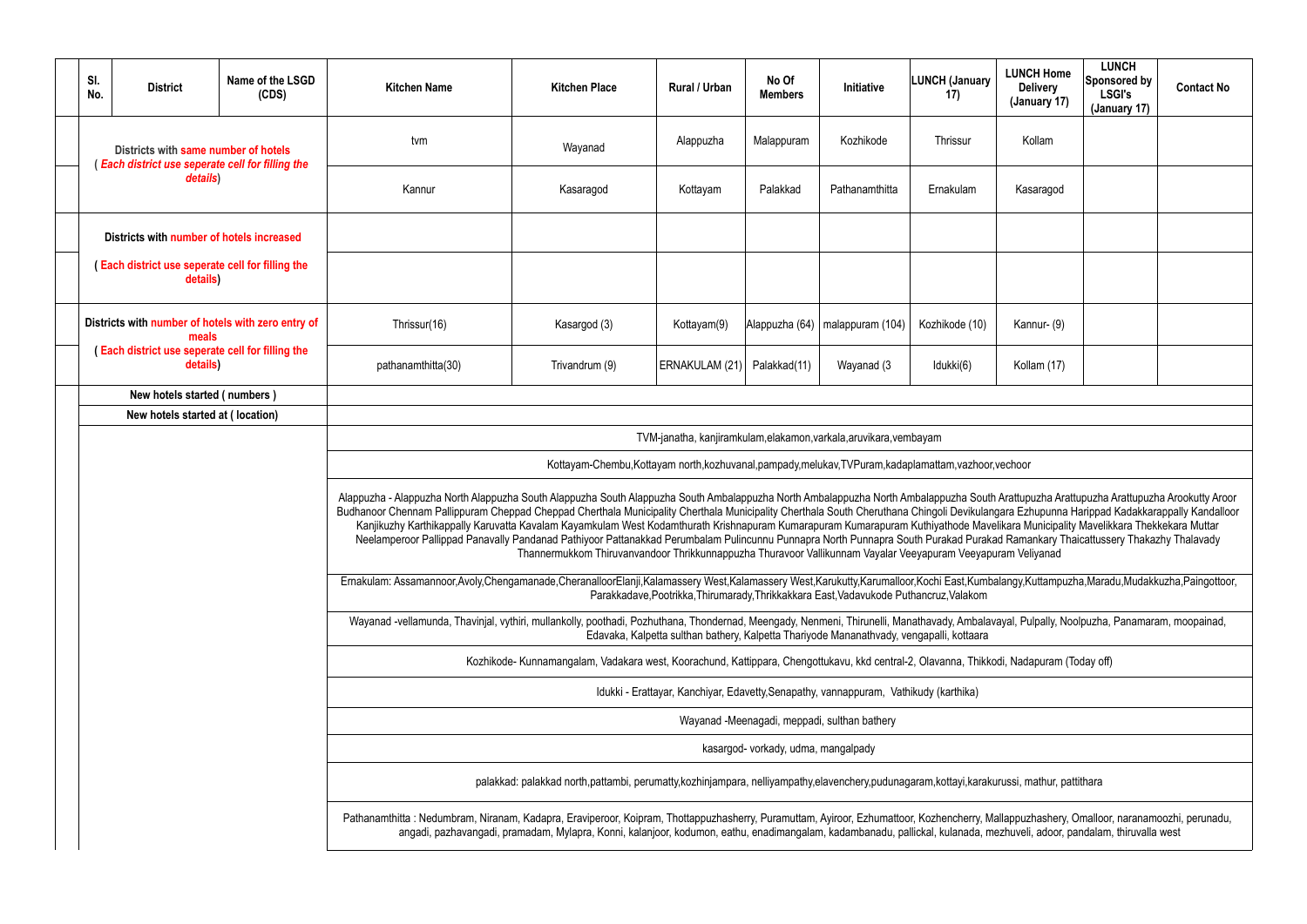| Sl. No. | District | Name of the LSGD (CDS) | Kitchen Name | Kitchen Place | Rural / Urban | No Of Members | Initiative | LUNCH (January 17) | LUNCH Home Delivery (January 17) | LUNCH Sponsored by LSGI's (January 17) | Contact No |
|---|---|---|---|---|---|---|---|---|---|---|---|
| Districts with same number of hotels ( *Each district use seperate cell for filling the details*) | | | tvm | Wayanad | Alappuzha | Malappuram | Kozhikode | Thrissur | Kollam | | |
| | | | Kannur | Kasaragod | Kottayam | Palakkad | Pathanamthitta | Ernakulam | Kasaragod | | |
| Districts with number of hotels increased | | | | | | | | | | | |
| ( Each district use seperate cell for filling the details) | | | | | | | | | | | |
| Districts with number of hotels with zero entry of meals ( Each district use seperate cell for filling the details) | | | Thrissur(16) | Kasargod (3) | Kottayam(9) | Alappuzha (64) | malappuram (104) | Kozhikode (10) | Kannur- (9) | | |
| | | | pathanamthitta(30) | Trivandrum (9) | ERNAKULAM (21) | Palakkad(11) | Wayanad (3 | Idukki(6) | Kollam (17) | | |
| New hotels started ( numbers ) | | | | | | | | | | | |
| New hotels started at ( location) | | | | | | | | | | | |

TVM-janatha, kanjiramkulam,elakamon,varkala,aruvikara,vembayam

Kottayam-Chembu,Kottayam north,kozhuvanal,pampady,melukav,TVPuram,kadaplamattam,vazhoor,vechoor

Alappuzha - Alappuzha North Alappuzha South Alappuzha South Alappuzha South Ambalappuzha North Ambalappuzha North Ambalappuzha South Arattupuzha Arattupuzha Arattupuzha Arookutty Aroor Budhanoor Chennam Pallippuram Cheppad Cheppad Cherthala Municipality Cherthala Municipality Cherthala South Cheruthana Chingoli Devikulangara Ezhupunna Harippad Kadakkarappally Kandalloor Kanjikuzhy Karthikappally Karuvatta Kavalam Kayamkulam West Kodamthurath Krishnapuram Kumarapuram Kumarapuram Kuthiyathode Mavelikara Municipality Mavelikkara Thekkekara Muttar Neelamperoor Pallippad Panavally Pandanad Pathiyoor Pattanakkad Perumbalam Pulincunnu Punnapra North Punnapra South Purakad Purakad Ramankary Thaicattussery Thakazhy Thalavady Thannermukkom Thiruvanvandoor Thrikkunnappuzha Thuravoor Vallikunnam Vayalar Veeyapuram Veeyapuram Veliyanad

Ernakulam: Assamannoor,Avoly,Chengamanade,CheranalloorElanji,Kalamassery West,Kalamassery West,Karukutty,Karumalloor,Kochi East,Kumbalangy,Kuttampuzha,Maradu,Mudakkuzha,Paingottoor, Parakkadave,Pootrikka,Thirumarady,Thrikkakkara East,Vadavukode Puthancruz,Valakom

Wayanad -vellamunda, Thavinjal, vythiri, mullankolly, poothadi, Pozhuthana, Thondernad, Meengady, Nenmeni, Thirunelli, Manathavady, Ambalavayal, Pulpally, Noolpuzha, Panamaram, moopainad, Edavaka, Kalpetta sulthan bathery, Kalpetta Thariyode Mananathvady, vengapalli, kottaara

Kozhikode- Kunnamangalam, Vadakara west, Koorachund, Kattippara, Chengottukavu, kkd central-2, Olavanna, Thikkodi, Nadapuram (Today off)

Idukki - Erattayar, Kanchiyar, Edavetty,Senapathy, vannappuram, Vathikudy (karthika)

Wayanad -Meenagadi, meppadi, sulthan bathery

kasargod- vorkady, udma, mangalpady

palakkad: palakkad north,pattambi, perumatty,kozhinjampara, nelliyampathy,elavenchery,pudunagaram,kottayi,karakurussi, mathur, pattithara

Pathanamthitta : Nedumbram, Niranam, Kadapra, Eraviperoor, Koipram, Thottappuzhasherry, Puramuttam, Ayiroor, Ezhumattoor, Kozhencherry, Mallappuzhashery, Omalloor, naranamoozhi, perunadu, angadi, pazhavangadi, pramadam, Mylapra, Konni, kalanjoor, kodumon, eathu, enadimangalam, kadambanadu, pallickal, kulanada, mezhuveli, adoor, pandalam, thiruvalla west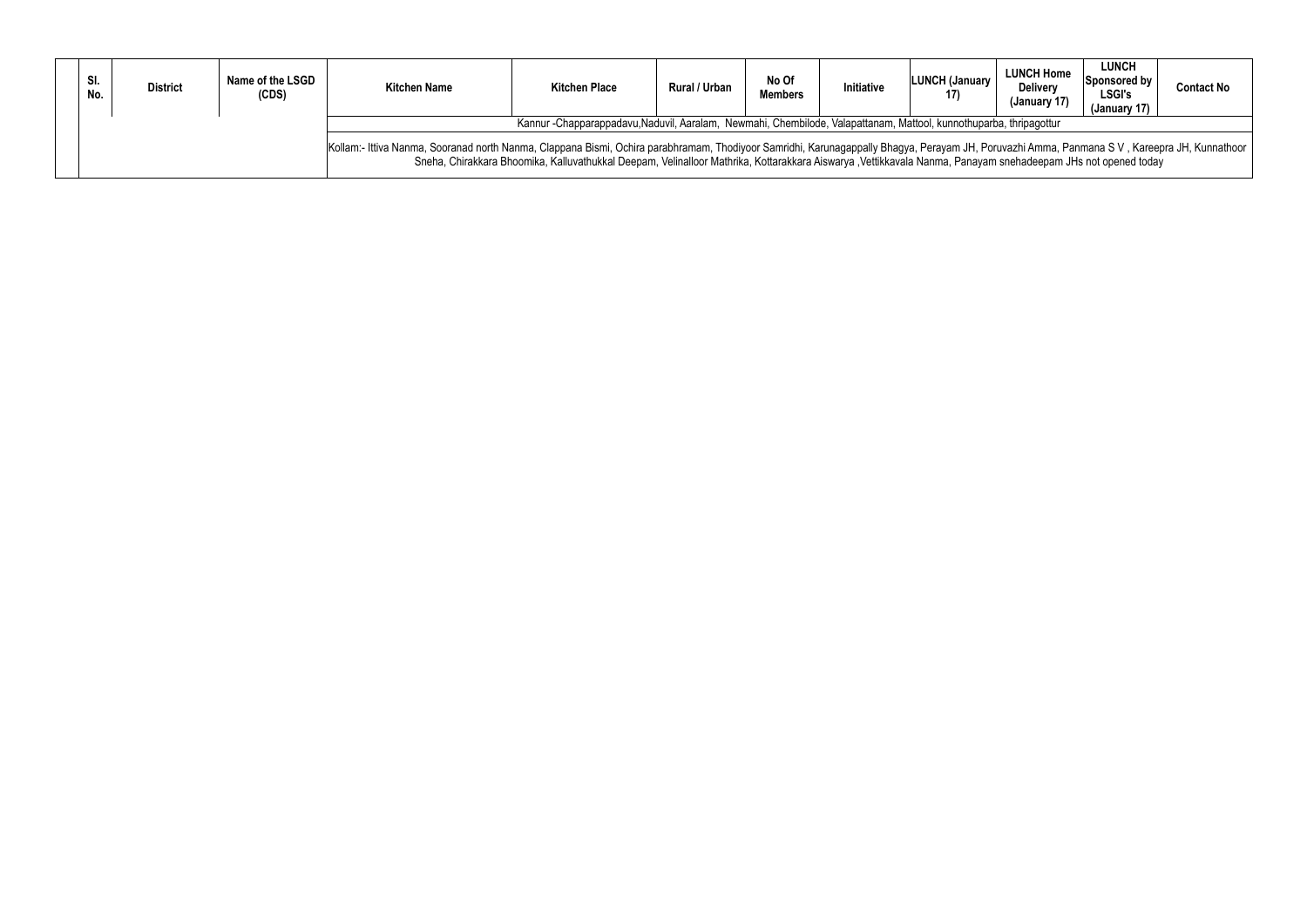| Sl. No. | District | Name of the LSGD (CDS) | Kitchen Name | Kitchen Place | Rural / Urban | No Of Members | Initiative | LUNCH (January 17) | LUNCH Home Delivery (January 17) | LUNCH Sponsored by LSGI's (January 17) | Contact No |
|---|---|---|---|---|---|---|---|---|---|---|---|
| | | | Kannur -Chapparappadavu,Naduvil, Aaralam, Newmahi, Chembilode, Valapattanam, Mattool, kunnothuparba, thripagottur | | | | | | | | |
| | | | Kollam:- Ittiva Nanma, Sooranad north Nanma, Clappana Bismi, Ochira parabhramam, Thodiyoor Samridhi, Karunagappally Bhagya, Perayam JH, Poruvazhi Amma, Panmana S V , Kareepra JH, Kunnathoor Sneha, Chirakkara Bhoomika, Kalluvathukkal Deepam, Velinalloor Mathrika, Kottarakkara Aiswarya ,Vettikkavala Nanma, Panayam snehadeepam JHs not opened today | | | | | | | | |